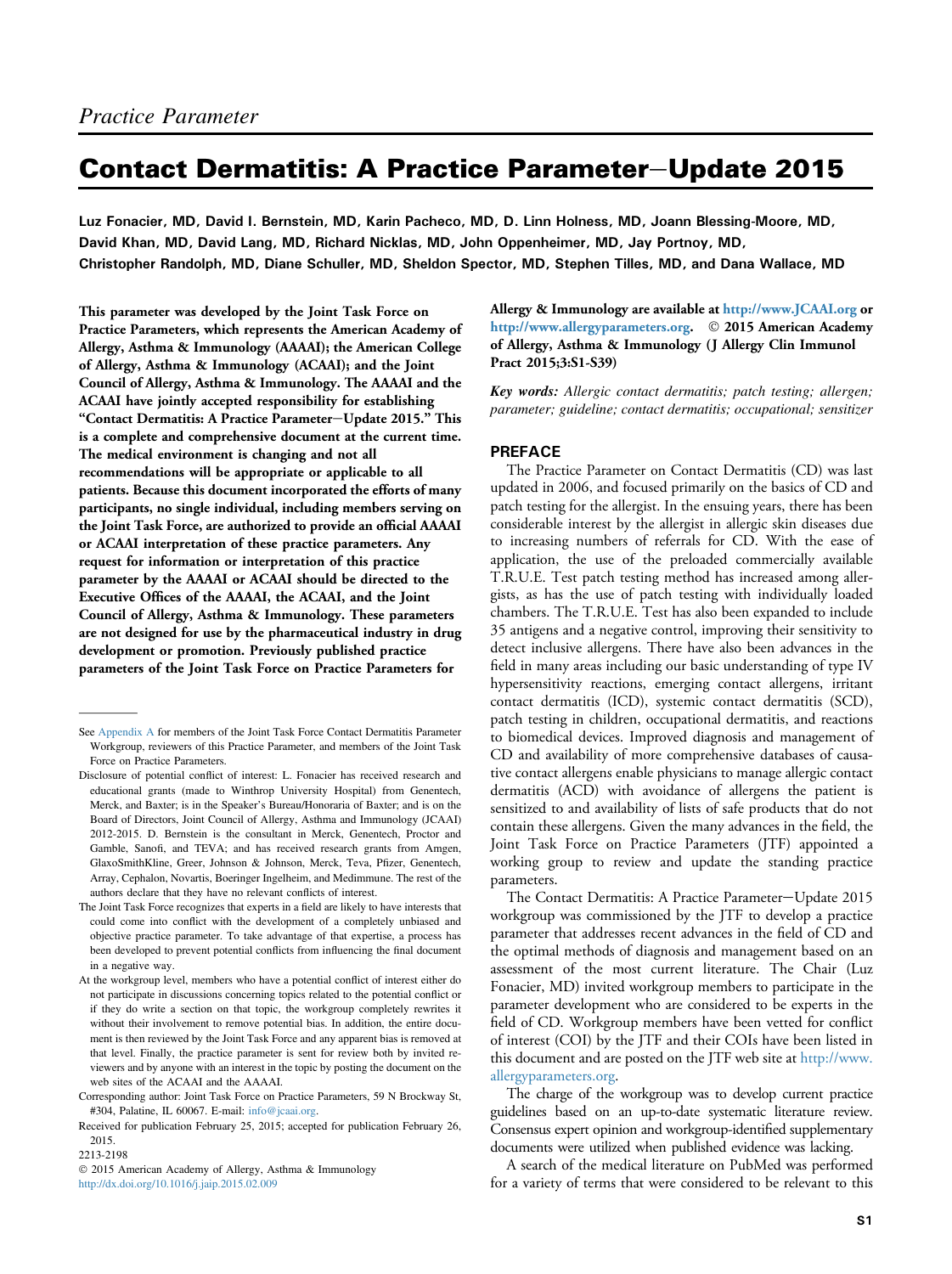*Practice Parameter*

# Contact Dermatitis: A Practice Parameter—Update 2015

**Luz Fonacier, MD, David I. Bernstein, MD, Karin Pacheco, MD, D. Linn Holness, MD, Joann Blessing-Moore, MD, David Khan, MD, David Lang, MD, Richard Nicklas, MD, John Oppenheimer, MD, Jay Portnoy, MD, Christopher Randolph, MD, Diane Schuller, MD, Sheldon Spector, MD, Stephen Tilles, MD, and Dana Wallace, MD**

**This parameter was developed by the Joint Task Force on Practice Parameters, which represents the American Academy of Allergy, Asthma & Immunology (AAAAI); the American College of Allergy, Asthma & Immunology (ACAAI); and the Joint Council of Allergy, Asthma & Immunology. The AAAAI and the ACAAI have jointly accepted responsibility for establishing "Contact Dermatitis: A Practice Parameter—Update 2015." This is a complete and comprehensive document at the current time. The medical environment is changing and not all recommendations will be appropriate or applicable to all patients. Because this document incorporated the efforts of many participants, no single individual, including members serving on the Joint Task Force, are authorized to provide an official AAAAI or ACAAI interpretation of these practice parameters. Any request for information or interpretation of this practice parameter by the AAAAI or ACAAI should be directed to the Executive Offices of the AAAAI, the ACAAI, and the Joint Council of Allergy, Asthma & Immunology. These parameters are not designed for use by the pharmaceutical industry in drug development or promotion. Previously published practice parameters of the Joint Task Force on Practice Parameters for Allergy & Immunology are available at http://www.JCAAI.org or http://www.allergyparameters.org. © 2015 American Academy of Allergy, Asthma & Immunology (J Allergy Clin Immunol Pract 2015;3:S1-S39)**

*Key words: Allergic contact dermatitis; patch testing; allergen; parameter; guideline; contact dermatitis; occupational; sensitizer*

## PREFACE

The Practice Parameter on Contact Dermatitis (CD) was last updated in 2006, and focused primarily on the basics of CD and patch testing for the allergist. In the ensuing years, there has been considerable interest by the allergist in allergic skin diseases due to increasing numbers of referrals for CD. With the ease of application, the use of the preloaded commercially available T.R.U.E. Test patch testing method has increased among allergists, as has the use of patch testing with individually loaded chambers. The T.R.U.E. Test has also been expanded to include 35 antigens and a negative control, improving their sensitivity to detect inclusive allergens. There have also been advances in the field in many areas including our basic understanding of type IV hypersensitivity reactions, emerging contact allergens, irritant contact dermatitis (ICD), systemic contact dermatitis (SCD), patch testing in children, occupational dermatitis, and reactions to biomedical devices. Improved diagnosis and management of CD and availability of more comprehensive databases of causative contact allergens enable physicians to manage allergic contact dermatitis (ACD) with avoidance of allergens the patient is sensitized to and availability of lists of safe products that do not contain these allergens. Given the many advances in the field, the Joint Task Force on Practice Parameters (JTF) appointed a working group to review and update the standing practice parameters.

The Contact Dermatitis: A Practice Parameter—Update 2015 workgroup was commissioned by the JTF to develop a practice parameter that addresses recent advances in the field of CD and the optimal methods of diagnosis and management based on an assessment of the most current literature. The Chair (Luz Fonacier, MD) invited workgroup members to participate in the parameter development who are considered to be experts in the field of CD. Workgroup members have been vetted for conflict of interest (COI) by the JTF and their COIs have been listed in this document and are posted on the JTF web site at http://www.allergyparameters.org.

The charge of the workgroup was to develop current practice guidelines based on an up-to-date systematic literature review. Consensus expert opinion and workgroup-identified supplementary documents were utilized when published evidence was lacking.

A search of the medical literature on PubMed was performed for a variety of terms that were considered to be relevant to this

---

See Appendix A for members of the Joint Task Force Contact Dermatitis Parameter Workgroup, reviewers of this Practice Parameter, and members of the Joint Task Force on Practice Parameters.

Disclosure of potential conflict of interest: L. Fonacier has received research and educational grants (made to Winthrop University Hospital) from Genentech, Merck, and Baxter; is in the Speaker's Bureau/Honoraria of Baxter; and is on the Board of Directors, Joint Council of Allergy, Asthma and Immunology (JCAAI) 2012-2015. D. Bernstein is the consultant in Merck, Genentech, Proctor and Gamble, Sanofi, and TEVA; and has received research grants from Amgen, GlaxoSmithKline, Greer, Johnson & Johnson, Merck, Teva, Pfizer, Genentech, Array, Cephalon, Novartis, Boeringer Ingelheim, and Medimmune. The rest of the authors declare that they have no relevant conflicts of interest.

The Joint Task Force recognizes that experts in a field are likely to have interests that could come into conflict with the development of a completely unbiased and objective practice parameter. To take advantage of that expertise, a process has been developed to prevent potential conflicts from influencing the final document in a negative way.

At the workgroup level, members who have a potential conflict of interest either do not participate in discussions concerning topics related to the potential conflict or if they do write a section on that topic, the workgroup completely rewrites it without their involvement to remove potential bias. In addition, the entire document is then reviewed by the Joint Task Force and any apparent bias is removed at that level. Finally, the practice parameter is sent for review both by invited reviewers and by anyone with an interest in the topic by posting the document on the web sites of the ACAAI and the AAAAI.

Corresponding author: Joint Task Force on Practice Parameters, 59 N Brockway St, #304, Palatine, IL 60067. E-mail: info@jcaai.org.

Received for publication February 25, 2015; accepted for publication February 26, 2015.

2213-2198

© 2015 American Academy of Allergy, Asthma & Immunology

http://dx.doi.org/10.1016/j.jaip.2015.02.009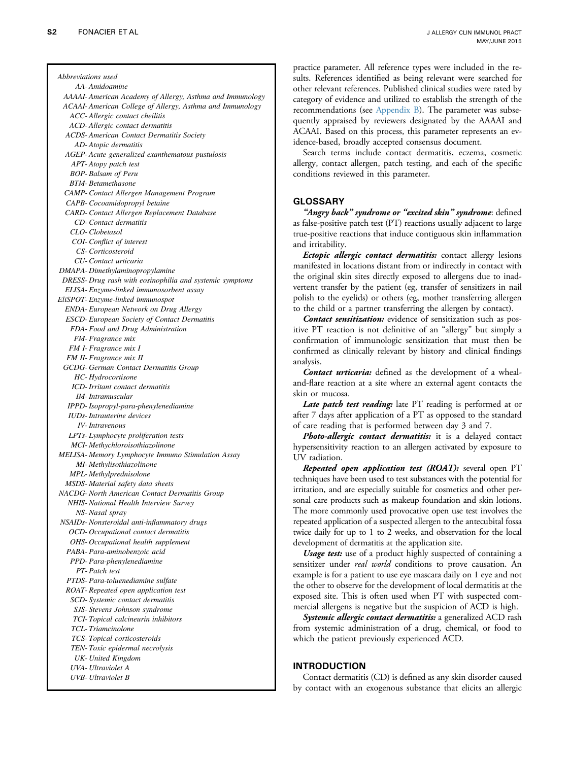*Abbreviations used*

*AA- Amidoamine*
*AAAAI- American Academy of Allergy, Asthma and Immunology*
*ACAAI- American College of Allergy, Asthma and Immunology*
*ACC- Allergic contact cheilitis*
*ACD- Allergic contact dermatitis*
*ACDS- American Contact Dermatitis Society*
*AD- Atopic dermatitis*
*AGEP- Acute generalized exanthematous pustulosis*
*APT- Atopy patch test*
*BOP- Balsam of Peru*
*BTM- Betamethasone*
*CAMP- Contact Allergen Management Program*
*CAPB- Cocoamidopropyl betaine*
*CARD- Contact Allergen Replacement Database*
*CD- Contact dermatitis*
*CLO- Clobetasol*
*COI- Conflict of interest*
*CS- Corticosteroid*
*CU- Contact urticaria*
*DMAPA- Dimethylaminopropylamine*
*DRESS- Drug rash with eosinophilia and systemic symptoms*
*ELISA- Enzyme-linked immunosorbent assay*
*EliSPOT- Enzyme-linked immunospot*
*ENDA- European Network on Drug Allergy*
*ESCD- European Society of Contact Dermatitis*
*FDA- Food and Drug Administration*
*FM- Fragrance mix*
*FM I- Fragrance mix I*
*FM II- Fragrance mix II*
*GCDG- German Contact Dermatitis Group*
*HC- Hydrocortisone*
*ICD- Irritant contact dermatitis*
*IM- Intramuscular*
*IPPD- Isopropyl-para-phenylenediamine*
*IUDs- Intrauterine devices*
*IV- Intravenous*
*LPTs- Lymphocyte proliferation tests*
*MCI- Methylchloroisothiazolinone*
*MELISA- Memory Lymphocyte Immuno Stimulation Assay*
*MI- Methylisothiazolinone*
*MPL- Methylprednisolone*
*MSDS- Material safety data sheets*
*NACDG- North American Contact Dermatitis Group*
*NHIS- National Health Interview Survey*
*NS- Nasal spray*
*NSAIDs- Nonsteroidal anti-inflammatory drugs*
*OCD- Occupational contact dermatitis*
*OHS- Occupational health supplement*
*PABA- Para-aminobenzoic acid*
*PPD- Para-phenylenediamine*
*PT- Patch test*
*PTDS- Para-toluenediamine sulfate*
*ROAT- Repeated open application test*
*SCD- Systemic contact dermatitis*
*SJS- Stevens Johnson syndrome*
*TCI- Topical calcineurin inhibitors*
*TCL- Triamcinolone*
*TCS- Topical corticosteroids*
*TEN- Toxic epidermal necrolysis*
*UK- United Kingdom*
*UVA- Ultraviolet A*
*UVB- Ultraviolet B*

practice parameter. All reference types were included in the results. References identified as being relevant were searched for other relevant references. Published clinical studies were rated by category of evidence and utilized to establish the strength of the recommendations (see Appendix B). The parameter was subsequently appraised by reviewers designated by the AAAAI and ACAAI. Based on this process, this parameter represents an evidence-based, broadly accepted consensus document.

Search terms include contact dermatitis, eczema, cosmetic allergy, contact allergen, patch testing, and each of the specific conditions reviewed in this parameter.

## GLOSSARY

***"Angry back" syndrome or "excited skin" syndrome***: defined as false-positive patch test (PT) reactions usually adjacent to large true-positive reactions that induce contiguous skin inflammation and irritability.

***Ectopic allergic contact dermatitis:*** contact allergy lesions manifested in locations distant from or indirectly in contact with the original skin sites directly exposed to allergens due to inadvertent transfer by the patient (eg, transfer of sensitizers in nail polish to the eyelids) or others (eg, mother transferring allergen to the child or a partner transferring the allergen by contact).

***Contact sensitization:*** evidence of sensitization such as positive PT reaction is not definitive of an "allergy" but simply a confirmation of immunologic sensitization that must then be confirmed as clinically relevant by history and clinical findings analysis.

***Contact urticaria:*** defined as the development of a wheal-and-flare reaction at a site where an external agent contacts the skin or mucosa.

***Late patch test reading:*** late PT reading is performed at or after 7 days after application of a PT as opposed to the standard of care reading that is performed between day 3 and 7.

***Photo-allergic contact dermatitis:*** it is a delayed contact hypersensitivity reaction to an allergen activated by exposure to UV radiation.

***Repeated open application test (ROAT):*** several open PT techniques have been used to test substances with the potential for irritation, and are especially suitable for cosmetics and other personal care products such as makeup foundation and skin lotions. The more commonly used provocative open use test involves the repeated application of a suspected allergen to the antecubital fossa twice daily for up to 1 to 2 weeks, and observation for the local development of dermatitis at the application site.

***Usage test:*** use of a product highly suspected of containing a sensitizer under *real world* conditions to prove causation. An example is for a patient to use eye mascara daily on 1 eye and not the other to observe for the development of local dermatitis at the exposed site. This is often used when PT with suspected commercial allergens is negative but the suspicion of ACD is high.

***Systemic allergic contact dermatitis:*** a generalized ACD rash from systemic administration of a drug, chemical, or food to which the patient previously experienced ACD.

## INTRODUCTION

Contact dermatitis (CD) is defined as any skin disorder caused by contact with an exogenous substance that elicits an allergic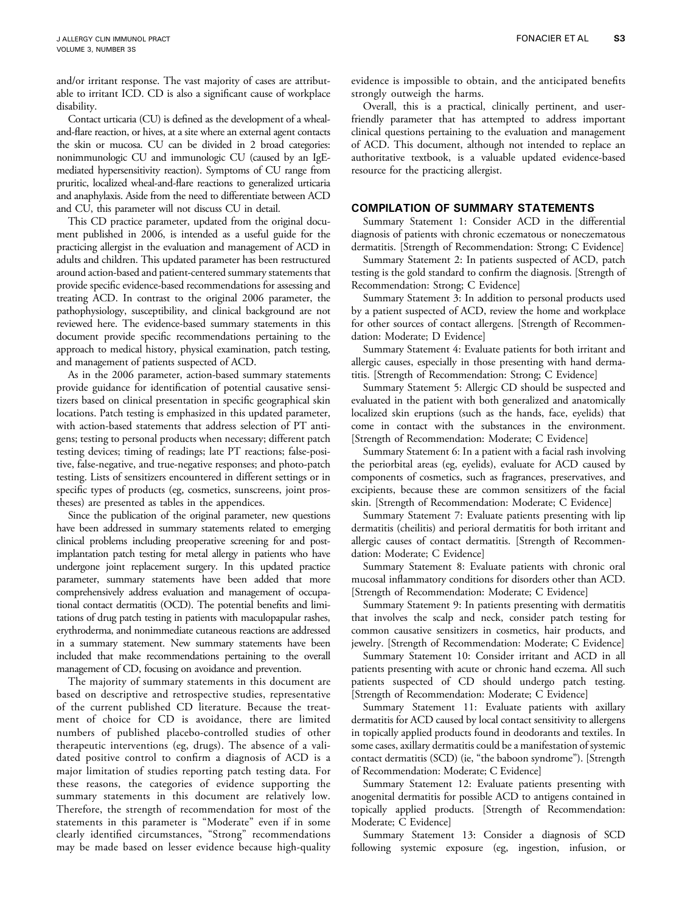and/or irritant response. The vast majority of cases are attributable to irritant ICD. CD is also a significant cause of workplace disability.

Contact urticaria (CU) is defined as the development of a wheal-and-flare reaction, or hives, at a site where an external agent contacts the skin or mucosa. CU can be divided in 2 broad categories: nonimmunologic CU and immunologic CU (caused by an IgE-mediated hypersensitivity reaction). Symptoms of CU range from pruritic, localized wheal-and-flare reactions to generalized urticaria and anaphylaxis. Aside from the need to differentiate between ACD and CU, this parameter will not discuss CU in detail.

This CD practice parameter, updated from the original document published in 2006, is intended as a useful guide for the practicing allergist in the evaluation and management of ACD in adults and children. This updated parameter has been restructured around action-based and patient-centered summary statements that provide specific evidence-based recommendations for assessing and treating ACD. In contrast to the original 2006 parameter, the pathophysiology, susceptibility, and clinical background are not reviewed here. The evidence-based summary statements in this document provide specific recommendations pertaining to the approach to medical history, physical examination, patch testing, and management of patients suspected of ACD.

As in the 2006 parameter, action-based summary statements provide guidance for identification of potential causative sensitizers based on clinical presentation in specific geographical skin locations. Patch testing is emphasized in this updated parameter, with action-based statements that address selection of PT antigens; testing to personal products when necessary; different patch testing devices; timing of readings; late PT reactions; false-positive, false-negative, and true-negative responses; and photo-patch testing. Lists of sensitizers encountered in different settings or in specific types of products (eg, cosmetics, sunscreens, joint prostheses) are presented as tables in the appendices.

Since the publication of the original parameter, new questions have been addressed in summary statements related to emerging clinical problems including preoperative screening for and post-implantation patch testing for metal allergy in patients who have undergone joint replacement surgery. In this updated practice parameter, summary statements have been added that more comprehensively address evaluation and management of occupational contact dermatitis (OCD). The potential benefits and limitations of drug patch testing in patients with maculopapular rashes, erythroderma, and nonimmediate cutaneous reactions are addressed in a summary statement. New summary statements have been included that make recommendations pertaining to the overall management of CD, focusing on avoidance and prevention.

The majority of summary statements in this document are based on descriptive and retrospective studies, representative of the current published CD literature. Because the treatment of choice for CD is avoidance, there are limited numbers of published placebo-controlled studies of other therapeutic interventions (eg, drugs). The absence of a validated positive control to confirm a diagnosis of ACD is a major limitation of studies reporting patch testing data. For these reasons, the categories of evidence supporting the summary statements in this document are relatively low. Therefore, the strength of recommendation for most of the statements in this parameter is "Moderate" even if in some clearly identified circumstances, "Strong" recommendations may be made based on lesser evidence because high-quality evidence is impossible to obtain, and the anticipated benefits strongly outweigh the harms.

Overall, this is a practical, clinically pertinent, and user-friendly parameter that has attempted to address important clinical questions pertaining to the evaluation and management of ACD. This document, although not intended to replace an authoritative textbook, is a valuable updated evidence-based resource for the practicing allergist.

## COMPILATION OF SUMMARY STATEMENTS

Summary Statement 1: Consider ACD in the differential diagnosis of patients with chronic eczematous or noneczematous dermatitis. [Strength of Recommendation: Strong; C Evidence]

Summary Statement 2: In patients suspected of ACD, patch testing is the gold standard to confirm the diagnosis. [Strength of Recommendation: Strong; C Evidence]

Summary Statement 3: In addition to personal products used by a patient suspected of ACD, review the home and workplace for other sources of contact allergens. [Strength of Recommendation: Moderate; D Evidence]

Summary Statement 4: Evaluate patients for both irritant and allergic causes, especially in those presenting with hand dermatitis. [Strength of Recommendation: Strong; C Evidence]

Summary Statement 5: Allergic CD should be suspected and evaluated in the patient with both generalized and anatomically localized skin eruptions (such as the hands, face, eyelids) that come in contact with the substances in the environment. [Strength of Recommendation: Moderate; C Evidence]

Summary Statement 6: In a patient with a facial rash involving the periorbital areas (eg, eyelids), evaluate for ACD caused by components of cosmetics, such as fragrances, preservatives, and excipients, because these are common sensitizers of the facial skin. [Strength of Recommendation: Moderate; C Evidence]

Summary Statement 7: Evaluate patients presenting with lip dermatitis (cheilitis) and perioral dermatitis for both irritant and allergic causes of contact dermatitis. [Strength of Recommendation: Moderate; C Evidence]

Summary Statement 8: Evaluate patients with chronic oral mucosal inflammatory conditions for disorders other than ACD. [Strength of Recommendation: Moderate; C Evidence]

Summary Statement 9: In patients presenting with dermatitis that involves the scalp and neck, consider patch testing for common causative sensitizers in cosmetics, hair products, and jewelry. [Strength of Recommendation: Moderate; C Evidence]

Summary Statement 10: Consider irritant and ACD in all patients presenting with acute or chronic hand eczema. All such patients suspected of CD should undergo patch testing. [Strength of Recommendation: Moderate; C Evidence]

Summary Statement 11: Evaluate patients with axillary dermatitis for ACD caused by local contact sensitivity to allergens in topically applied products found in deodorants and textiles. In some cases, axillary dermatitis could be a manifestation of systemic contact dermatitis (SCD) (ie, "the baboon syndrome"). [Strength of Recommendation: Moderate; C Evidence]

Summary Statement 12: Evaluate patients presenting with anogenital dermatitis for possible ACD to antigens contained in topically applied products. [Strength of Recommendation: Moderate; C Evidence]

Summary Statement 13: Consider a diagnosis of SCD following systemic exposure (eg, ingestion, infusion, or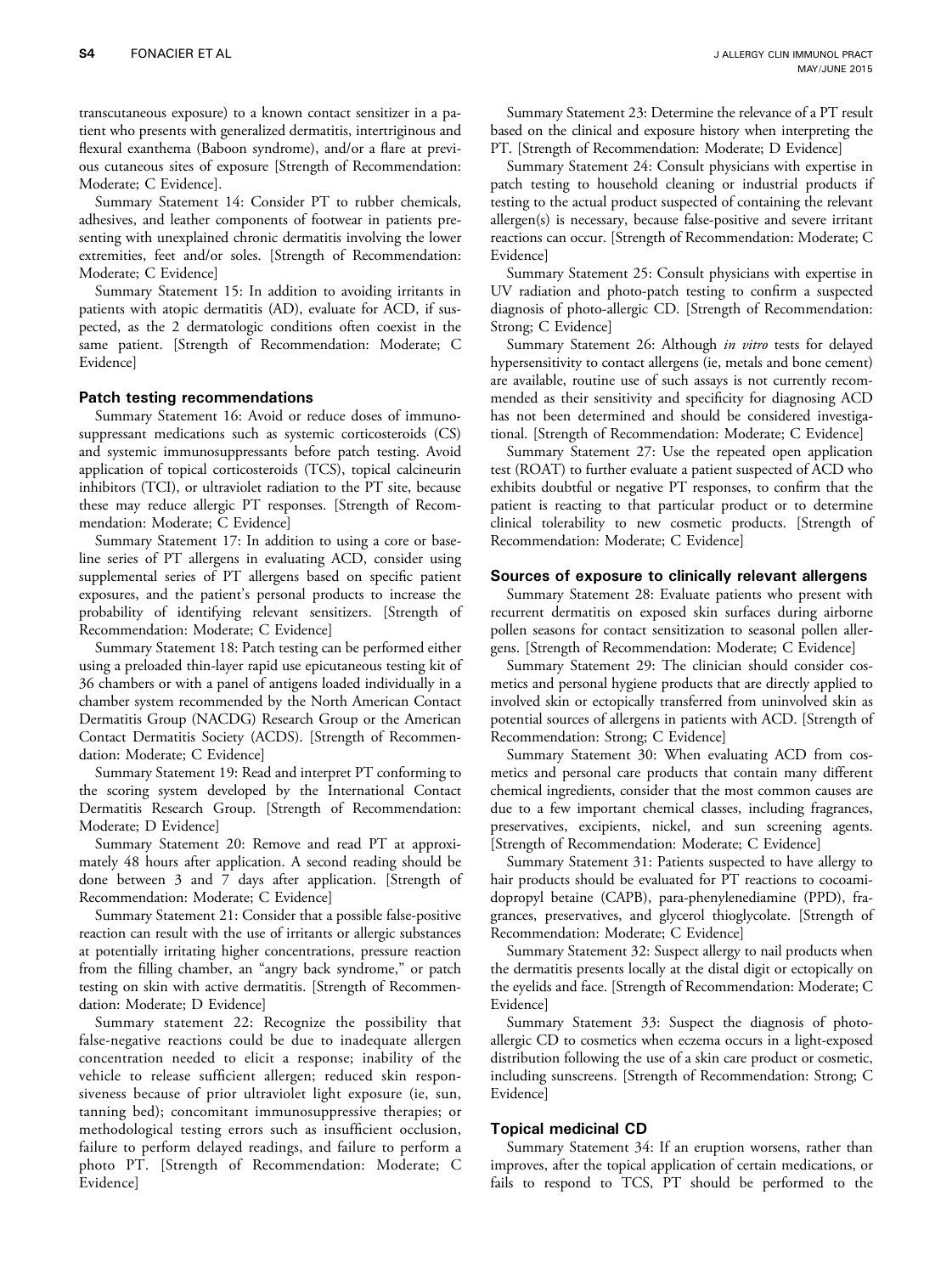transcutaneous exposure) to a known contact sensitizer in a patient who presents with generalized dermatitis, intertriginous and flexural exanthema (Baboon syndrome), and/or a flare at previous cutaneous sites of exposure [Strength of Recommendation: Moderate; C Evidence].

Summary Statement 14: Consider PT to rubber chemicals, adhesives, and leather components of footwear in patients presenting with unexplained chronic dermatitis involving the lower extremities, feet and/or soles. [Strength of Recommendation: Moderate; C Evidence]

Summary Statement 15: In addition to avoiding irritants in patients with atopic dermatitis (AD), evaluate for ACD, if suspected, as the 2 dermatologic conditions often coexist in the same patient. [Strength of Recommendation: Moderate; C Evidence]

### Patch testing recommendations

Summary Statement 16: Avoid or reduce doses of immunosuppressant medications such as systemic corticosteroids (CS) and systemic immunosuppressants before patch testing. Avoid application of topical corticosteroids (TCS), topical calcineurin inhibitors (TCI), or ultraviolet radiation to the PT site, because these may reduce allergic PT responses. [Strength of Recommendation: Moderate; C Evidence]

Summary Statement 17: In addition to using a core or baseline series of PT allergens in evaluating ACD, consider using supplemental series of PT allergens based on specific patient exposures, and the patient's personal products to increase the probability of identifying relevant sensitizers. [Strength of Recommendation: Moderate; C Evidence]

Summary Statement 18: Patch testing can be performed either using a preloaded thin-layer rapid use epicutaneous testing kit of 36 chambers or with a panel of antigens loaded individually in a chamber system recommended by the North American Contact Dermatitis Group (NACDG) Research Group or the American Contact Dermatitis Society (ACDS). [Strength of Recommendation: Moderate; C Evidence]

Summary Statement 19: Read and interpret PT conforming to the scoring system developed by the International Contact Dermatitis Research Group. [Strength of Recommendation: Moderate; D Evidence]

Summary Statement 20: Remove and read PT at approximately 48 hours after application. A second reading should be done between 3 and 7 days after application. [Strength of Recommendation: Moderate; C Evidence]

Summary Statement 21: Consider that a possible false-positive reaction can result with the use of irritants or allergic substances at potentially irritating higher concentrations, pressure reaction from the filling chamber, an "angry back syndrome," or patch testing on skin with active dermatitis. [Strength of Recommendation: Moderate; D Evidence]

Summary statement 22: Recognize the possibility that false-negative reactions could be due to inadequate allergen concentration needed to elicit a response; inability of the vehicle to release sufficient allergen; reduced skin responsiveness because of prior ultraviolet light exposure (ie, sun, tanning bed); concomitant immunosuppressive therapies; or methodological testing errors such as insufficient occlusion, failure to perform delayed readings, and failure to perform a photo PT. [Strength of Recommendation: Moderate; C Evidence]

Summary Statement 23: Determine the relevance of a PT result based on the clinical and exposure history when interpreting the PT. [Strength of Recommendation: Moderate; D Evidence]

Summary Statement 24: Consult physicians with expertise in patch testing to household cleaning or industrial products if testing to the actual product suspected of containing the relevant allergen(s) is necessary, because false-positive and severe irritant reactions can occur. [Strength of Recommendation: Moderate; C Evidence]

Summary Statement 25: Consult physicians with expertise in UV radiation and photo-patch testing to confirm a suspected diagnosis of photo-allergic CD. [Strength of Recommendation: Strong; C Evidence]

Summary Statement 26: Although *in vitro* tests for delayed hypersensitivity to contact allergens (ie, metals and bone cement) are available, routine use of such assays is not currently recommended as their sensitivity and specificity for diagnosing ACD has not been determined and should be considered investigational. [Strength of Recommendation: Moderate; C Evidence]

Summary Statement 27: Use the repeated open application test (ROAT) to further evaluate a patient suspected of ACD who exhibits doubtful or negative PT responses, to confirm that the patient is reacting to that particular product or to determine clinical tolerability to new cosmetic products. [Strength of Recommendation: Moderate; C Evidence]

### Sources of exposure to clinically relevant allergens

Summary Statement 28: Evaluate patients who present with recurrent dermatitis on exposed skin surfaces during airborne pollen seasons for contact sensitization to seasonal pollen allergens. [Strength of Recommendation: Moderate; C Evidence]

Summary Statement 29: The clinician should consider cosmetics and personal hygiene products that are directly applied to involved skin or ectopically transferred from uninvolved skin as potential sources of allergens in patients with ACD. [Strength of Recommendation: Strong; C Evidence]

Summary Statement 30: When evaluating ACD from cosmetics and personal care products that contain many different chemical ingredients, consider that the most common causes are due to a few important chemical classes, including fragrances, preservatives, excipients, nickel, and sun screening agents. [Strength of Recommendation: Moderate; C Evidence]

Summary Statement 31: Patients suspected to have allergy to hair products should be evaluated for PT reactions to cocoamidopropyl betaine (CAPB), para-phenylenediamine (PPD), fragrances, preservatives, and glycerol thioglycolate. [Strength of Recommendation: Moderate; C Evidence]

Summary Statement 32: Suspect allergy to nail products when the dermatitis presents locally at the distal digit or ectopically on the eyelids and face. [Strength of Recommendation: Moderate; C Evidence]

Summary Statement 33: Suspect the diagnosis of photoallergic CD to cosmetics when eczema occurs in a light-exposed distribution following the use of a skin care product or cosmetic, including sunscreens. [Strength of Recommendation: Strong; C Evidence]

### Topical medicinal CD

Summary Statement 34: If an eruption worsens, rather than improves, after the topical application of certain medications, or fails to respond to TCS, PT should be performed to the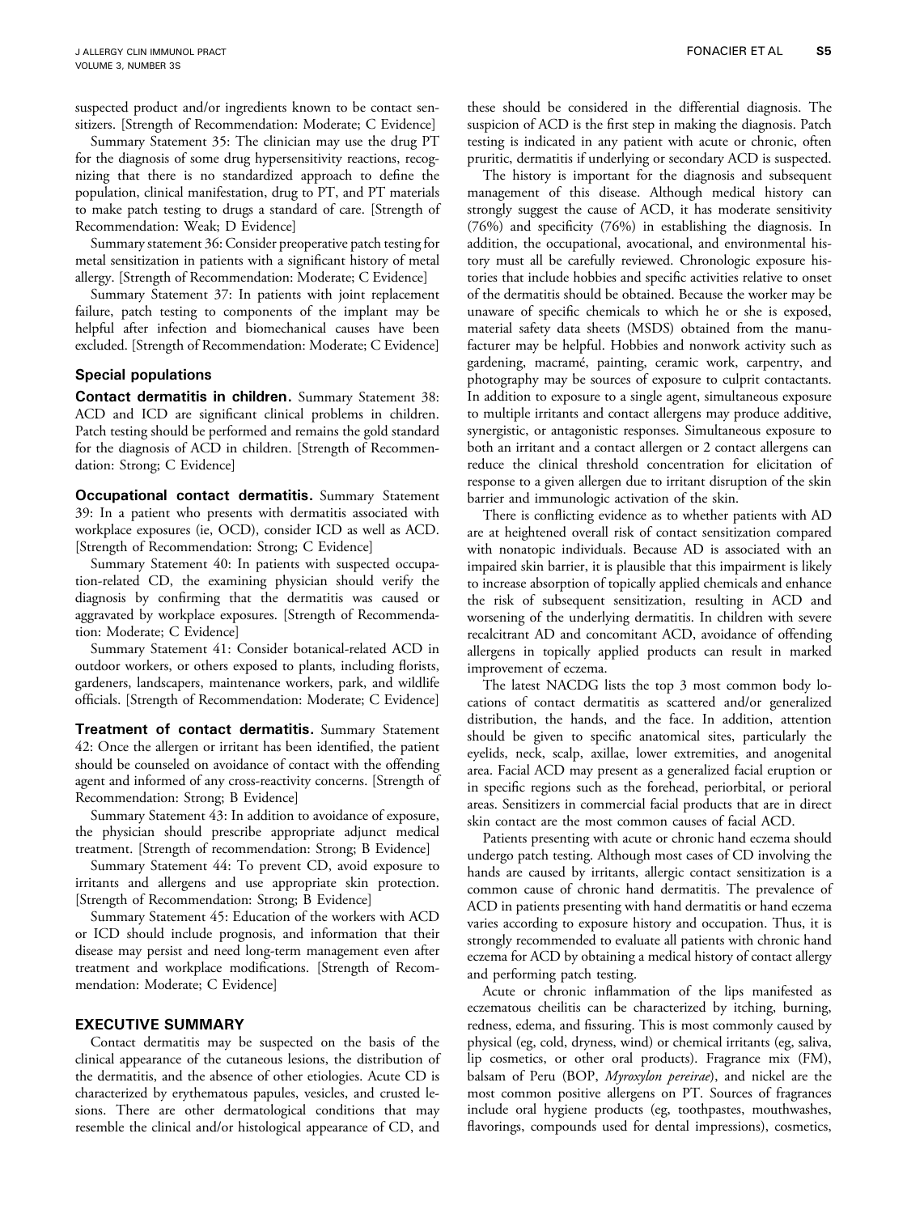suspected product and/or ingredients known to be contact sensitizers. [Strength of Recommendation: Moderate; C Evidence]

Summary Statement 35: The clinician may use the drug PT for the diagnosis of some drug hypersensitivity reactions, recognizing that there is no standardized approach to define the population, clinical manifestation, drug to PT, and PT materials to make patch testing to drugs a standard of care. [Strength of Recommendation: Weak; D Evidence]

Summary statement 36: Consider preoperative patch testing for metal sensitization in patients with a significant history of metal allergy. [Strength of Recommendation: Moderate; C Evidence]

Summary Statement 37: In patients with joint replacement failure, patch testing to components of the implant may be helpful after infection and biomechanical causes have been excluded. [Strength of Recommendation: Moderate; C Evidence]

### Special populations

**Contact dermatitis in children.** Summary Statement 38: ACD and ICD are significant clinical problems in children. Patch testing should be performed and remains the gold standard for the diagnosis of ACD in children. [Strength of Recommendation: Strong; C Evidence]

**Occupational contact dermatitis.** Summary Statement 39: In a patient who presents with dermatitis associated with workplace exposures (ie, OCD), consider ICD as well as ACD. [Strength of Recommendation: Strong; C Evidence]

Summary Statement 40: In patients with suspected occupation-related CD, the examining physician should verify the diagnosis by confirming that the dermatitis was caused or aggravated by workplace exposures. [Strength of Recommendation: Moderate; C Evidence]

Summary Statement 41: Consider botanical-related ACD in outdoor workers, or others exposed to plants, including florists, gardeners, landscapers, maintenance workers, park, and wildlife officials. [Strength of Recommendation: Moderate; C Evidence]

**Treatment of contact dermatitis.** Summary Statement 42: Once the allergen or irritant has been identified, the patient should be counseled on avoidance of contact with the offending agent and informed of any cross-reactivity concerns. [Strength of Recommendation: Strong; B Evidence]

Summary Statement 43: In addition to avoidance of exposure, the physician should prescribe appropriate adjunct medical treatment. [Strength of recommendation: Strong; B Evidence]

Summary Statement 44: To prevent CD, avoid exposure to irritants and allergens and use appropriate skin protection. [Strength of Recommendation: Strong; B Evidence]

Summary Statement 45: Education of the workers with ACD or ICD should include prognosis, and information that their disease may persist and need long-term management even after treatment and workplace modifications. [Strength of Recommendation: Moderate; C Evidence]

## EXECUTIVE SUMMARY

Contact dermatitis may be suspected on the basis of the clinical appearance of the cutaneous lesions, the distribution of the dermatitis, and the absence of other etiologies. Acute CD is characterized by erythematous papules, vesicles, and crusted lesions. There are other dermatological conditions that may resemble the clinical and/or histological appearance of CD, and these should be considered in the differential diagnosis. The suspicion of ACD is the first step in making the diagnosis. Patch testing is indicated in any patient with acute or chronic, often pruritic, dermatitis if underlying or secondary ACD is suspected.

The history is important for the diagnosis and subsequent management of this disease. Although medical history can strongly suggest the cause of ACD, it has moderate sensitivity (76%) and specificity (76%) in establishing the diagnosis. In addition, the occupational, avocational, and environmental history must all be carefully reviewed. Chronologic exposure histories that include hobbies and specific activities relative to onset of the dermatitis should be obtained. Because the worker may be unaware of specific chemicals to which he or she is exposed, material safety data sheets (MSDS) obtained from the manufacturer may be helpful. Hobbies and nonwork activity such as gardening, macramé, painting, ceramic work, carpentry, and photography may be sources of exposure to culprit contactants. In addition to exposure to a single agent, simultaneous exposure to multiple irritants and contact allergens may produce additive, synergistic, or antagonistic responses. Simultaneous exposure to both an irritant and a contact allergen or 2 contact allergens can reduce the clinical threshold concentration for elicitation of response to a given allergen due to irritant disruption of the skin barrier and immunologic activation of the skin.

There is conflicting evidence as to whether patients with AD are at heightened overall risk of contact sensitization compared with nonatopic individuals. Because AD is associated with an impaired skin barrier, it is plausible that this impairment is likely to increase absorption of topically applied chemicals and enhance the risk of subsequent sensitization, resulting in ACD and worsening of the underlying dermatitis. In children with severe recalcitrant AD and concomitant ACD, avoidance of offending allergens in topically applied products can result in marked improvement of eczema.

The latest NACDG lists the top 3 most common body locations of contact dermatitis as scattered and/or generalized distribution, the hands, and the face. In addition, attention should be given to specific anatomical sites, particularly the eyelids, neck, scalp, axillae, lower extremities, and anogenital area. Facial ACD may present as a generalized facial eruption or in specific regions such as the forehead, periorbital, or perioral areas. Sensitizers in commercial facial products that are in direct skin contact are the most common causes of facial ACD.

Patients presenting with acute or chronic hand eczema should undergo patch testing. Although most cases of CD involving the hands are caused by irritants, allergic contact sensitization is a common cause of chronic hand dermatitis. The prevalence of ACD in patients presenting with hand dermatitis or hand eczema varies according to exposure history and occupation. Thus, it is strongly recommended to evaluate all patients with chronic hand eczema for ACD by obtaining a medical history of contact allergy and performing patch testing.

Acute or chronic inflammation of the lips manifested as eczematous cheilitis can be characterized by itching, burning, redness, edema, and fissuring. This is most commonly caused by physical (eg, cold, dryness, wind) or chemical irritants (eg, saliva, lip cosmetics, or other oral products). Fragrance mix (FM), balsam of Peru (BOP, *Myroxylon pereirae*), and nickel are the most common positive allergens on PT. Sources of fragrances include oral hygiene products (eg, toothpastes, mouthwashes, flavorings, compounds used for dental impressions), cosmetics,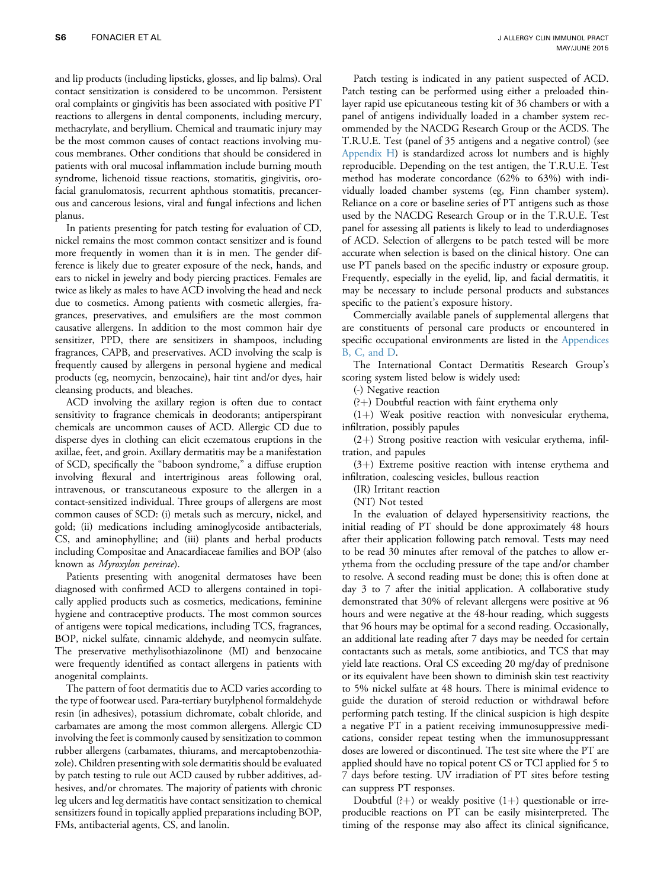and lip products (including lipsticks, glosses, and lip balms). Oral contact sensitization is considered to be uncommon. Persistent oral complaints or gingivitis has been associated with positive PT reactions to allergens in dental components, including mercury, methacrylate, and beryllium. Chemical and traumatic injury may be the most common causes of contact reactions involving mucous membranes. Other conditions that should be considered in patients with oral mucosal inflammation include burning mouth syndrome, lichenoid tissue reactions, stomatitis, gingivitis, orofacial granulomatosis, recurrent aphthous stomatitis, precancerous and cancerous lesions, viral and fungal infections and lichen planus.

In patients presenting for patch testing for evaluation of CD, nickel remains the most common contact sensitizer and is found more frequently in women than it is in men. The gender difference is likely due to greater exposure of the neck, hands, and ears to nickel in jewelry and body piercing practices. Females are twice as likely as males to have ACD involving the head and neck due to cosmetics. Among patients with cosmetic allergies, fragrances, preservatives, and emulsifiers are the most common causative allergens. In addition to the most common hair dye sensitizer, PPD, there are sensitizers in shampoos, including fragrances, CAPB, and preservatives. ACD involving the scalp is frequently caused by allergens in personal hygiene and medical products (eg, neomycin, benzocaine), hair tint and/or dyes, hair cleansing products, and bleaches.

ACD involving the axillary region is often due to contact sensitivity to fragrance chemicals in deodorants; antiperspirant chemicals are uncommon causes of ACD. Allergic CD due to disperse dyes in clothing can elicit eczematous eruptions in the axillae, feet, and groin. Axillary dermatitis may be a manifestation of SCD, specifically the "baboon syndrome," a diffuse eruption involving flexural and intertriginous areas following oral, intravenous, or transcutaneous exposure to the allergen in a contact-sensitized individual. Three groups of allergens are most common causes of SCD: (i) metals such as mercury, nickel, and gold; (ii) medications including aminoglycoside antibacterials, CS, and aminophylline; and (iii) plants and herbal products including Compositae and Anacardiaceae families and BOP (also known as *Myroxylon pereirae*).

Patients presenting with anogenital dermatoses have been diagnosed with confirmed ACD to allergens contained in topically applied products such as cosmetics, medications, feminine hygiene and contraceptive products. The most common sources of antigens were topical medications, including TCS, fragrances, BOP, nickel sulfate, cinnamic aldehyde, and neomycin sulfate. The preservative methylisothiazolinone (MI) and benzocaine were frequently identified as contact allergens in patients with anogenital complaints.

The pattern of foot dermatitis due to ACD varies according to the type of footwear used. Para-tertiary butylphenol formaldehyde resin (in adhesives), potassium dichromate, cobalt chloride, and carbamates are among the most common allergens. Allergic CD involving the feet is commonly caused by sensitization to common rubber allergens (carbamates, thiurams, and mercaptobenzothiazole). Children presenting with sole dermatitis should be evaluated by patch testing to rule out ACD caused by rubber additives, adhesives, and/or chromates. The majority of patients with chronic leg ulcers and leg dermatitis have contact sensitization to chemical sensitizers found in topically applied preparations including BOP, FMs, antibacterial agents, CS, and lanolin.

Patch testing is indicated in any patient suspected of ACD. Patch testing can be performed using either a preloaded thin-layer rapid use epicutaneous testing kit of 36 chambers or with a panel of antigens individually loaded in a chamber system recommended by the NACDG Research Group or the ACDS. The T.R.U.E. Test (panel of 35 antigens and a negative control) (see Appendix H) is standardized across lot numbers and is highly reproducible. Depending on the test antigen, the T.R.U.E. Test method has moderate concordance (62% to 63%) with individually loaded chamber systems (eg, Finn chamber system). Reliance on a core or baseline series of PT antigens such as those used by the NACDG Research Group or in the T.R.U.E. Test panel for assessing all patients is likely to lead to underdiagnoses of ACD. Selection of allergens to be patch tested will be more accurate when selection is based on the clinical history. One can use PT panels based on the specific industry or exposure group. Frequently, especially in the eyelid, lip, and facial dermatitis, it may be necessary to include personal products and substances specific to the patient's exposure history.

Commercially available panels of supplemental allergens that are constituents of personal care products or encountered in specific occupational environments are listed in the Appendices B, C, and D.

The International Contact Dermatitis Research Group's scoring system listed below is widely used:

(-) Negative reaction

(?+) Doubtful reaction with faint erythema only

(1+) Weak positive reaction with nonvesicular erythema, infiltration, possibly papules

(2+) Strong positive reaction with vesicular erythema, infiltration, and papules

(3+) Extreme positive reaction with intense erythema and infiltration, coalescing vesicles, bullous reaction

(IR) Irritant reaction

(NT) Not tested

In the evaluation of delayed hypersensitivity reactions, the initial reading of PT should be done approximately 48 hours after their application following patch removal. Tests may need to be read 30 minutes after removal of the patches to allow erythema from the occluding pressure of the tape and/or chamber to resolve. A second reading must be done; this is often done at day 3 to 7 after the initial application. A collaborative study demonstrated that 30% of relevant allergens were positive at 96 hours and were negative at the 48-hour reading, which suggests that 96 hours may be optimal for a second reading. Occasionally, an additional late reading after 7 days may be needed for certain contactants such as metals, some antibiotics, and TCS that may yield late reactions. Oral CS exceeding 20 mg/day of prednisone or its equivalent have been shown to diminish skin test reactivity to 5% nickel sulfate at 48 hours. There is minimal evidence to guide the duration of steroid reduction or withdrawal before performing patch testing. If the clinical suspicion is high despite a negative PT in a patient receiving immunosuppressive medications, consider repeat testing when the immunosuppressant doses are lowered or discontinued. The test site where the PT are applied should have no topical potent CS or TCI applied for 5 to 7 days before testing. UV irradiation of PT sites before testing can suppress PT responses.

Doubtful (?+) or weakly positive (1+) questionable or irreproducible reactions on PT can be easily misinterpreted. The timing of the response may also affect its clinical significance,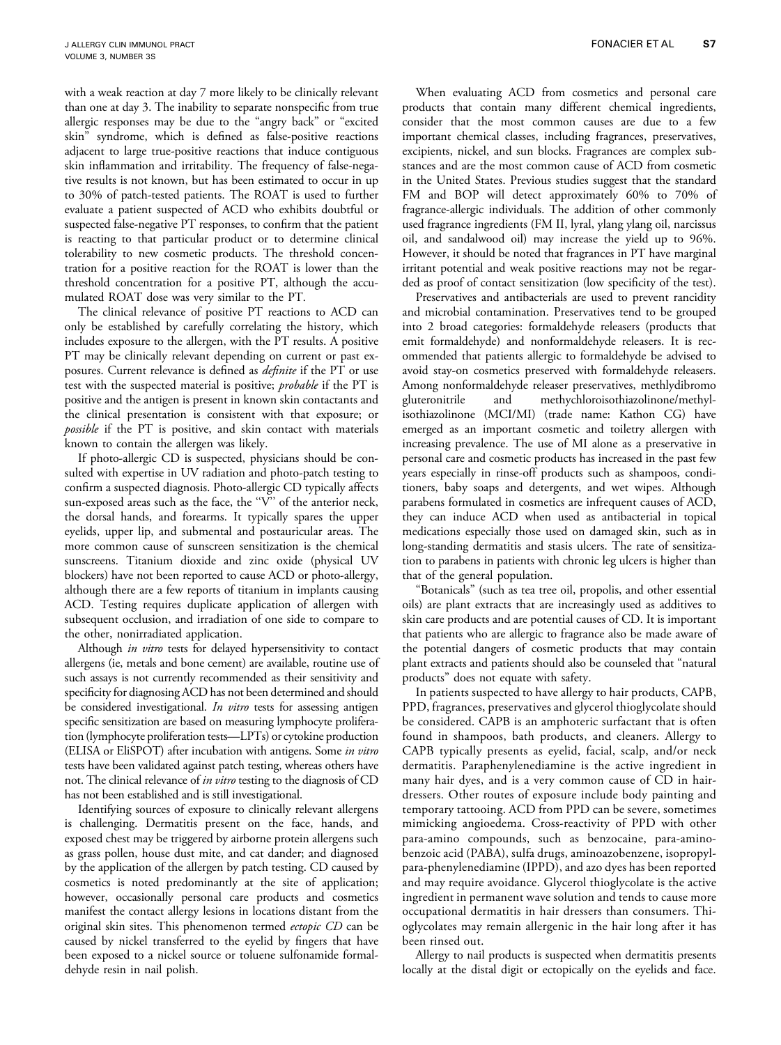with a weak reaction at day 7 more likely to be clinically relevant than one at day 3. The inability to separate nonspecific from true allergic responses may be due to the "angry back" or "excited skin" syndrome, which is defined as false-positive reactions adjacent to large true-positive reactions that induce contiguous skin inflammation and irritability. The frequency of false-negative results is not known, but has been estimated to occur in up to 30% of patch-tested patients. The ROAT is used to further evaluate a patient suspected of ACD who exhibits doubtful or suspected false-negative PT responses, to confirm that the patient is reacting to that particular product or to determine clinical tolerability to new cosmetic products. The threshold concentration for a positive reaction for the ROAT is lower than the threshold concentration for a positive PT, although the accumulated ROAT dose was very similar to the PT.

The clinical relevance of positive PT reactions to ACD can only be established by carefully correlating the history, which includes exposure to the allergen, with the PT results. A positive PT may be clinically relevant depending on current or past exposures. Current relevance is defined as *definite* if the PT or use test with the suspected material is positive; *probable* if the PT is positive and the antigen is present in known skin contactants and the clinical presentation is consistent with that exposure; or *possible* if the PT is positive, and skin contact with materials known to contain the allergen was likely.

If photo-allergic CD is suspected, physicians should be consulted with expertise in UV radiation and photo-patch testing to confirm a suspected diagnosis. Photo-allergic CD typically affects sun-exposed areas such as the face, the "V" of the anterior neck, the dorsal hands, and forearms. It typically spares the upper eyelids, upper lip, and submental and postauricular areas. The more common cause of sunscreen sensitization is the chemical sunscreens. Titanium dioxide and zinc oxide (physical UV blockers) have not been reported to cause ACD or photo-allergy, although there are a few reports of titanium in implants causing ACD. Testing requires duplicate application of allergen with subsequent occlusion, and irradiation of one side to compare to the other, nonirradiated application.

Although *in vitro* tests for delayed hypersensitivity to contact allergens (ie, metals and bone cement) are available, routine use of such assays is not currently recommended as their sensitivity and specificity for diagnosing ACD has not been determined and should be considered investigational. *In vitro* tests for assessing antigen specific sensitization are based on measuring lymphocyte proliferation (lymphocyte proliferation tests—LPTs) or cytokine production (ELISA or EliSPOT) after incubation with antigens. Some *in vitro* tests have been validated against patch testing, whereas others have not. The clinical relevance of *in vitro* testing to the diagnosis of CD has not been established and is still investigational.

Identifying sources of exposure to clinically relevant allergens is challenging. Dermatitis present on the face, hands, and exposed chest may be triggered by airborne protein allergens such as grass pollen, house dust mite, and cat dander; and diagnosed by the application of the allergen by patch testing. CD caused by cosmetics is noted predominantly at the site of application; however, occasionally personal care products and cosmetics manifest the contact allergy lesions in locations distant from the original skin sites. This phenomenon termed *ectopic CD* can be caused by nickel transferred to the eyelid by fingers that have been exposed to a nickel source or toluene sulfonamide formaldehyde resin in nail polish.

When evaluating ACD from cosmetics and personal care products that contain many different chemical ingredients, consider that the most common causes are due to a few important chemical classes, including fragrances, preservatives, excipients, nickel, and sun blocks. Fragrances are complex substances and are the most common cause of ACD from cosmetic in the United States. Previous studies suggest that the standard FM and BOP will detect approximately 60% to 70% of fragrance-allergic individuals. The addition of other commonly used fragrance ingredients (FM II, lyral, ylang ylang oil, narcissus oil, and sandalwood oil) may increase the yield up to 96%. However, it should be noted that fragrances in PT have marginal irritant potential and weak positive reactions may not be regarded as proof of contact sensitization (low specificity of the test).

Preservatives and antibacterials are used to prevent rancidity and microbial contamination. Preservatives tend to be grouped into 2 broad categories: formaldehyde releasers (products that emit formaldehyde) and nonformaldehyde releasers. It is recommended that patients allergic to formaldehyde be advised to avoid stay-on cosmetics preserved with formaldehyde releasers. Among nonformaldehyde releaser preservatives, methlydibromo gluteronitrile and methychloroisothiazolinone/methylisothiazolinone (MCI/MI) (trade name: Kathon CG) have emerged as an important cosmetic and toiletry allergen with increasing prevalence. The use of MI alone as a preservative in personal care and cosmetic products has increased in the past few years especially in rinse-off products such as shampoos, conditioners, baby soaps and detergents, and wet wipes. Although parabens formulated in cosmetics are infrequent causes of ACD, they can induce ACD when used as antibacterial in topical medications especially those used on damaged skin, such as in long-standing dermatitis and stasis ulcers. The rate of sensitization to parabens in patients with chronic leg ulcers is higher than that of the general population.

"Botanicals" (such as tea tree oil, propolis, and other essential oils) are plant extracts that are increasingly used as additives to skin care products and are potential causes of CD. It is important that patients who are allergic to fragrance also be made aware of the potential dangers of cosmetic products that may contain plant extracts and patients should also be counseled that "natural products" does not equate with safety.

In patients suspected to have allergy to hair products, CAPB, PPD, fragrances, preservatives and glycerol thioglycolate should be considered. CAPB is an amphoteric surfactant that is often found in shampoos, bath products, and cleaners. Allergy to CAPB typically presents as eyelid, facial, scalp, and/or neck dermatitis. Paraphenylenediamine is the active ingredient in many hair dyes, and is a very common cause of CD in hairdressers. Other routes of exposure include body painting and temporary tattooing. ACD from PPD can be severe, sometimes mimicking angioedema. Cross-reactivity of PPD with other para-amino compounds, such as benzocaine, para-aminobenzoic acid (PABA), sulfa drugs, aminoazobenzene, isopropyl-para-phenylenediamine (IPPD), and azo dyes has been reported and may require avoidance. Glycerol thioglycolate is the active ingredient in permanent wave solution and tends to cause more occupational dermatitis in hair dressers than consumers. Thioglycolates may remain allergenic in the hair long after it has been rinsed out.

Allergy to nail products is suspected when dermatitis presents locally at the distal digit or ectopically on the eyelids and face.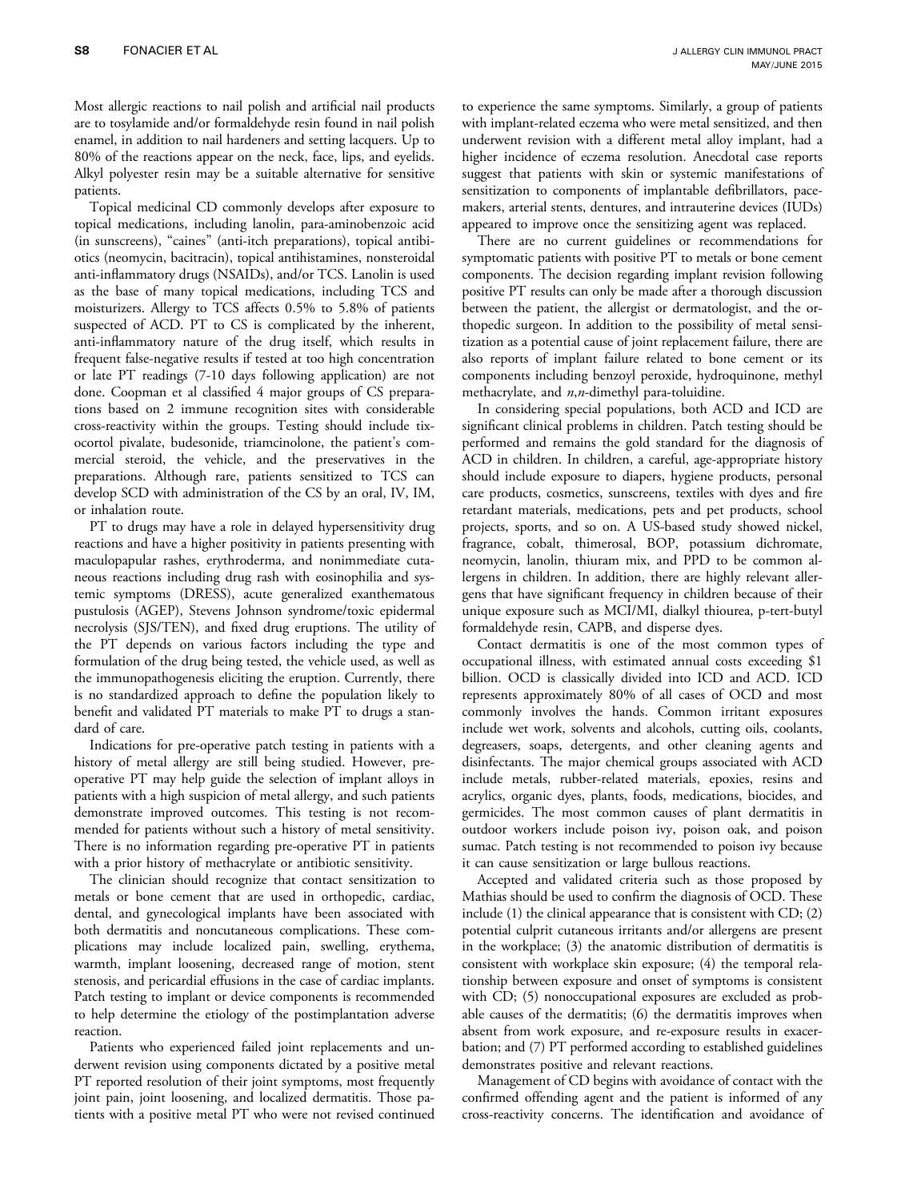Most allergic reactions to nail polish and artificial nail products are to tosylamide and/or formaldehyde resin found in nail polish enamel, in addition to nail hardeners and setting lacquers. Up to 80% of the reactions appear on the neck, face, lips, and eyelids. Alkyl polyester resin may be a suitable alternative for sensitive patients.

Topical medicinal CD commonly develops after exposure to topical medications, including lanolin, para-aminobenzoic acid (in sunscreens), "caines" (anti-itch preparations), topical antibiotics (neomycin, bacitracin), topical antihistamines, nonsteroidal anti-inflammatory drugs (NSAIDs), and/or TCS. Lanolin is used as the base of many topical medications, including TCS and moisturizers. Allergy to TCS affects 0.5% to 5.8% of patients suspected of ACD. PT to CS is complicated by the inherent, anti-inflammatory nature of the drug itself, which results in frequent false-negative results if tested at too high concentration or late PT readings (7-10 days following application) are not done. Coopman et al classified 4 major groups of CS preparations based on 2 immune recognition sites with considerable cross-reactivity within the groups. Testing should include tixocortol pivalate, budesonide, triamcinolone, the patient's commercial steroid, the vehicle, and the preservatives in the preparations. Although rare, patients sensitized to TCS can develop SCD with administration of the CS by an oral, IV, IM, or inhalation route.

PT to drugs may have a role in delayed hypersensitivity drug reactions and have a higher positivity in patients presenting with maculopapular rashes, erythroderma, and nonimmediate cutaneous reactions including drug rash with eosinophilia and systemic symptoms (DRESS), acute generalized exanthematous pustulosis (AGEP), Stevens Johnson syndrome/toxic epidermal necrolysis (SJS/TEN), and fixed drug eruptions. The utility of the PT depends on various factors including the type and formulation of the drug being tested, the vehicle used, as well as the immunopathogenesis eliciting the eruption. Currently, there is no standardized approach to define the population likely to benefit and validated PT materials to make PT to drugs a standard of care.

Indications for pre-operative patch testing in patients with a history of metal allergy are still being studied. However, pre-operative PT may help guide the selection of implant alloys in patients with a high suspicion of metal allergy, and such patients demonstrate improved outcomes. This testing is not recommended for patients without such a history of metal sensitivity. There is no information regarding pre-operative PT in patients with a prior history of methacrylate or antibiotic sensitivity.

The clinician should recognize that contact sensitization to metals or bone cement that are used in orthopedic, cardiac, dental, and gynecological implants have been associated with both dermatitis and noncutaneous complications. These complications may include localized pain, swelling, erythema, warmth, implant loosening, decreased range of motion, stent stenosis, and pericardial effusions in the case of cardiac implants. Patch testing to implant or device components is recommended to help determine the etiology of the postimplantation adverse reaction.

Patients who experienced failed joint replacements and underwent revision using components dictated by a positive metal PT reported resolution of their joint symptoms, most frequently joint pain, joint loosening, and localized dermatitis. Those patients with a positive metal PT who were not revised continued to experience the same symptoms. Similarly, a group of patients with implant-related eczema who were metal sensitized, and then underwent revision with a different metal alloy implant, had a higher incidence of eczema resolution. Anecdotal case reports suggest that patients with skin or systemic manifestations of sensitization to components of implantable defibrillators, pacemakers, arterial stents, dentures, and intrauterine devices (IUDs) appeared to improve once the sensitizing agent was replaced.

There are no current guidelines or recommendations for symptomatic patients with positive PT to metals or bone cement components. The decision regarding implant revision following positive PT results can only be made after a thorough discussion between the patient, the allergist or dermatologist, and the orthopedic surgeon. In addition to the possibility of metal sensitization as a potential cause of joint replacement failure, there are also reports of implant failure related to bone cement or its components including benzoyl peroxide, hydroquinone, methyl methacrylate, and *n,n*-dimethyl para-toluidine.

In considering special populations, both ACD and ICD are significant clinical problems in children. Patch testing should be performed and remains the gold standard for the diagnosis of ACD in children. In children, a careful, age-appropriate history should include exposure to diapers, hygiene products, personal care products, cosmetics, sunscreens, textiles with dyes and fire retardant materials, medications, pets and pet products, school projects, sports, and so on. A US-based study showed nickel, fragrance, cobalt, thimerosal, BOP, potassium dichromate, neomycin, lanolin, thiuram mix, and PPD to be common allergens in children. In addition, there are highly relevant allergens that have significant frequency in children because of their unique exposure such as MCI/MI, dialkyl thiourea, p-tert-butyl formaldehyde resin, CAPB, and disperse dyes.

Contact dermatitis is one of the most common types of occupational illness, with estimated annual costs exceeding $1 billion. OCD is classically divided into ICD and ACD. ICD represents approximately 80% of all cases of OCD and most commonly involves the hands. Common irritant exposures include wet work, solvents and alcohols, cutting oils, coolants, degreasers, soaps, detergents, and other cleaning agents and disinfectants. The major chemical groups associated with ACD include metals, rubber-related materials, epoxies, resins and acrylics, organic dyes, plants, foods, medications, biocides, and germicides. The most common causes of plant dermatitis in outdoor workers include poison ivy, poison oak, and poison sumac. Patch testing is not recommended to poison ivy because it can cause sensitization or large bullous reactions.

Accepted and validated criteria such as those proposed by Mathias should be used to confirm the diagnosis of OCD. These include (1) the clinical appearance that is consistent with CD; (2) potential culprit cutaneous irritants and/or allergens are present in the workplace; (3) the anatomic distribution of dermatitis is consistent with workplace skin exposure; (4) the temporal relationship between exposure and onset of symptoms is consistent with CD; (5) nonoccupational exposures are excluded as probable causes of the dermatitis; (6) the dermatitis improves when absent from work exposure, and re-exposure results in exacerbation; and (7) PT performed according to established guidelines demonstrates positive and relevant reactions.

Management of CD begins with avoidance of contact with the confirmed offending agent and the patient is informed of any cross-reactivity concerns. The identification and avoidance of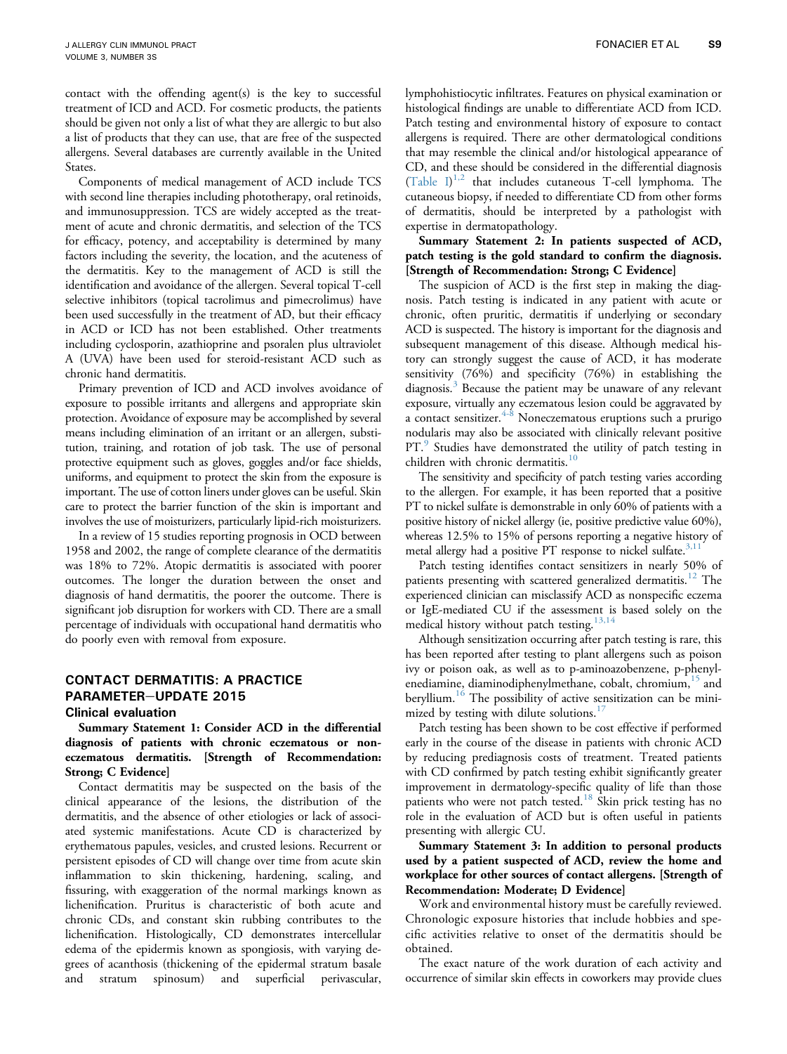contact with the offending agent(s) is the key to successful treatment of ICD and ACD. For cosmetic products, the patients should be given not only a list of what they are allergic to but also a list of products that they can use, that are free of the suspected allergens. Several databases are currently available in the United States.

Components of medical management of ACD include TCS with second line therapies including phototherapy, oral retinoids, and immunosuppression. TCS are widely accepted as the treatment of acute and chronic dermatitis, and selection of the TCS for efficacy, potency, and acceptability is determined by many factors including the severity, the location, and the acuteness of the dermatitis. Key to the management of ACD is still the identification and avoidance of the allergen. Several topical T-cell selective inhibitors (topical tacrolimus and pimecrolimus) have been used successfully in the treatment of AD, but their efficacy in ACD or ICD has not been established. Other treatments including cyclosporin, azathioprine and psoralen plus ultraviolet A (UVA) have been used for steroid-resistant ACD such as chronic hand dermatitis.

Primary prevention of ICD and ACD involves avoidance of exposure to possible irritants and allergens and appropriate skin protection. Avoidance of exposure may be accomplished by several means including elimination of an irritant or an allergen, substitution, training, and rotation of job task. The use of personal protective equipment such as gloves, goggles and/or face shields, uniforms, and equipment to protect the skin from the exposure is important. The use of cotton liners under gloves can be useful. Skin care to protect the barrier function of the skin is important and involves the use of moisturizers, particularly lipid-rich moisturizers.

In a review of 15 studies reporting prognosis in OCD between 1958 and 2002, the range of complete clearance of the dermatitis was 18% to 72%. Atopic dermatitis is associated with poorer outcomes. The longer the duration between the onset and diagnosis of hand dermatitis, the poorer the outcome. There is significant job disruption for workers with CD. There are a small percentage of individuals with occupational hand dermatitis who do poorly even with removal from exposure.

## CONTACT DERMATITIS: A PRACTICE PARAMETER—UPDATE 2015

### Clinical evaluation

**Summary Statement 1: Consider ACD in the differential diagnosis of patients with chronic eczematous or noneczematous dermatitis. [Strength of Recommendation: Strong; C Evidence]**

Contact dermatitis may be suspected on the basis of the clinical appearance of the lesions, the distribution of the dermatitis, and the absence of other etiologies or lack of associated systemic manifestations. Acute CD is characterized by erythematous papules, vesicles, and crusted lesions. Recurrent or persistent episodes of CD will change over time from acute skin inflammation to skin thickening, hardening, scaling, and fissuring, with exaggeration of the normal markings known as lichenification. Pruritus is characteristic of both acute and chronic CDs, and constant skin rubbing contributes to the lichenification. Histologically, CD demonstrates intercellular edema of the epidermis known as spongiosis, with varying degrees of acanthosis (thickening of the epidermal stratum basale and stratum spinosum) and superficial perivascular, lymphohistiocytic infiltrates. Features on physical examination or histological findings are unable to differentiate ACD from ICD. Patch testing and environmental history of exposure to contact allergens is required. There are other dermatological conditions that may resemble the clinical and/or histological appearance of CD, and these should be considered in the differential diagnosis (Table I)[1,2] that includes cutaneous T-cell lymphoma. The cutaneous biopsy, if needed to differentiate CD from other forms of dermatitis, should be interpreted by a pathologist with expertise in dermatopathology.

**Summary Statement 2: In patients suspected of ACD, patch testing is the gold standard to confirm the diagnosis. [Strength of Recommendation: Strong; C Evidence]**

The suspicion of ACD is the first step in making the diagnosis. Patch testing is indicated in any patient with acute or chronic, often pruritic, dermatitis if underlying or secondary ACD is suspected. The history is important for the diagnosis and subsequent management of this disease. Although medical history can strongly suggest the cause of ACD, it has moderate sensitivity (76%) and specificity (76%) in establishing the diagnosis.[3] Because the patient may be unaware of any relevant exposure, virtually any eczematous lesion could be aggravated by a contact sensitizer.[4-8] Noneczematous eruptions such a prurigo nodularis may also be associated with clinically relevant positive PT.[9] Studies have demonstrated the utility of patch testing in children with chronic dermatitis.[10]

The sensitivity and specificity of patch testing varies according to the allergen. For example, it has been reported that a positive PT to nickel sulfate is demonstrable in only 60% of patients with a positive history of nickel allergy (ie, positive predictive value 60%), whereas 12.5% to 15% of persons reporting a negative history of metal allergy had a positive PT response to nickel sulfate.[3,11]

Patch testing identifies contact sensitizers in nearly 50% of patients presenting with scattered generalized dermatitis.[12] The experienced clinician can misclassify ACD as nonspecific eczema or IgE-mediated CU if the assessment is based solely on the medical history without patch testing.[13,14]

Although sensitization occurring after patch testing is rare, this has been reported after testing to plant allergens such as poison ivy or poison oak, as well as to p-aminoazobenzene, p-phenylenediamine, diaminodiphenylmethane, cobalt, chromium,[15] and beryllium.[16] The possibility of active sensitization can be minimized by testing with dilute solutions.[17]

Patch testing has been shown to be cost effective if performed early in the course of the disease in patients with chronic ACD by reducing prediagnosis costs of treatment. Treated patients with CD confirmed by patch testing exhibit significantly greater improvement in dermatology-specific quality of life than those patients who were not patch tested.[18] Skin prick testing has no role in the evaluation of ACD but is often useful in patients presenting with allergic CU.

**Summary Statement 3: In addition to personal products used by a patient suspected of ACD, review the home and workplace for other sources of contact allergens. [Strength of Recommendation: Moderate; D Evidence]**

Work and environmental history must be carefully reviewed. Chronologic exposure histories that include hobbies and specific activities relative to onset of the dermatitis should be obtained.

The exact nature of the work duration of each activity and occurrence of similar skin effects in coworkers may provide clues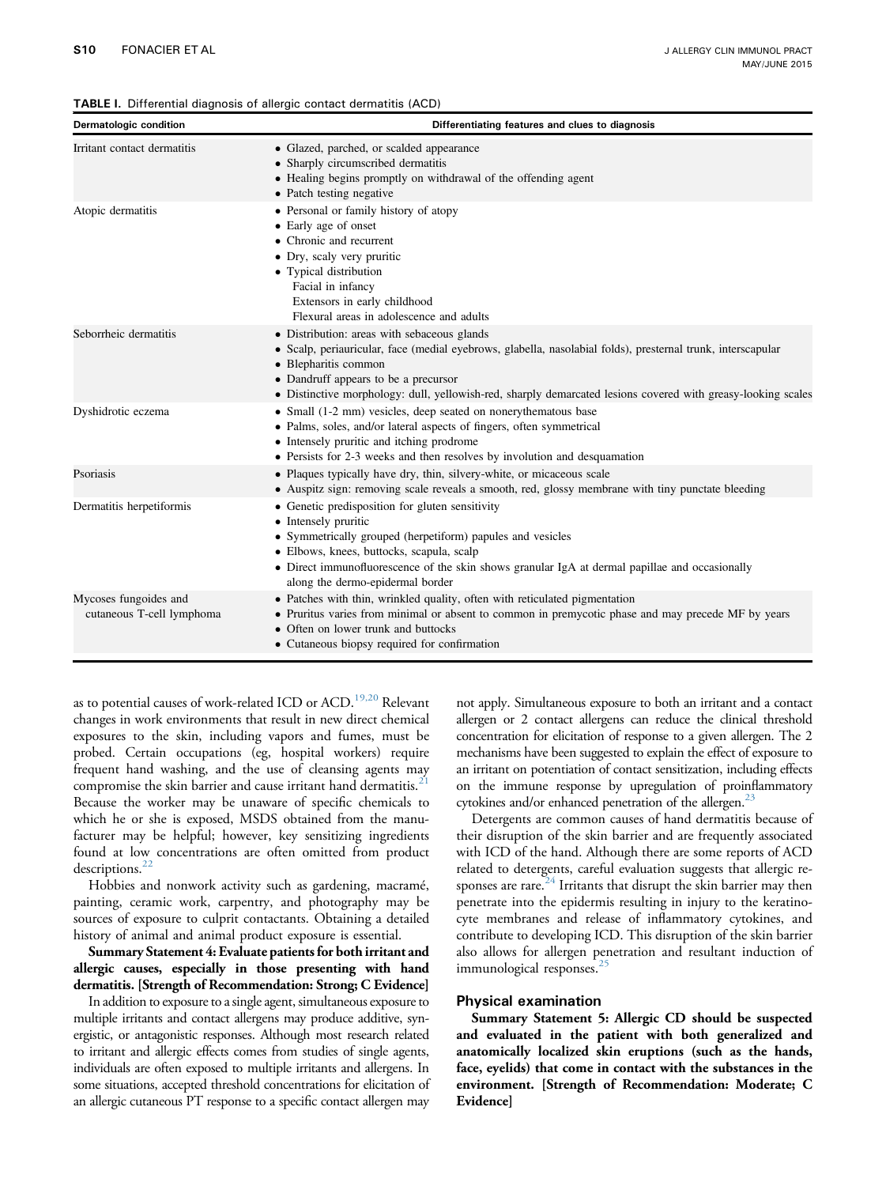**TABLE I.** Differential diagnosis of allergic contact dermatitis (ACD)

| Dermatologic condition | Differentiating features and clues to diagnosis |
| --- | --- |
| Irritant contact dermatitis | • Glazed, parched, or scalded appearance<br>• Sharply circumscribed dermatitis<br>• Healing begins promptly on withdrawal of the offending agent<br>• Patch testing negative |
| Atopic dermatitis | • Personal or family history of atopy<br>• Early age of onset<br>• Chronic and recurrent<br>• Dry, scaly very pruritic<br>• Typical distribution<br>Facial in infancy<br>Extensors in early childhood<br>Flexural areas in adolescence and adults |
| Seborrheic dermatitis | • Distribution: areas with sebaceous glands<br>• Scalp, periauricular, face (medial eyebrows, glabella, nasolabial folds), presternal trunk, interscapular<br>• Blepharitis common<br>• Dandruff appears to be a precursor<br>• Distinctive morphology: dull, yellowish-red, sharply demarcated lesions covered with greasy-looking scales |
| Dyshidrotic eczema | • Small (1-2 mm) vesicles, deep seated on nonerythematous base<br>• Palms, soles, and/or lateral aspects of fingers, often symmetrical<br>• Intensely pruritic and itching prodrome<br>• Persists for 2-3 weeks and then resolves by involution and desquamation |
| Psoriasis | • Plaques typically have dry, thin, silvery-white, or micaceous scale<br>• Auspitz sign: removing scale reveals a smooth, red, glossy membrane with tiny punctate bleeding |
| Dermatitis herpetiformis | • Genetic predisposition for gluten sensitivity<br>• Intensely pruritic<br>• Symmetrically grouped (herpetiform) papules and vesicles<br>• Elbows, knees, buttocks, scapula, scalp<br>• Direct immunofluorescence of the skin shows granular IgA at dermal papillae and occasionally along the dermo-epidermal border |
| Mycoses fungoides and cutaneous T-cell lymphoma | • Patches with thin, wrinkled quality, often with reticulated pigmentation<br>• Pruritus varies from minimal or absent to common in premycotic phase and may precede MF by years<br>• Often on lower trunk and buttocks<br>• Cutaneous biopsy required for confirmation |

as to potential causes of work-related ICD or ACD.[19,20] Relevant changes in work environments that result in new direct chemical exposures to the skin, including vapors and fumes, must be probed. Certain occupations (eg, hospital workers) require frequent hand washing, and the use of cleansing agents may compromise the skin barrier and cause irritant hand dermatitis.[21] Because the worker may be unaware of specific chemicals to which he or she is exposed, MSDS obtained from the manufacturer may be helpful; however, key sensitizing ingredients found at low concentrations are often omitted from product descriptions.[22]

Hobbies and nonwork activity such as gardening, macramé, painting, ceramic work, carpentry, and photography may be sources of exposure to culprit contactants. Obtaining a detailed history of animal and animal product exposure is essential.

**Summary Statement 4: Evaluate patients for both irritant and allergic causes, especially in those presenting with hand dermatitis. [Strength of Recommendation: Strong; C Evidence]**

In addition to exposure to a single agent, simultaneous exposure to multiple irritants and contact allergens may produce additive, synergistic, or antagonistic responses. Although most research related to irritant and allergic effects comes from studies of single agents, individuals are often exposed to multiple irritants and allergens. In some situations, accepted threshold concentrations for elicitation of an allergic cutaneous PT response to a specific contact allergen may not apply. Simultaneous exposure to both an irritant and a contact allergen or 2 contact allergens can reduce the clinical threshold concentration for elicitation of response to a given allergen. The 2 mechanisms have been suggested to explain the effect of exposure to an irritant on potentiation of contact sensitization, including effects on the immune response by upregulation of proinflammatory cytokines and/or enhanced penetration of the allergen.[23]

Detergents are common causes of hand dermatitis because of their disruption of the skin barrier and are frequently associated with ICD of the hand. Although there are some reports of ACD related to detergents, careful evaluation suggests that allergic responses are rare.[24] Irritants that disrupt the skin barrier may then penetrate into the epidermis resulting in injury to the keratinocyte membranes and release of inflammatory cytokines, and contribute to developing ICD. This disruption of the skin barrier also allows for allergen penetration and resultant induction of immunological responses.[25]

### Physical examination

**Summary Statement 5: Allergic CD should be suspected and evaluated in the patient with both generalized and anatomically localized skin eruptions (such as the hands, face, eyelids) that come in contact with the substances in the environment. [Strength of Recommendation: Moderate; C Evidence]**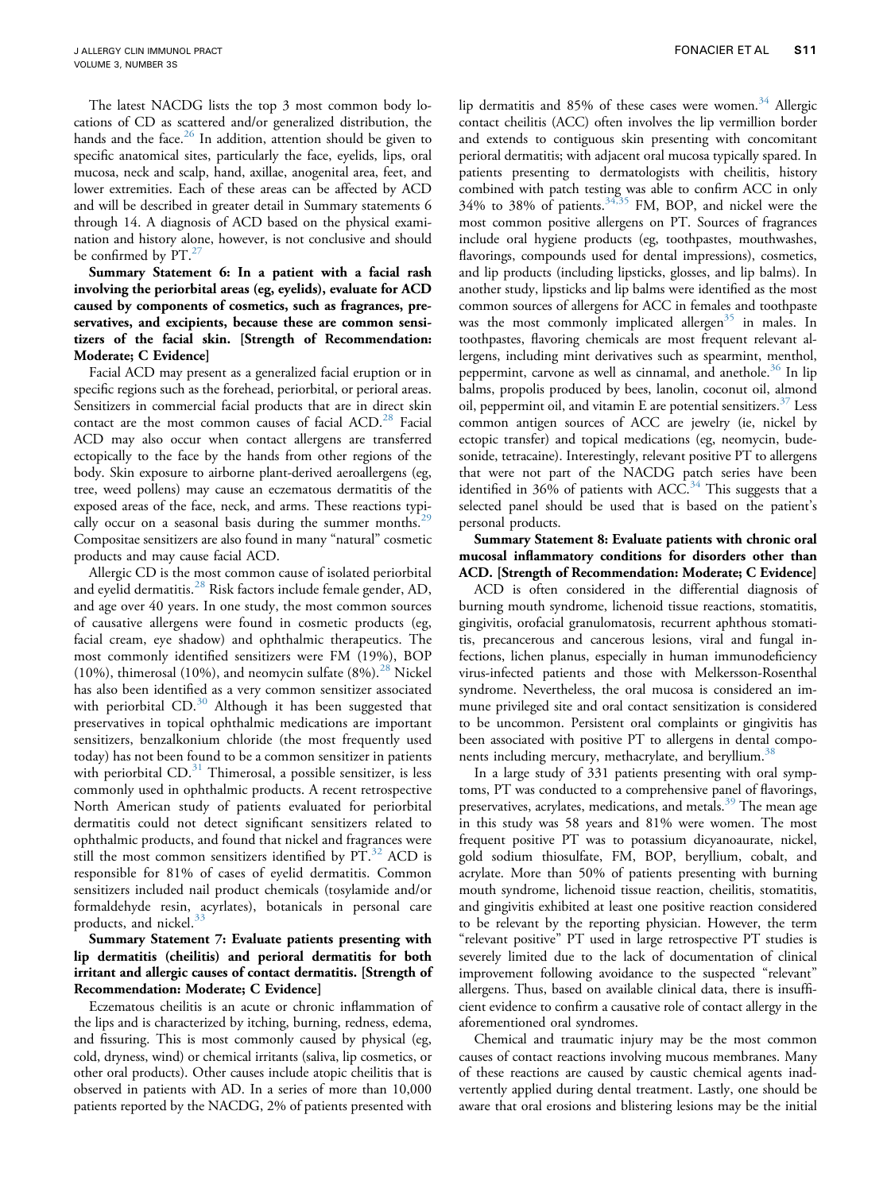The latest NACDG lists the top 3 most common body locations of CD as scattered and/or generalized distribution, the hands and the face.[26] In addition, attention should be given to specific anatomical sites, particularly the face, eyelids, lips, oral mucosa, neck and scalp, hand, axillae, anogenital area, feet, and lower extremities. Each of these areas can be affected by ACD and will be described in greater detail in Summary statements 6 through 14. A diagnosis of ACD based on the physical examination and history alone, however, is not conclusive and should be confirmed by PT.[27]

**Summary Statement 6: In a patient with a facial rash involving the periorbital areas (eg, eyelids), evaluate for ACD caused by components of cosmetics, such as fragrances, preservatives, and excipients, because these are common sensitizers of the facial skin. [Strength of Recommendation: Moderate; C Evidence]**

Facial ACD may present as a generalized facial eruption or in specific regions such as the forehead, periorbital, or perioral areas. Sensitizers in commercial facial products that are in direct skin contact are the most common causes of facial ACD.[28] Facial ACD may also occur when contact allergens are transferred ectopically to the face by the hands from other regions of the body. Skin exposure to airborne plant-derived aeroallergens (eg, tree, weed pollens) may cause an eczematous dermatitis of the exposed areas of the face, neck, and arms. These reactions typically occur on a seasonal basis during the summer months.[29] Compositae sensitizers are also found in many "natural" cosmetic products and may cause facial ACD.

Allergic CD is the most common cause of isolated periorbital and eyelid dermatitis.[28] Risk factors include female gender, AD, and age over 40 years. In one study, the most common sources of causative allergens were found in cosmetic products (eg, facial cream, eye shadow) and ophthalmic therapeutics. The most commonly identified sensitizers were FM (19%), BOP (10%), thimerosal (10%), and neomycin sulfate (8%).[28] Nickel has also been identified as a very common sensitizer associated with periorbital CD.[30] Although it has been suggested that preservatives in topical ophthalmic medications are important sensitizers, benzalkonium chloride (the most frequently used today) has not been found to be a common sensitizer in patients with periorbital CD.[31] Thimerosal, a possible sensitizer, is less commonly used in ophthalmic products. A recent retrospective North American study of patients evaluated for periorbital dermatitis could not detect significant sensitizers related to ophthalmic products, and found that nickel and fragrances were still the most common sensitizers identified by PT.[32] ACD is responsible for 81% of cases of eyelid dermatitis. Common sensitizers included nail product chemicals (tosylamide and/or formaldehyde resin, acrylates), botanicals in personal care products, and nickel.[33]

**Summary Statement 7: Evaluate patients presenting with lip dermatitis (cheilitis) and perioral dermatitis for both irritant and allergic causes of contact dermatitis. [Strength of Recommendation: Moderate; C Evidence]**

Eczematous cheilitis is an acute or chronic inflammation of the lips and is characterized by itching, burning, redness, edema, and fissuring. This is most commonly caused by physical (eg, cold, dryness, wind) or chemical irritants (saliva, lip cosmetics, or other oral products). Other causes include atopic cheilitis that is observed in patients with AD. In a series of more than 10,000 patients reported by the NACDG, 2% of patients presented with lip dermatitis and 85% of these cases were women.[34] Allergic contact cheilitis (ACC) often involves the lip vermillion border and extends to contiguous skin presenting with concomitant perioral dermatitis; with adjacent oral mucosa typically spared. In patients presenting to dermatologists with cheilitis, history combined with patch testing was able to confirm ACC in only 34% to 38% of patients.[34,35] FM, BOP, and nickel were the most common positive allergens on PT. Sources of fragrances include oral hygiene products (eg, toothpastes, mouthwashes, flavorings, compounds used for dental impressions), cosmetics, and lip products (including lipsticks, glosses, and lip balms). In another study, lipsticks and lip balms were identified as the most common sources of allergens for ACC in females and toothpaste was the most commonly implicated allergen[35] in males. In toothpastes, flavoring chemicals are most frequent relevant allergens, including mint derivatives such as spearmint, menthol, peppermint, carvone as well as cinnamal, and anethole.[36] In lip balms, propolis produced by bees, lanolin, coconut oil, almond oil, peppermint oil, and vitamin E are potential sensitizers.[37] Less common antigen sources of ACC are jewelry (ie, nickel by ectopic transfer) and topical medications (eg, neomycin, budesonide, tetracaine). Interestingly, relevant positive PT to allergens that were not part of the NACDG patch series have been identified in 36% of patients with ACC.[34] This suggests that a selected panel should be used that is based on the patient's personal products.

**Summary Statement 8: Evaluate patients with chronic oral mucosal inflammatory conditions for disorders other than ACD. [Strength of Recommendation: Moderate; C Evidence]**

ACD is often considered in the differential diagnosis of burning mouth syndrome, lichenoid tissue reactions, stomatitis, gingivitis, orofacial granulomatosis, recurrent aphthous stomatitis, precancerous and cancerous lesions, viral and fungal infections, lichen planus, especially in human immunodeficiency virus-infected patients and those with Melkersson-Rosenthal syndrome. Nevertheless, the oral mucosa is considered an immune privileged site and oral contact sensitization is considered to be uncommon. Persistent oral complaints or gingivitis has been associated with positive PT to allergens in dental components including mercury, methacrylate, and beryllium.[38]

In a large study of 331 patients presenting with oral symptoms, PT was conducted to a comprehensive panel of flavorings, preservatives, acrylates, medications, and metals.[39] The mean age in this study was 58 years and 81% were women. The most frequent positive PT was to potassium dicyanoaurate, nickel, gold sodium thiosulfate, FM, BOP, beryllium, cobalt, and acrylate. More than 50% of patients presenting with burning mouth syndrome, lichenoid tissue reaction, cheilitis, stomatitis, and gingivitis exhibited at least one positive reaction considered to be relevant by the reporting physician. However, the term "relevant positive" PT used in large retrospective PT studies is severely limited due to the lack of documentation of clinical improvement following avoidance to the suspected "relevant" allergens. Thus, based on available clinical data, there is insufficient evidence to confirm a causative role of contact allergy in the aforementioned oral syndromes.

Chemical and traumatic injury may be the most common causes of contact reactions involving mucous membranes. Many of these reactions are caused by caustic chemical agents inadvertently applied during dental treatment. Lastly, one should be aware that oral erosions and blistering lesions may be the initial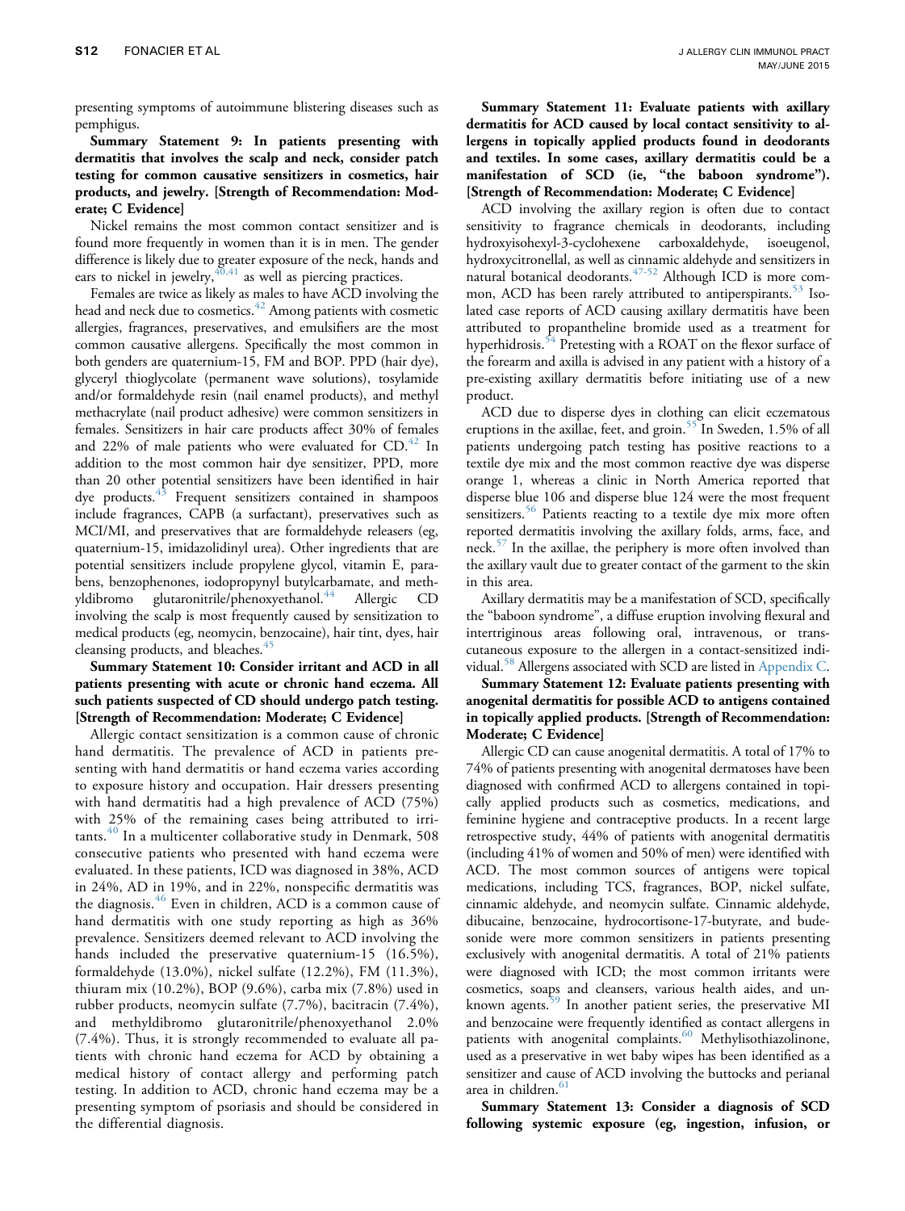presenting symptoms of autoimmune blistering diseases such as pemphigus.

**Summary Statement 9: In patients presenting with dermatitis that involves the scalp and neck, consider patch testing for common causative sensitizers in cosmetics, hair products, and jewelry. [Strength of Recommendation: Moderate; C Evidence]**

Nickel remains the most common contact sensitizer and is found more frequently in women than it is in men. The gender difference is likely due to greater exposure of the neck, hands and ears to nickel in jewelry,[40,41] as well as piercing practices.

Females are twice as likely as males to have ACD involving the head and neck due to cosmetics.[42] Among patients with cosmetic allergies, fragrances, preservatives, and emulsifiers are the most common causative allergens. Specifically the most common in both genders are quaternium-15, FM and BOP. PPD (hair dye), glyceryl thioglycolate (permanent wave solutions), tosylamide and/or formaldehyde resin (nail enamel products), and methyl methacrylate (nail product adhesive) were common sensitizers in females. Sensitizers in hair care products affect 30% of females and 22% of male patients who were evaluated for CD.[42] In addition to the most common hair dye sensitizer, PPD, more than 20 other potential sensitizers have been identified in hair dye products.[43] Frequent sensitizers contained in shampoos include fragrances, CAPB (a surfactant), preservatives such as MCI/MI, and preservatives that are formaldehyde releasers (eg, quaternium-15, imidazolidinyl urea). Other ingredients that are potential sensitizers include propylene glycol, vitamin E, parabens, benzophenones, iodopropynyl butylcarbamate, and methyldibromo glutaronitrile/phenoxyethanol.[44] Allergic CD involving the scalp is most frequently caused by sensitization to medical products (eg, neomycin, benzocaine), hair tint, dyes, hair cleansing products, and bleaches.[45]

**Summary Statement 10: Consider irritant and ACD in all patients presenting with acute or chronic hand eczema. All such patients suspected of CD should undergo patch testing. [Strength of Recommendation: Moderate; C Evidence]**

Allergic contact sensitization is a common cause of chronic hand dermatitis. The prevalence of ACD in patients presenting with hand dermatitis or hand eczema varies according to exposure history and occupation. Hair dressers presenting with hand dermatitis had a high prevalence of ACD (75%) with 25% of the remaining cases being attributed to irritants.[40] In a multicenter collaborative study in Denmark, 508 consecutive patients who presented with hand eczema were evaluated. In these patients, ICD was diagnosed in 38%, ACD in 24%, AD in 19%, and in 22%, nonspecific dermatitis was the diagnosis.[46] Even in children, ACD is a common cause of hand dermatitis with one study reporting as high as 36% prevalence. Sensitizers deemed relevant to ACD involving the hands included the preservative quaternium-15 (16.5%), formaldehyde (13.0%), nickel sulfate (12.2%), FM (11.3%), thiuram mix (10.2%), BOP (9.6%), carba mix (7.8%) used in rubber products, neomycin sulfate (7.7%), bacitracin (7.4%), and methyldibromo glutaronitrile/phenoxyethanol 2.0% (7.4%). Thus, it is strongly recommended to evaluate all patients with chronic hand eczema for ACD by obtaining a medical history of contact allergy and performing patch testing. In addition to ACD, chronic hand eczema may be a presenting symptom of psoriasis and should be considered in the differential diagnosis.

**Summary Statement 11: Evaluate patients with axillary dermatitis for ACD caused by local contact sensitivity to allergens in topically applied products found in deodorants and textiles. In some cases, axillary dermatitis could be a manifestation of SCD (ie, "the baboon syndrome"). [Strength of Recommendation: Moderate; C Evidence]**

ACD involving the axillary region is often due to contact sensitivity to fragrance chemicals in deodorants, including hydroxyisohexyl-3-cyclohexene carboxaldehyde, isoeugenol, hydroxycitronellal, as well as cinnamic aldehyde and sensitizers in natural botanical deodorants.[47-52] Although ICD is more common, ACD has been rarely attributed to antiperspirants.[53] Isolated case reports of ACD causing axillary dermatitis have been attributed to propantheline bromide used as a treatment for hyperhidrosis.[54] Pretesting with a ROAT on the flexor surface of the forearm and axilla is advised in any patient with a history of a pre-existing axillary dermatitis before initiating use of a new product.

ACD due to disperse dyes in clothing can elicit eczematous eruptions in the axillae, feet, and groin.[55] In Sweden, 1.5% of all patients undergoing patch testing has positive reactions to a textile dye mix and the most common reactive dye was disperse orange 1, whereas a clinic in North America reported that disperse blue 106 and disperse blue 124 were the most frequent sensitizers.[56] Patients reacting to a textile dye mix more often reported dermatitis involving the axillary folds, arms, face, and neck.[57] In the axillae, the periphery is more often involved than the axillary vault due to greater contact of the garment to the skin in this area.

Axillary dermatitis may be a manifestation of SCD, specifically the "baboon syndrome", a diffuse eruption involving flexural and intertriginous areas following oral, intravenous, or transcutaneous exposure to the allergen in a contact-sensitized individual.[58] Allergens associated with SCD are listed in Appendix C.

**Summary Statement 12: Evaluate patients presenting with anogenital dermatitis for possible ACD to antigens contained in topically applied products. [Strength of Recommendation: Moderate; C Evidence]**

Allergic CD can cause anogenital dermatitis. A total of 17% to 74% of patients presenting with anogenital dermatoses have been diagnosed with confirmed ACD to allergens contained in topically applied products such as cosmetics, medications, and feminine hygiene and contraceptive products. In a recent large retrospective study, 44% of patients with anogenital dermatitis (including 41% of women and 50% of men) were identified with ACD. The most common sources of antigens were topical medications, including TCS, fragrances, BOP, nickel sulfate, cinnamic aldehyde, and neomycin sulfate. Cinnamic aldehyde, dibucaine, benzocaine, hydrocortisone-17-butyrate, and budesonide were more common sensitizers in patients presenting exclusively with anogenital dermatitis. A total of 21% patients were diagnosed with ICD; the most common irritants were cosmetics, soaps and cleansers, various health aides, and unknown agents.[59] In another patient series, the preservative MI and benzocaine were frequently identified as contact allergens in patients with anogenital complaints.[60] Methylisothiazolinone, used as a preservative in wet baby wipes has been identified as a sensitizer and cause of ACD involving the buttocks and perianal area in children.[61]

**Summary Statement 13: Consider a diagnosis of SCD following systemic exposure (eg, ingestion, infusion, or**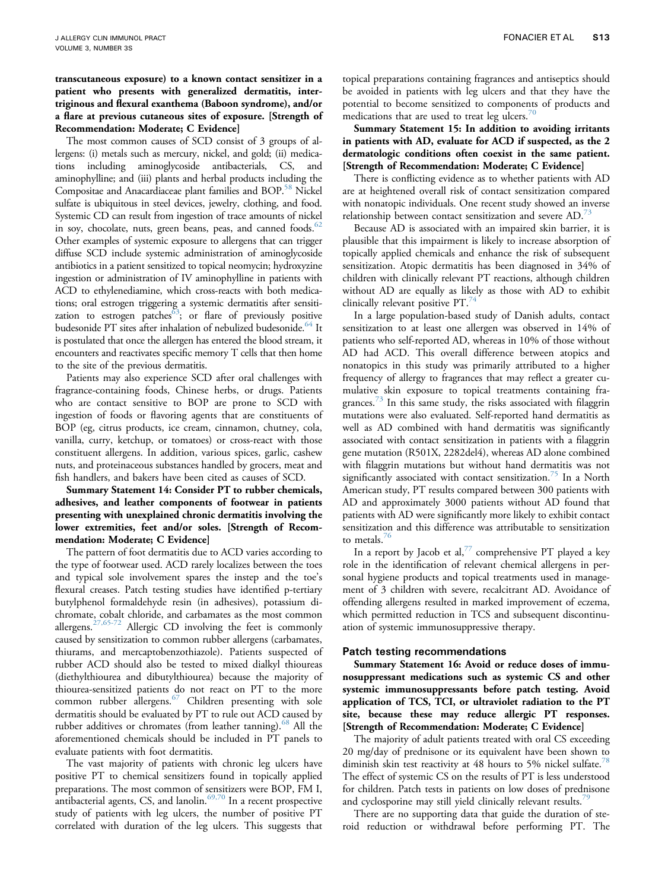**transcutaneous exposure) to a known contact sensitizer in a patient who presents with generalized dermatitis, intertriginous and flexural exanthema (Baboon syndrome), and/or a flare at previous cutaneous sites of exposure. [Strength of Recommendation: Moderate; C Evidence]**

The most common causes of SCD consist of 3 groups of allergens: (i) metals such as mercury, nickel, and gold; (ii) medications including aminoglycoside antibacterials, CS, and aminophylline; and (iii) plants and herbal products including the Compositae and Anacardiaceae plant families and BOP.[58] Nickel sulfate is ubiquitous in steel devices, jewelry, clothing, and food. Systemic CD can result from ingestion of trace amounts of nickel in soy, chocolate, nuts, green beans, peas, and canned foods.[62] Other examples of systemic exposure to allergens that can trigger diffuse SCD include systemic administration of aminoglycoside antibiotics in a patient sensitized to topical neomycin; hydroxyzine ingestion or administration of IV aminophylline in patients with ACD to ethylenediamine, which cross-reacts with both medications; oral estrogen triggering a systemic dermatitis after sensitization to estrogen patches[63]; or flare of previously positive budesonide PT sites after inhalation of nebulized budesonide.[64] It is postulated that once the allergen has entered the blood stream, it encounters and reactivates specific memory T cells that then home to the site of the previous dermatitis.

Patients may also experience SCD after oral challenges with fragrance-containing foods, Chinese herbs, or drugs. Patients who are contact sensitive to BOP are prone to SCD with ingestion of foods or flavoring agents that are constituents of BOP (eg, citrus products, ice cream, cinnamon, chutney, cola, vanilla, curry, ketchup, or tomatoes) or cross-react with those constituent allergens. In addition, various spices, garlic, cashew nuts, and proteinaceous substances handled by grocers, meat and fish handlers, and bakers have been cited as causes of SCD.

**Summary Statement 14: Consider PT to rubber chemicals, adhesives, and leather components of footwear in patients presenting with unexplained chronic dermatitis involving the lower extremities, feet and/or soles. [Strength of Recommendation: Moderate; C Evidence]**

The pattern of foot dermatitis due to ACD varies according to the type of footwear used. ACD rarely localizes between the toes and typical sole involvement spares the instep and the toe's flexural creases. Patch testing studies have identified p-tertiary butylphenol formaldehyde resin (in adhesives), potassium dichromate, cobalt chloride, and carbamates as the most common allergens.[27,65-72] Allergic CD involving the feet is commonly caused by sensitization to common rubber allergens (carbamates, thiurams, and mercaptobenzothiazole). Patients suspected of rubber ACD should also be tested to mixed dialkyl thioureas (diethylthiourea and dibutylthiourea) because the majority of thiourea-sensitized patients do not react on PT to the more common rubber allergens.[67] Children presenting with sole dermatitis should be evaluated by PT to rule out ACD caused by rubber additives or chromates (from leather tanning).[68] All the aforementioned chemicals should be included in PT panels to evaluate patients with foot dermatitis.

The vast majority of patients with chronic leg ulcers have positive PT to chemical sensitizers found in topically applied preparations. The most common of sensitizers were BOP, FM I, antibacterial agents, CS, and lanolin.[69,70] In a recent prospective study of patients with leg ulcers, the number of positive PT correlated with duration of the leg ulcers. This suggests that topical preparations containing fragrances and antiseptics should be avoided in patients with leg ulcers and that they have the potential to become sensitized to components of products and medications that are used to treat leg ulcers.[70]

**Summary Statement 15: In addition to avoiding irritants in patients with AD, evaluate for ACD if suspected, as the 2 dermatologic conditions often coexist in the same patient. [Strength of Recommendation: Moderate; C Evidence]**

There is conflicting evidence as to whether patients with AD are at heightened overall risk of contact sensitization compared with nonatopic individuals. One recent study showed an inverse relationship between contact sensitization and severe AD.[73]

Because AD is associated with an impaired skin barrier, it is plausible that this impairment is likely to increase absorption of topically applied chemicals and enhance the risk of subsequent sensitization. Atopic dermatitis has been diagnosed in 34% of children with clinically relevant PT reactions, although children without AD are equally as likely as those with AD to exhibit clinically relevant positive PT.[74]

In a large population-based study of Danish adults, contact sensitization to at least one allergen was observed in 14% of patients who self-reported AD, whereas in 10% of those without AD had ACD. This overall difference between atopics and nonatopics in this study was primarily attributed to a higher frequency of allergy to fragrances that may reflect a greater cumulative skin exposure to topical treatments containing fragrances.[73] In this same study, the risks associated with filaggrin mutations were also evaluated. Self-reported hand dermatitis as well as AD combined with hand dermatitis was significantly associated with contact sensitization in patients with a filaggrin gene mutation (R501X, 2282del4), whereas AD alone combined with filaggrin mutations but without hand dermatitis was not significantly associated with contact sensitization.[75] In a North American study, PT results compared between 300 patients with AD and approximately 3000 patients without AD found that patients with AD were significantly more likely to exhibit contact sensitization and this difference was attributable to sensitization to metals.[76]

In a report by Jacob et al,[77] comprehensive PT played a key role in the identification of relevant chemical allergens in personal hygiene products and topical treatments used in management of 3 children with severe, recalcitrant AD. Avoidance of offending allergens resulted in marked improvement of eczema, which permitted reduction in TCS and subsequent discontinuation of systemic immunosuppressive therapy.

### Patch testing recommendations

**Summary Statement 16: Avoid or reduce doses of immunosuppressant medications such as systemic CS and other systemic immunosuppressants before patch testing. Avoid application of TCS, TCI, or ultraviolet radiation to the PT site, because these may reduce allergic PT responses. [Strength of Recommendation: Moderate; C Evidence]**

The majority of adult patients treated with oral CS exceeding 20 mg/day of prednisone or its equivalent have been shown to diminish skin test reactivity at 48 hours to 5% nickel sulfate.[78] The effect of systemic CS on the results of PT is less understood for children. Patch tests in patients on low doses of prednisone and cyclosporine may still yield clinically relevant results.[79]

There are no supporting data that guide the duration of steroid reduction or withdrawal before performing PT. The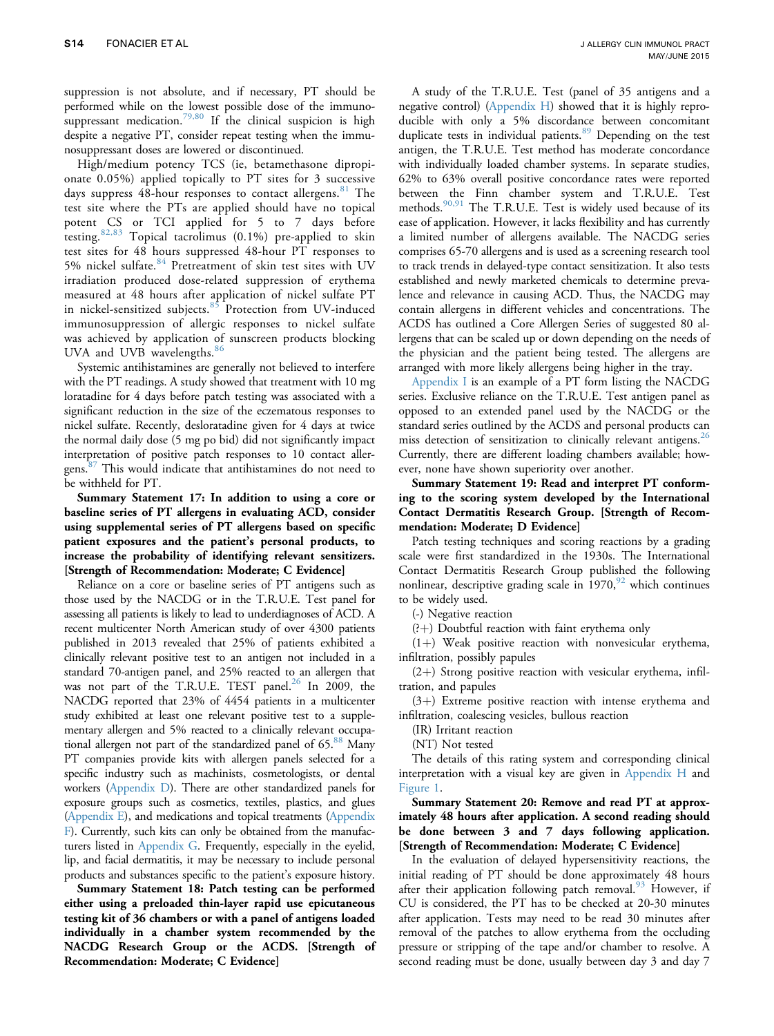suppression is not absolute, and if necessary, PT should be performed while on the lowest possible dose of the immunosuppressant medication.[79,80] If the clinical suspicion is high despite a negative PT, consider repeat testing when the immunosuppressant doses are lowered or discontinued.

High/medium potency TCS (ie, betamethasone dipropionate 0.05%) applied topically to PT sites for 3 successive days suppress 48-hour responses to contact allergens.[81] The test site where the PTs are applied should have no topical potent CS or TCI applied for 5 to 7 days before testing.[82,83] Topical tacrolimus (0.1%) pre-applied to skin test sites for 48 hours suppressed 48-hour PT responses to 5% nickel sulfate.[84] Pretreatment of skin test sites with UV irradiation produced dose-related suppression of erythema measured at 48 hours after application of nickel sulfate PT in nickel-sensitized subjects.[85] Protection from UV-induced immunosuppression of allergic responses to nickel sulfate was achieved by application of sunscreen products blocking UVA and UVB wavelengths.[86]

Systemic antihistamines are generally not believed to interfere with the PT readings. A study showed that treatment with 10 mg loratadine for 4 days before patch testing was associated with a significant reduction in the size of the eczematous responses to nickel sulfate. Recently, desloratadine given for 4 days at twice the normal daily dose (5 mg po bid) did not significantly impact interpretation of positive patch responses to 10 contact allergens.[87] This would indicate that antihistamines do not need to be withheld for PT.

**Summary Statement 17: In addition to using a core or baseline series of PT allergens in evaluating ACD, consider using supplemental series of PT allergens based on specific patient exposures and the patient's personal products, to increase the probability of identifying relevant sensitizers. [Strength of Recommendation: Moderate; C Evidence]**

Reliance on a core or baseline series of PT antigens such as those used by the NACDG or in the T.R.U.E. Test panel for assessing all patients is likely to lead to underdiagnoses of ACD. A recent multicenter North American study of over 4300 patients published in 2013 revealed that 25% of patients exhibited a clinically relevant positive test to an antigen not included in a standard 70-antigen panel, and 25% reacted to an allergen that was not part of the T.R.U.E. TEST panel.[26] In 2009, the NACDG reported that 23% of 4454 patients in a multicenter study exhibited at least one relevant positive test to a supplementary allergen and 5% reacted to a clinically relevant occupational allergen not part of the standardized panel of 65.[88] Many PT companies provide kits with allergen panels selected for a specific industry such as machinists, cosmetologists, or dental workers (Appendix D). There are other standardized panels for exposure groups such as cosmetics, textiles, plastics, and glues (Appendix E), and medications and topical treatments (Appendix F). Currently, such kits can only be obtained from the manufacturers listed in Appendix G. Frequently, especially in the eyelid, lip, and facial dermatitis, it may be necessary to include personal products and substances specific to the patient's exposure history.

**Summary Statement 18: Patch testing can be performed either using a preloaded thin-layer rapid use epicutaneous testing kit of 36 chambers or with a panel of antigens loaded individually in a chamber system recommended by the NACDG Research Group or the ACDS. [Strength of Recommendation: Moderate; C Evidence]**

A study of the T.R.U.E. Test (panel of 35 antigens and a negative control) (Appendix H) showed that it is highly reproducible with only a 5% discordance between concomitant duplicate tests in individual patients.[89] Depending on the test antigen, the T.R.U.E. Test method has moderate concordance with individually loaded chamber systems. In separate studies, 62% to 63% overall positive concordance rates were reported between the Finn chamber system and T.R.U.E. Test methods.[90,91] The T.R.U.E. Test is widely used because of its ease of application. However, it lacks flexibility and has currently a limited number of allergens available. The NACDG series comprises 65-70 allergens and is used as a screening research tool to track trends in delayed-type contact sensitization. It also tests established and newly marketed chemicals to determine prevalence and relevance in causing ACD. Thus, the NACDG may contain allergens in different vehicles and concentrations. The ACDS has outlined a Core Allergen Series of suggested 80 allergens that can be scaled up or down depending on the needs of the physician and the patient being tested. The allergens are arranged with more likely allergens being higher in the tray.

Appendix I is an example of a PT form listing the NACDG series. Exclusive reliance on the T.R.U.E. Test antigen panel as opposed to an extended panel used by the NACDG or the standard series outlined by the ACDS and personal products can miss detection of sensitization to clinically relevant antigens.[26] Currently, there are different loading chambers available; however, none have shown superiority over another.

**Summary Statement 19: Read and interpret PT conforming to the scoring system developed by the International Contact Dermatitis Research Group. [Strength of Recommendation: Moderate; D Evidence]**

Patch testing techniques and scoring reactions by a grading scale were first standardized in the 1930s. The International Contact Dermatitis Research Group published the following nonlinear, descriptive grading scale in 1970,[92] which continues to be widely used.

(-) Negative reaction

(?+) Doubtful reaction with faint erythema only

(1+) Weak positive reaction with nonvesicular erythema, infiltration, possibly papules

(2+) Strong positive reaction with vesicular erythema, infiltration, and papules

(3+) Extreme positive reaction with intense erythema and infiltration, coalescing vesicles, bullous reaction

(IR) Irritant reaction

(NT) Not tested

The details of this rating system and corresponding clinical interpretation with a visual key are given in Appendix H and Figure 1.

**Summary Statement 20: Remove and read PT at approximately 48 hours after application. A second reading should be done between 3 and 7 days following application. [Strength of Recommendation: Moderate; C Evidence]**

In the evaluation of delayed hypersensitivity reactions, the initial reading of PT should be done approximately 48 hours after their application following patch removal.[93] However, if CU is considered, the PT has to be checked at 20-30 minutes after application. Tests may need to be read 30 minutes after removal of the patches to allow erythema from the occluding pressure or stripping of the tape and/or chamber to resolve. A second reading must be done, usually between day 3 and day 7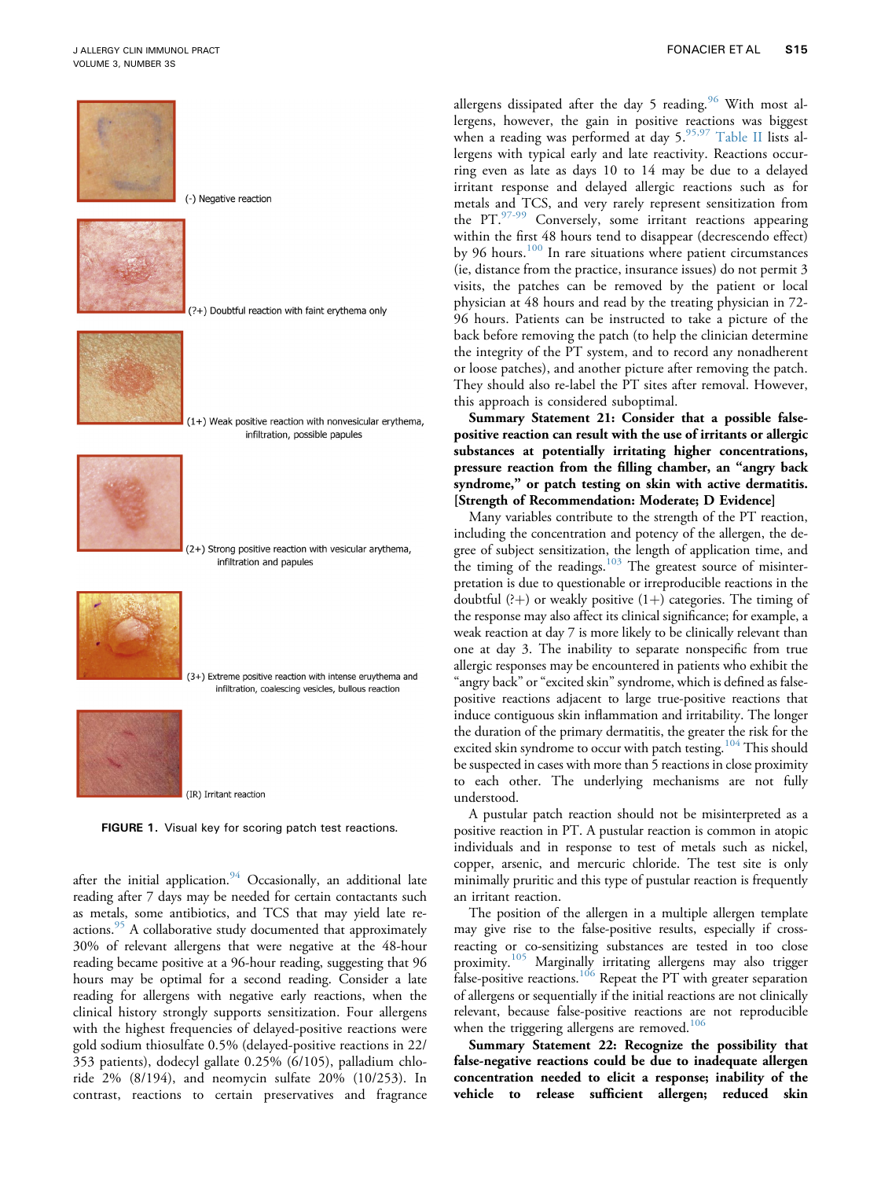(-) Negative reaction

(?+) Doubtful reaction with faint erythema only

(1+) Weak positive reaction with nonvesicular erythema, infiltration, possible papules

(2+) Strong positive reaction with vesicular arythema, infiltration and papules

(3+) Extreme positive reaction with intense eruythema and infiltration, coalescing vesicles, bullous reaction

(IR) Irritant reaction

**FIGURE 1.** Visual key for scoring patch test reactions.

after the initial application.[94] Occasionally, an additional late reading after 7 days may be needed for certain contactants such as metals, some antibiotics, and TCS that may yield late reactions.[95] A collaborative study documented that approximately 30% of relevant allergens that were negative at the 48-hour reading became positive at a 96-hour reading, suggesting that 96 hours may be optimal for a second reading. Consider a late reading for allergens with negative early reactions, when the clinical history strongly supports sensitization. Four allergens with the highest frequencies of delayed-positive reactions were gold sodium thiosulfate 0.5% (delayed-positive reactions in 22/353 patients), dodecyl gallate 0.25% (6/105), palladium chloride 2% (8/194), and neomycin sulfate 20% (10/253). In contrast, reactions to certain preservatives and fragrance allergens dissipated after the day 5 reading.[96] With most allergens, however, the gain in positive reactions was biggest when a reading was performed at day 5.[95,97] Table II lists allergens with typical early and late reactivity. Reactions occurring even as late as days 10 to 14 may be due to a delayed irritant response and delayed allergic reactions such as for metals and TCS, and very rarely represent sensitization from the PT.[97-99] Conversely, some irritant reactions appearing within the first 48 hours tend to disappear (decrescendo effect) by 96 hours.[100] In rare situations where patient circumstances (ie, distance from the practice, insurance issues) do not permit 3 visits, the patches can be removed by the patient or local physician at 48 hours and read by the treating physician in 72-96 hours. Patients can be instructed to take a picture of the back before removing the patch (to help the clinician determine the integrity of the PT system, and to record any nonadherent or loose patches), and another picture after removing the patch. They should also re-label the PT sites after removal. However, this approach is considered suboptimal.

**Summary Statement 21: Consider that a possible false-positive reaction can result with the use of irritants or allergic substances at potentially irritating higher concentrations, pressure reaction from the filling chamber, an "angry back syndrome," or patch testing on skin with active dermatitis. [Strength of Recommendation: Moderate; D Evidence]**

Many variables contribute to the strength of the PT reaction, including the concentration and potency of the allergen, the degree of subject sensitization, the length of application time, and the timing of the readings.[103] The greatest source of misinterpretation is due to questionable or irreproducible reactions in the doubtful (?+) or weakly positive (1+) categories. The timing of the response may also affect its clinical significance; for example, a weak reaction at day 7 is more likely to be clinically relevant than one at day 3. The inability to separate nonspecific from true allergic responses may be encountered in patients who exhibit the "angry back" or "excited skin" syndrome, which is defined as false-positive reactions adjacent to large true-positive reactions that induce contiguous skin inflammation and irritability. The longer the duration of the primary dermatitis, the greater the risk for the excited skin syndrome to occur with patch testing.[104] This should be suspected in cases with more than 5 reactions in close proximity to each other. The underlying mechanisms are not fully understood.

A pustular patch reaction should not be misinterpreted as a positive reaction in PT. A pustular reaction is common in atopic individuals and in response to test of metals such as nickel, copper, arsenic, and mercuric chloride. The test site is only minimally pruritic and this type of pustular reaction is frequently an irritant reaction.

The position of the allergen in a multiple allergen template may give rise to the false-positive results, especially if cross-reacting or co-sensitizing substances are tested in too close proximity.[105] Marginally irritating allergens may also trigger false-positive reactions.[106] Repeat the PT with greater separation of allergens or sequentially if the initial reactions are not clinically relevant, because false-positive reactions are not reproducible when the triggering allergens are removed.[106]

**Summary Statement 22: Recognize the possibility that false-negative reactions could be due to inadequate allergen concentration needed to elicit a response; inability of the vehicle to release sufficient allergen; reduced skin**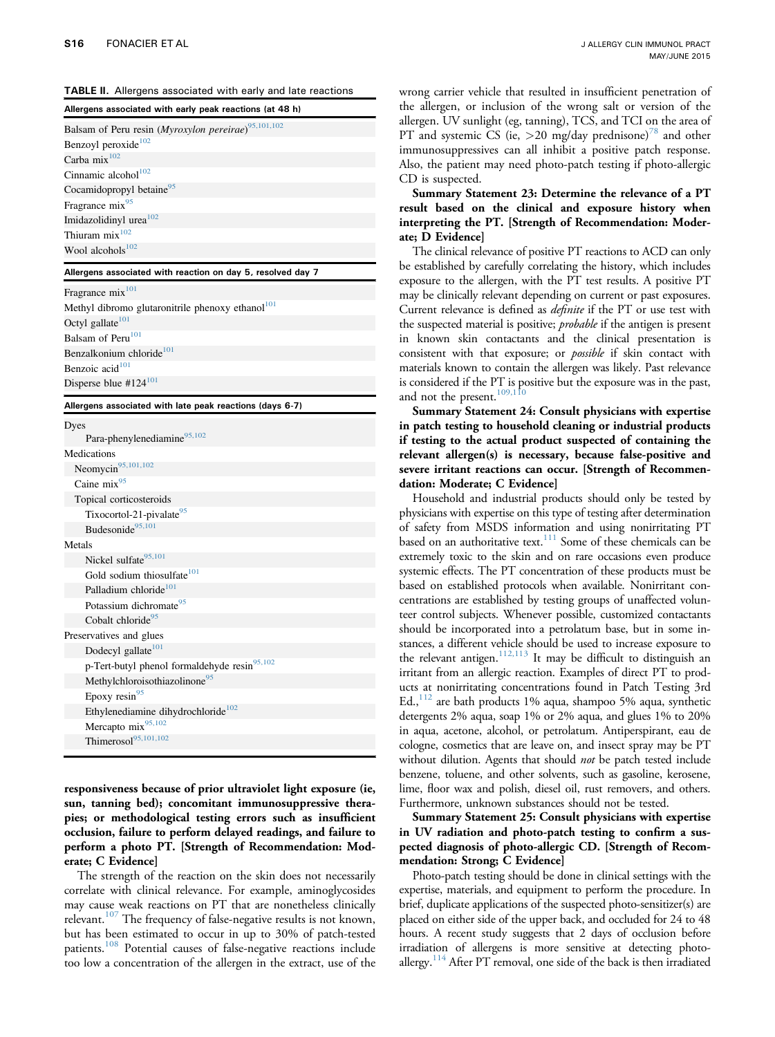**TABLE II.** Allergens associated with early and late reactions

| |
|---|
| **Allergens associated with early peak reactions (at 48 h)** |
| Balsam of Peru resin (*Myroxylon pereirae*)[95,101,102] |
| Benzoyl peroxide[102] |
| Carba mix[102] |
| Cinnamic alcohol[102] |
| Cocamidopropyl betaine[95] |
| Fragrance mix[95] |
| Imidazolidinyl urea[102] |
| Thiuram mix[102] |
| Wool alcohols[102] |
| **Allergens associated with reaction on day 5, resolved day 7** |
| Fragrance mix[101] |
| Methyl dibromo glutaronitrile phenoxy ethanol[101] |
| Octyl gallate[101] |
| Balsam of Peru[101] |
| Benzalkonium chloride[101] |
| Benzoic acid[101] |
| Disperse blue #124[101] |
| **Allergens associated with late peak reactions (days 6-7)** |
| Dyes |
| Para-phenylenediamine[95,102] |
| Medications |
| Neomycin[95,101,102] |
| Caine mix[95] |
| Topical corticosteroids |
| Tixocortol-21-pivalate[95] |
| Budesonide[95,101] |
| Metals |
| Nickel sulfate[95,101] |
| Gold sodium thiosulfate[101] |
| Palladium chloride[101] |
| Potassium dichromate[95] |
| Cobalt chloride[95] |
| Preservatives and glues |
| Dodecyl gallate[101] |
| p-Tert-butyl phenol formaldehyde resin[95,102] |
| Methylchloroisothiazolinone[95] |
| Epoxy resin[95] |
| Ethylenediamine dihydrochloride[102] |
| Mercapto mix[95,102] |
| Thimerosol[95,101,102] |

**responsiveness because of prior ultraviolet light exposure (ie, sun, tanning bed); concomitant immunosuppressive therapies; or methodological testing errors such as insufficient occlusion, failure to perform delayed readings, and failure to perform a photo PT. [Strength of Recommendation: Moderate; C Evidence]**

The strength of the reaction on the skin does not necessarily correlate with clinical relevance. For example, aminoglycosides may cause weak reactions on PT that are nonetheless clinically relevant.[107] The frequency of false-negative results is not known, but has been estimated to occur in up to 30% of patch-tested patients.[108] Potential causes of false-negative reactions include too low a concentration of the allergen in the extract, use of the wrong carrier vehicle that resulted in insufficient penetration of the allergen, or inclusion of the wrong salt or version of the allergen. UV sunlight (eg, tanning), TCS, and TCI on the area of PT and systemic CS (ie, >20 mg/day prednisone)[78] and other immunosuppressives can all inhibit a positive patch response. Also, the patient may need photo-patch testing if photo-allergic CD is suspected.

**Summary Statement 23: Determine the relevance of a PT result based on the clinical and exposure history when interpreting the PT. [Strength of Recommendation: Moderate; D Evidence]**

The clinical relevance of positive PT reactions to ACD can only be established by carefully correlating the history, which includes exposure to the allergen, with the PT test results. A positive PT may be clinically relevant depending on current or past exposures. Current relevance is defined as *definite* if the PT or use test with the suspected material is positive; *probable* if the antigen is present in known skin contactants and the clinical presentation is consistent with that exposure; or *possible* if skin contact with materials known to contain the allergen was likely. Past relevance is considered if the PT is positive but the exposure was in the past, and not the present.[109,110]

**Summary Statement 24: Consult physicians with expertise in patch testing to household cleaning or industrial products if testing to the actual product suspected of containing the relevant allergen(s) is necessary, because false-positive and severe irritant reactions can occur. [Strength of Recommendation: Moderate; C Evidence]**

Household and industrial products should only be tested by physicians with expertise on this type of testing after determination of safety from MSDS information and using nonirritating PT based on an authoritative text.[111] Some of these chemicals can be extremely toxic to the skin and on rare occasions even produce systemic effects. The PT concentration of these products must be based on established protocols when available. Nonirritant concentrations are established by testing groups of unaffected volunteer control subjects. Whenever possible, customized contactants should be incorporated into a petrolatum base, but in some instances, a different vehicle should be used to increase exposure to the relevant antigen.[112,113] It may be difficult to distinguish an irritant from an allergic reaction. Examples of direct PT to products at nonirritating concentrations found in Patch Testing 3rd Ed.,[112] are bath products 1% aqua, shampoo 5% aqua, synthetic detergents 2% aqua, soap 1% or 2% aqua, and glues 1% to 20% in aqua, acetone, alcohol, or petrolatum. Antiperspirant, eau de cologne, cosmetics that are leave on, and insect spray may be PT without dilution. Agents that should *not* be patch tested include benzene, toluene, and other solvents, such as gasoline, kerosene, lime, floor wax and polish, diesel oil, rust removers, and others. Furthermore, unknown substances should not be tested.

**Summary Statement 25: Consult physicians with expertise in UV radiation and photo-patch testing to confirm a suspected diagnosis of photo-allergic CD. [Strength of Recommendation: Strong; C Evidence]**

Photo-patch testing should be done in clinical settings with the expertise, materials, and equipment to perform the procedure. In brief, duplicate applications of the suspected photo-sensitizer(s) are placed on either side of the upper back, and occluded for 24 to 48 hours. A recent study suggests that 2 days of occlusion before irradiation of allergens is more sensitive at detecting photoallergy.[114] After PT removal, one side of the back is then irradiated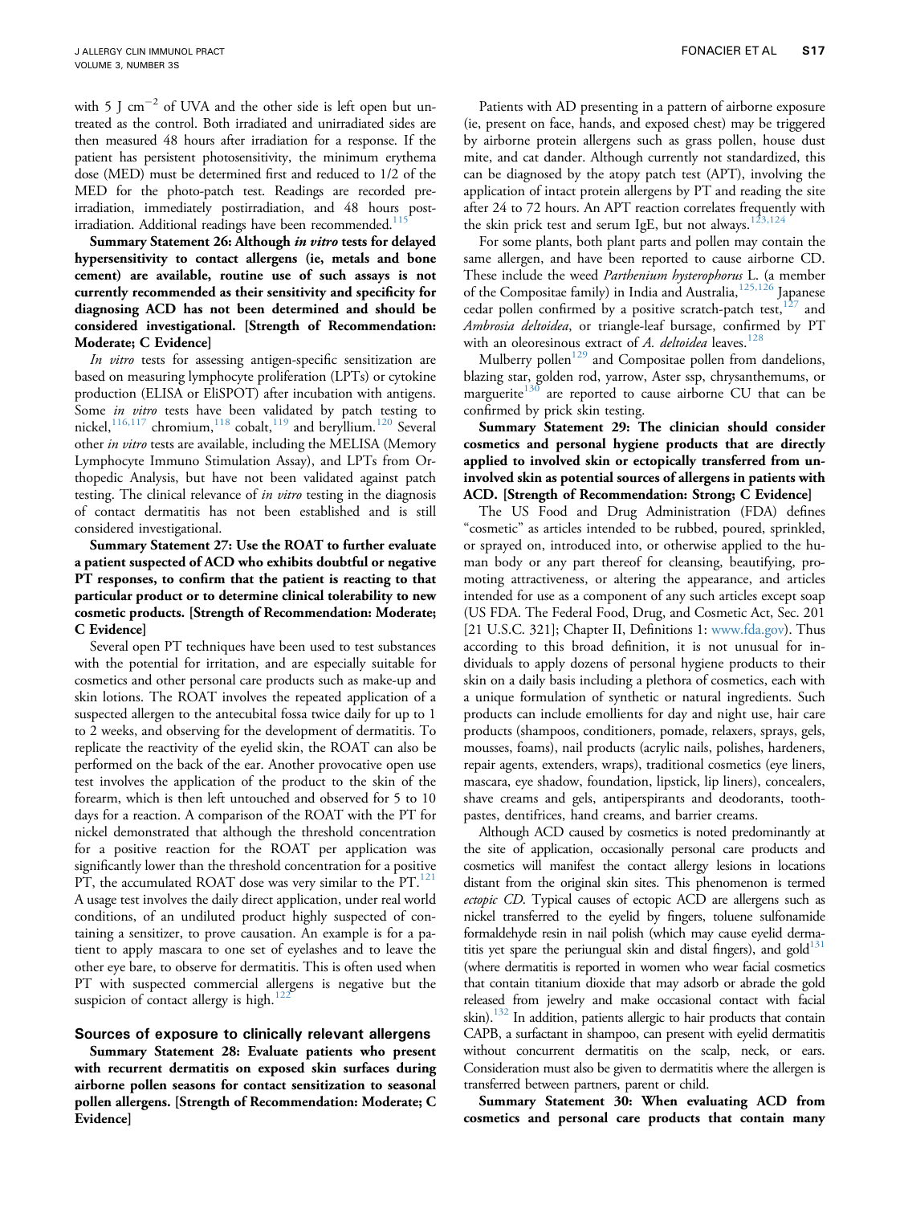with 5 J $cm^{-2}$ of UVA and the other side is left open but untreated as the control. Both irradiated and unirradiated sides are then measured 48 hours after irradiation for a response. If the patient has persistent photosensitivity, the minimum erythema dose (MED) must be determined first and reduced to 1/2 of the MED for the photo-patch test. Readings are recorded pre-irradiation, immediately postirradiation, and 48 hours post-irradiation. Additional readings have been recommended.[115]

**Summary Statement 26: Although *in vitro* tests for delayed hypersensitivity to contact allergens (ie, metals and bone cement) are available, routine use of such assays is not currently recommended as their sensitivity and specificity for diagnosing ACD has not been determined and should be considered investigational. [Strength of Recommendation: Moderate; C Evidence]**

*In vitro* tests for assessing antigen-specific sensitization are based on measuring lymphocyte proliferation (LPTs) or cytokine production (ELISA or EliSPOT) after incubation with antigens. Some *in vitro* tests have been validated by patch testing to nickel,[116,117] chromium,[118] cobalt,[119] and beryllium.[120] Several other *in vitro* tests are available, including the MELISA (Memory Lymphocyte Immuno Stimulation Assay), and LPTs from Orthopedic Analysis, but have not been validated against patch testing. The clinical relevance of *in vitro* testing in the diagnosis of contact dermatitis has not been established and is still considered investigational.

**Summary Statement 27: Use the ROAT to further evaluate a patient suspected of ACD who exhibits doubtful or negative PT responses, to confirm that the patient is reacting to that particular product or to determine clinical tolerability to new cosmetic products. [Strength of Recommendation: Moderate; C Evidence]**

Several open PT techniques have been used to test substances with the potential for irritation, and are especially suitable for cosmetics and other personal care products such as make-up and skin lotions. The ROAT involves the repeated application of a suspected allergen to the antecubital fossa twice daily for up to 1 to 2 weeks, and observing for the development of dermatitis. To replicate the reactivity of the eyelid skin, the ROAT can also be performed on the back of the ear. Another provocative open use test involves the application of the product to the skin of the forearm, which is then left untouched and observed for 5 to 10 days for a reaction. A comparison of the ROAT with the PT for nickel demonstrated that although the threshold concentration for a positive reaction for the ROAT per application was significantly lower than the threshold concentration for a positive PT, the accumulated ROAT dose was very similar to the PT.[121] A usage test involves the daily direct application, under real world conditions, of an undiluted product highly suspected of containing a sensitizer, to prove causation. An example is for a patient to apply mascara to one set of eyelashes and to leave the other eye bare, to observe for dermatitis. This is often used when PT with suspected commercial allergens is negative but the suspicion of contact allergy is high.[122]

### Sources of exposure to clinically relevant allergens

**Summary Statement 28: Evaluate patients who present with recurrent dermatitis on exposed skin surfaces during airborne pollen seasons for contact sensitization to seasonal pollen allergens. [Strength of Recommendation: Moderate; C Evidence]**

Patients with AD presenting in a pattern of airborne exposure (ie, present on face, hands, and exposed chest) may be triggered by airborne protein allergens such as grass pollen, house dust mite, and cat dander. Although currently not standardized, this can be diagnosed by the atopy patch test (APT), involving the application of intact protein allergens by PT and reading the site after 24 to 72 hours. An APT reaction correlates frequently with the skin prick test and serum IgE, but not always.[123,124]

For some plants, both plant parts and pollen may contain the same allergen, and have been reported to cause airborne CD. These include the weed *Parthenium hysterophorus* L. (a member of the Compositae family) in India and Australia,[125,126] Japanese cedar pollen confirmed by a positive scratch-patch test,[127] and *Ambrosia deltoidea*, or triangle-leaf bursage, confirmed by PT with an oleoresinous extract of *A. deltoidea* leaves.[128]

Mulberry pollen[129] and Compositae pollen from dandelions, blazing star, golden rod, yarrow, Aster ssp, chrysanthemums, or marguerite[130] are reported to cause airborne CU that can be confirmed by prick skin testing.

**Summary Statement 29: The clinician should consider cosmetics and personal hygiene products that are directly applied to involved skin or ectopically transferred from uninvolved skin as potential sources of allergens in patients with ACD. [Strength of Recommendation: Strong; C Evidence]**

The US Food and Drug Administration (FDA) defines "cosmetic" as articles intended to be rubbed, poured, sprinkled, or sprayed on, introduced into, or otherwise applied to the human body or any part thereof for cleansing, beautifying, promoting attractiveness, or altering the appearance, and articles intended for use as a component of any such articles except soap (US FDA. The Federal Food, Drug, and Cosmetic Act, Sec. 201 [21 U.S.C. 321]; Chapter II, Definitions 1: www.fda.gov). Thus according to this broad definition, it is not unusual for individuals to apply dozens of personal hygiene products to their skin on a daily basis including a plethora of cosmetics, each with a unique formulation of synthetic or natural ingredients. Such products can include emollients for day and night use, hair care products (shampoos, conditioners, pomade, relaxers, sprays, gels, mousses, foams), nail products (acrylic nails, polishes, hardeners, repair agents, extenders, wraps), traditional cosmetics (eye liners, mascara, eye shadow, foundation, lipstick, lip liners), concealers, shave creams and gels, antiperspirants and deodorants, toothpastes, dentifrices, hand creams, and barrier creams.

Although ACD caused by cosmetics is noted predominantly at the site of application, occasionally personal care products and cosmetics will manifest the contact allergy lesions in locations distant from the original skin sites. This phenomenon is termed *ectopic CD*. Typical causes of ectopic ACD are allergens such as nickel transferred to the eyelid by fingers, toluene sulfonamide formaldehyde resin in nail polish (which may cause eyelid dermatitis yet spare the periungual skin and distal fingers), and gold[131] (where dermatitis is reported in women who wear facial cosmetics that contain titanium dioxide that may adsorb or abrade the gold released from jewelry and make occasional contact with facial skin).[132] In addition, patients allergic to hair products that contain CAPB, a surfactant in shampoo, can present with eyelid dermatitis without concurrent dermatitis on the scalp, neck, or ears. Consideration must also be given to dermatitis where the allergen is transferred between partners, parent or child.

**Summary Statement 30: When evaluating ACD from cosmetics and personal care products that contain many**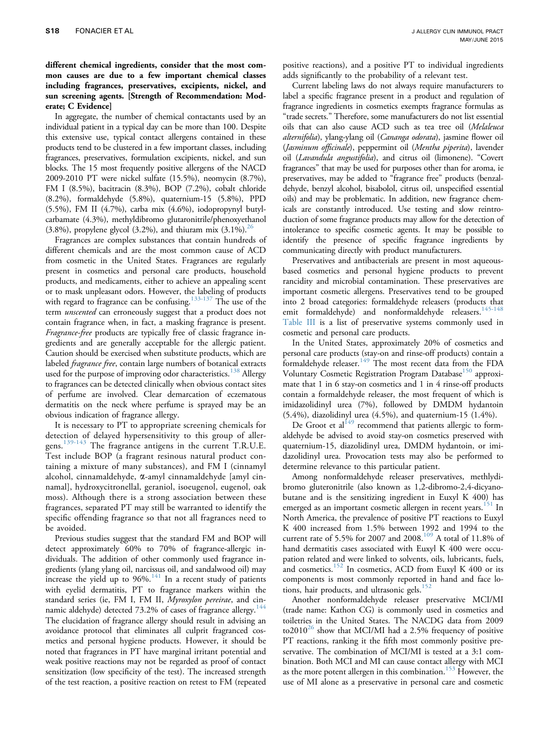**different chemical ingredients, consider that the most common causes are due to a few important chemical classes including fragrances, preservatives, excipients, nickel, and sun screening agents. [Strength of Recommendation: Moderate; C Evidence]**

In aggregate, the number of chemical contactants used by an individual patient in a typical day can be more than 100. Despite this extensive use, typical contact allergens contained in these products tend to be clustered in a few important classes, including fragrances, preservatives, formulation excipients, nickel, and sun blocks. The 15 most frequently positive allergens of the NACD 2009-2010 PT were nickel sulfate (15.5%), neomycin (8.7%), FM I (8.5%), bacitracin (8.3%), BOP (7.2%), cobalt chloride (8.2%), formaldehyde (5.8%), quaternium-15 (5.8%), PPD (5.5%), FM II (4.7%), carba mix (4.6%), iodopropynyl butylcarbamate (4.3%), methyldibromo glutaronitrile/phenoxyethanol (3.8%), propylene glycol (3.2%), and thiuram mix (3.1%).[26]

Fragrances are complex substances that contain hundreds of different chemicals and are the most common cause of ACD from cosmetic in the United States. Fragrances are regularly present in cosmetics and personal care products, household products, and medicaments, either to achieve an appealing scent or to mask unpleasant odors. However, the labeling of products with regard to fragrance can be confusing.[133-137] The use of the term *unscented* can erroneously suggest that a product does not contain fragrance when, in fact, a masking fragrance is present. *Fragrance-free* products are typically free of classic fragrance ingredients and are generally acceptable for the allergic patient. Caution should be exercised when substitute products, which are labeled *fragrance free*, contain large numbers of botanical extracts used for the purpose of improving odor characteristics.[138] Allergy to fragrances can be detected clinically when obvious contact sites of perfume are involved. Clear demarcation of eczematous dermatitis on the neck where perfume is sprayed may be an obvious indication of fragrance allergy.

It is necessary to PT to appropriate screening chemicals for detection of delayed hypersensitivity to this group of allergens.[139-143] The fragrance antigens in the current T.R.U.E. Test include BOP (a fragrant resinous natural product containing a mixture of many substances), and FM I (cinnamyl alcohol, cinnamaldehyde, α-amyl cinnamaldehyde [amyl cinnamal], hydroxycitronellal, geraniol, isoeugenol, eugenol, oak moss). Although there is a strong association between these fragrances, separated PT may still be warranted to identify the specific offending fragrance so that not all fragrances need to be avoided.

Previous studies suggest that the standard FM and BOP will detect approximately 60% to 70% of fragrance-allergic individuals. The addition of other commonly used fragrance ingredients (ylang ylang oil, narcissus oil, and sandalwood oil) may increase the yield up to 96%.[141] In a recent study of patients with eyelid dermatitis, PT to fragrance markers within the standard series (ie, FM I, FM II, *Myroxylon pereirae*, and cinnamic aldehyde) detected 73.2% of cases of fragrance allergy.[144] The elucidation of fragrance allergy should result in advising an avoidance protocol that eliminates all culprit fragranced cosmetics and personal hygiene products. However, it should be noted that fragrances in PT have marginal irritant potential and weak positive reactions may not be regarded as proof of contact sensitization (low specificity of the test). The increased strength of the test reaction, a positive reaction on retest to FM (repeated positive reactions), and a positive PT to individual ingredients adds significantly to the probability of a relevant test.

Current labeling laws do not always require manufacturers to label a specific fragrance present in a product and regulation of fragrance ingredients in cosmetics exempts fragrance formulas as "trade secrets." Therefore, some manufacturers do not list essential oils that can also cause ACD such as tea tree oil (*Melaleuca alternifolia*), ylang-ylang oil (*Cananga odorata*), jasmine flower oil (*Jasminum officinale*), peppermint oil (*Mentha piperita*), lavender oil (*Lavandula angustifolia*), and citrus oil (limonene). "Covert fragrances" that may be used for purposes other than for aroma, ie preservatives, may be added to "fragrance free" products (benzaldehyde, benzyl alcohol, bisabolol, citrus oil, unspecified essential oils) and may be problematic. In addition, new fragrance chemicals are constantly introduced. Use testing and slow reintroduction of some fragrance products may allow for the detection of intolerance to specific cosmetic agents. It may be possible to identify the presence of specific fragrance ingredients by communicating directly with product manufacturers.

Preservatives and antibacterials are present in most aqueous-based cosmetics and personal hygiene products to prevent rancidity and microbial contamination. These preservatives are important cosmetic allergens. Preservatives tend to be grouped into 2 broad categories: formaldehyde releasers (products that emit formaldehyde) and nonformaldehyde releasers.[145-148] Table III is a list of preservative systems commonly used in cosmetic and personal care products.

In the United States, approximately 20% of cosmetics and personal care products (stay-on and rinse-off products) contain a formaldehyde releaser.[149] The most recent data from the FDA Voluntary Cosmetic Registration Program Database[150] approximate that 1 in 6 stay-on cosmetics and 1 in 4 rinse-off products contain a formaldehyde releaser, the most frequent of which is imidazolidinyl urea (7%), followed by DMDM hydantoin (5.4%), diazolidinyl urea (4.5%), and quaternium-15 (1.4%).

De Groot et al[149] recommend that patients allergic to formaldehyde be advised to avoid stay-on cosmetics preserved with quaternium-15, diazolidinyl urea, DMDM hydantoin, or imidazolidinyl urea. Provocation tests may also be performed to determine relevance to this particular patient.

Among nonformaldehyde releaser preservatives, methlydibromo gluteronitrile (also known as 1,2-dibromo-2,4-dicyanobutane and is the sensitizing ingredient in Euxyl K 400) has emerged as an important cosmetic allergen in recent years.[151] In North America, the prevalence of positive PT reactions to Euxyl K 400 increased from 1.5% between 1992 and 1994 to the current rate of 5.5% for 2007 and 2008.[109] A total of 11.8% of hand dermatitis cases associated with Euxyl K 400 were occupation related and were linked to solvents, oils, lubricants, fuels, and cosmetics.[152] In cosmetics, ACD from Euxyl K 400 or its components is most commonly reported in hand and face lotions, hair products, and ultrasonic gels.[152]

Another nonformaldehyde releaser preservative MCI/MI (trade name: Kathon CG) is commonly used in cosmetics and toiletries in the United States. The NACDG data from 2009 to2010[26] show that MCI/MI had a 2.5% frequency of positive PT reactions, ranking it the fifth most commonly positive preservative. The combination of MCI/MI is tested at a 3:1 combination. Both MCI and MI can cause contact allergy with MCI as the more potent allergen in this combination.[153] However, the use of MI alone as a preservative in personal care and cosmetic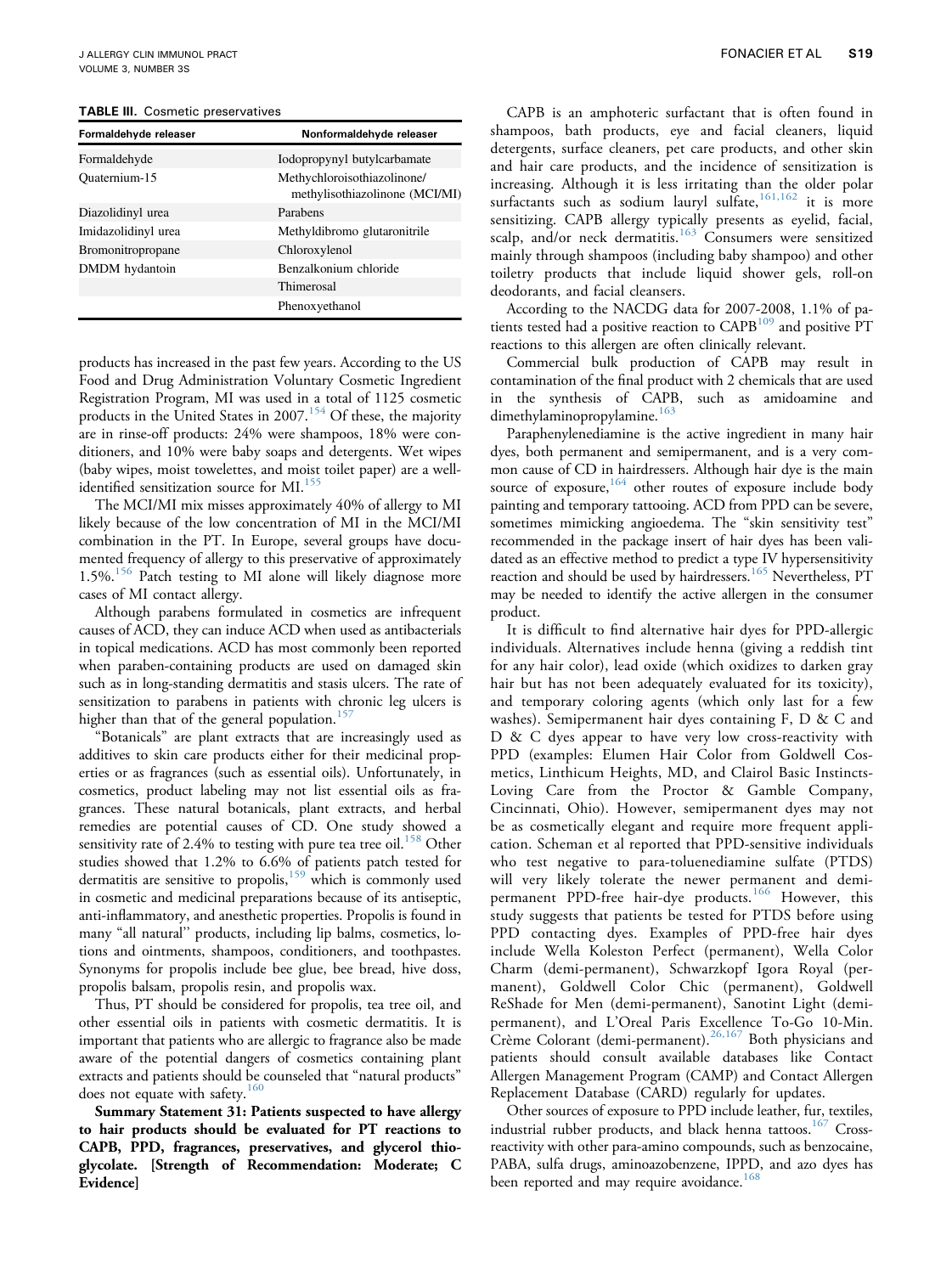**TABLE III.** Cosmetic preservatives

| Formaldehyde releaser | Nonformaldehyde releaser |
|---|---|
| Formaldehyde | Iodopropynyl butylcarbamate |
| Quaternium-15 | Methylchloroisothiazolinone/ methylisothiazolinone (MCI/MI) |
| Diazolidinyl urea | Parabens |
| Imidazolidinyl urea | Methyldibromo glutaronitrile |
| Bromonitropropane | Chloroxylenol |
| DMDM hydantoin | Benzalkonium chloride |
| | Thimerosal |
| | Phenoxyethanol |

products has increased in the past few years. According to the US Food and Drug Administration Voluntary Cosmetic Ingredient Registration Program, MI was used in a total of 1125 cosmetic products in the United States in 2007.[154] Of these, the majority are in rinse-off products: 24% were shampoos, 18% were conditioners, and 10% were baby soaps and detergents. Wet wipes (baby wipes, moist towelettes, and moist toilet paper) are a well-identified sensitization source for MI.[155]

The MCI/MI mix misses approximately 40% of allergy to MI likely because of the low concentration of MI in the MCI/MI combination in the PT. In Europe, several groups have documented frequency of allergy to this preservative of approximately 1.5%.[156] Patch testing to MI alone will likely diagnose more cases of MI contact allergy.

Although parabens formulated in cosmetics are infrequent causes of ACD, they can induce ACD when used as antibacterials in topical medications. ACD has most commonly been reported when paraben-containing products are used on damaged skin such as in long-standing dermatitis and stasis ulcers. The rate of sensitization to parabens in patients with chronic leg ulcers is higher than that of the general population.[157]

"Botanicals" are plant extracts that are increasingly used as additives to skin care products either for their medicinal properties or as fragrances (such as essential oils). Unfortunately, in cosmetics, product labeling may not list essential oils as fragrances. These natural botanicals, plant extracts, and herbal remedies are potential causes of CD. One study showed a sensitivity rate of 2.4% to testing with pure tea tree oil.[158] Other studies showed that 1.2% to 6.6% of patients patch tested for dermatitis are sensitive to propolis,[159] which is commonly used in cosmetic and medicinal preparations because of its antiseptic, anti-inflammatory, and anesthetic properties. Propolis is found in many "all natural" products, including lip balms, cosmetics, lotions and ointments, shampoos, conditioners, and toothpastes. Synonyms for propolis include bee glue, bee bread, hive doss, propolis balsam, propolis resin, and propolis wax.

Thus, PT should be considered for propolis, tea tree oil, and other essential oils in patients with cosmetic dermatitis. It is important that patients who are allergic to fragrance also be made aware of the potential dangers of cosmetics containing plant extracts and patients should be counseled that "natural products" does not equate with safety.[160]

**Summary Statement 31: Patients suspected to have allergy to hair products should be evaluated for PT reactions to CAPB, PPD, fragrances, preservatives, and glycerol thioglycolate. [Strength of Recommendation: Moderate; C Evidence]**

CAPB is an amphoteric surfactant that is often found in shampoos, bath products, eye and facial cleaners, liquid detergents, surface cleaners, pet care products, and other skin and hair care products, and the incidence of sensitization is increasing. Although it is less irritating than the older polar surfactants such as sodium lauryl sulfate,[161,162] it is more sensitizing. CAPB allergy typically presents as eyelid, facial, scalp, and/or neck dermatitis.[163] Consumers were sensitized mainly through shampoos (including baby shampoo) and other toiletry products that include liquid shower gels, roll-on deodorants, and facial cleansers.

According to the NACDG data for 2007-2008, 1.1% of patients tested had a positive reaction to CAPB[109] and positive PT reactions to this allergen are often clinically relevant.

Commercial bulk production of CAPB may result in contamination of the final product with 2 chemicals that are used in the synthesis of CAPB, such as amidoamine and dimethylaminopropylamine.[163]

Paraphenylenediamine is the active ingredient in many hair dyes, both permanent and semipermanent, and is a very common cause of CD in hairdressers. Although hair dye is the main source of exposure,[164] other routes of exposure include body painting and temporary tattooing. ACD from PPD can be severe, sometimes mimicking angioedema. The "skin sensitivity test" recommended in the package insert of hair dyes has been validated as an effective method to predict a type IV hypersensitivity reaction and should be used by hairdressers.[165] Nevertheless, PT may be needed to identify the active allergen in the consumer product.

It is difficult to find alternative hair dyes for PPD-allergic individuals. Alternatives include henna (giving a reddish tint for any hair color), lead oxide (which oxidizes to darken gray hair but has not been adequately evaluated for its toxicity), and temporary coloring agents (which only last for a few washes). Semipermanent hair dyes containing F, D & C and D & C dyes appear to have very low cross-reactivity with PPD (examples: Elumen Hair Color from Goldwell Cosmetics, Linthicum Heights, MD, and Clairol Basic Instincts-Loving Care from the Proctor & Gamble Company, Cincinnati, Ohio). However, semipermanent dyes may not be as cosmetically elegant and require more frequent application. Scheman et al reported that PPD-sensitive individuals who test negative to para-toluenediamine sulfate (PTDS) will very likely tolerate the newer permanent and demi-permanent PPD-free hair-dye products.[166] However, this study suggests that patients be tested for PTDS before using PPD contacting dyes. Examples of PPD-free hair dyes include Wella Koleston Perfect (permanent), Wella Color Charm (demi-permanent), Schwarzkopf Igora Royal (permanent), Goldwell Color Chic (permanent), Goldwell ReShade for Men (demi-permanent), Sanotint Light (demi-permanent), and L'Oreal Paris Excellence To-Go 10-Min. Crème Colorant (demi-permanent).[26,167] Both physicians and patients should consult available databases like Contact Allergen Management Program (CAMP) and Contact Allergen Replacement Database (CARD) regularly for updates.

Other sources of exposure to PPD include leather, fur, textiles, industrial rubber products, and black henna tattoos.[167] Cross-reactivity with other para-amino compounds, such as benzocaine, PABA, sulfa drugs, aminoazobenzene, IPPD, and azo dyes has been reported and may require avoidance.[168]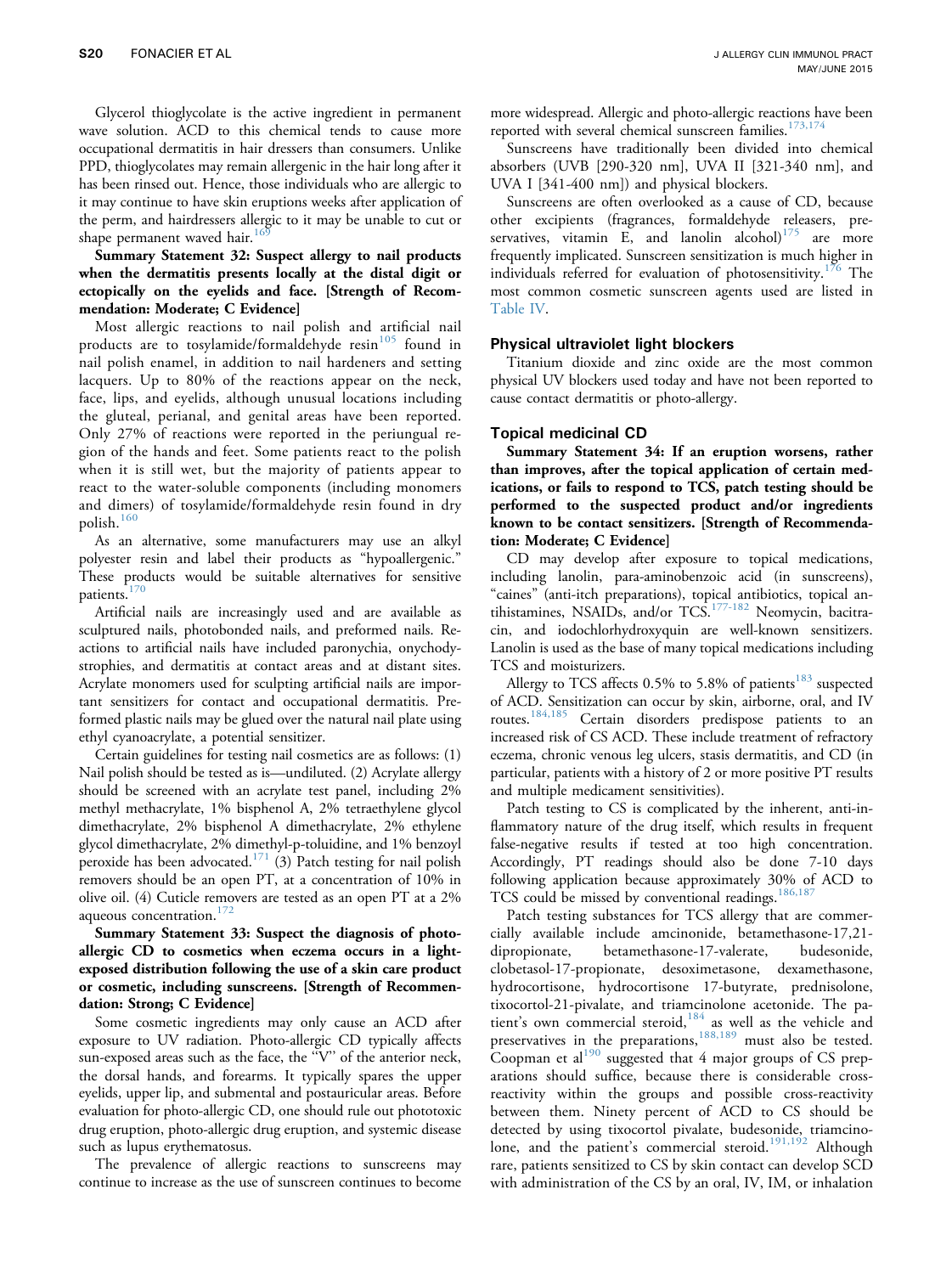Glycerol thioglycolate is the active ingredient in permanent wave solution. ACD to this chemical tends to cause more occupational dermatitis in hair dressers than consumers. Unlike PPD, thioglycolates may remain allergenic in the hair long after it has been rinsed out. Hence, those individuals who are allergic to it may continue to have skin eruptions weeks after application of the perm, and hairdressers allergic to it may be unable to cut or shape permanent waved hair.[169]

**Summary Statement 32: Suspect allergy to nail products when the dermatitis presents locally at the distal digit or ectopically on the eyelids and face. [Strength of Recommendation: Moderate; C Evidence]**

Most allergic reactions to nail polish and artificial nail products are to tosylamide/formaldehyde resin[105] found in nail polish enamel, in addition to nail hardeners and setting lacquers. Up to 80% of the reactions appear on the neck, face, lips, and eyelids, although unusual locations including the gluteal, perianal, and genital areas have been reported. Only 27% of reactions were reported in the periungual region of the hands and feet. Some patients react to the polish when it is still wet, but the majority of patients appear to react to the water-soluble components (including monomers and dimers) of tosylamide/formaldehyde resin found in dry polish.[160]

As an alternative, some manufacturers may use an alkyl polyester resin and label their products as "hypoallergenic." These products would be suitable alternatives for sensitive patients.[170]

Artificial nails are increasingly used and are available as sculptured nails, photobonded nails, and preformed nails. Reactions to artificial nails have included paronychia, onychodystrophies, and dermatitis at contact areas and at distant sites. Acrylate monomers used for sculpting artificial nails are important sensitizers for contact and occupational dermatitis. Preformed plastic nails may be glued over the natural nail plate using ethyl cyanoacrylate, a potential sensitizer.

Certain guidelines for testing nail cosmetics are as follows: (1) Nail polish should be tested as is—undiluted. (2) Acrylate allergy should be screened with an acrylate test panel, including 2% methyl methacrylate, 1% bisphenol A, 2% tetraethylene glycol dimethacrylate, 2% bisphenol A dimethacrylate, 2% ethylene glycol dimethacrylate, 2% dimethyl-p-toluidine, and 1% benzoyl peroxide has been advocated.[171] (3) Patch testing for nail polish removers should be an open PT, at a concentration of 10% in olive oil. (4) Cuticle removers are tested as an open PT at a 2% aqueous concentration.[172]

**Summary Statement 33: Suspect the diagnosis of photo-allergic CD to cosmetics when eczema occurs in a light-exposed distribution following the use of a skin care product or cosmetic, including sunscreens. [Strength of Recommendation: Strong; C Evidence]**

Some cosmetic ingredients may only cause an ACD after exposure to UV radiation. Photo-allergic CD typically affects sun-exposed areas such as the face, the "V" of the anterior neck, the dorsal hands, and forearms. It typically spares the upper eyelids, upper lip, and submental and postauricular areas. Before evaluation for photo-allergic CD, one should rule out phototoxic drug eruption, photo-allergic drug eruption, and systemic disease such as lupus erythematosus.

The prevalence of allergic reactions to sunscreens may continue to increase as the use of sunscreen continues to become more widespread. Allergic and photo-allergic reactions have been reported with several chemical sunscreen families.[173,174]

Sunscreens have traditionally been divided into chemical absorbers (UVB [290-320 nm], UVA II [321-340 nm], and UVA I [341-400 nm]) and physical blockers.

Sunscreens are often overlooked as a cause of CD, because other excipients (fragrances, formaldehyde releasers, preservatives, vitamin E, and lanolin alcohol)[175] are more frequently implicated. Sunscreen sensitization is much higher in individuals referred for evaluation of photosensitivity.[176] The most common cosmetic sunscreen agents used are listed in Table IV.

### Physical ultraviolet light blockers

Titanium dioxide and zinc oxide are the most common physical UV blockers used today and have not been reported to cause contact dermatitis or photo-allergy.

### Topical medicinal CD

**Summary Statement 34: If an eruption worsens, rather than improves, after the topical application of certain medications, or fails to respond to TCS, patch testing should be performed to the suspected product and/or ingredients known to be contact sensitizers. [Strength of Recommendation: Moderate; C Evidence]**

CD may develop after exposure to topical medications, including lanolin, para-aminobenzoic acid (in sunscreens), "caines" (anti-itch preparations), topical antibiotics, topical antihistamines, NSAIDs, and/or TCS.[177-182] Neomycin, bacitracin, and iodochlorhydroxyquin are well-known sensitizers. Lanolin is used as the base of many topical medications including TCS and moisturizers.

Allergy to TCS affects 0.5% to 5.8% of patients[183] suspected of ACD. Sensitization can occur by skin, airborne, oral, and IV routes.[184,185] Certain disorders predispose patients to an increased risk of CS ACD. These include treatment of refractory eczema, chronic venous leg ulcers, stasis dermatitis, and CD (in particular, patients with a history of 2 or more positive PT results and multiple medicament sensitivities).

Patch testing to CS is complicated by the inherent, anti-inflammatory nature of the drug itself, which results in frequent false-negative results if tested at too high concentration. Accordingly, PT readings should also be done 7-10 days following application because approximately 30% of ACD to TCS could be missed by conventional readings.[186,187]

Patch testing substances for TCS allergy that are commercially available include amcinonide, betamethasone-17,21-dipropionate, betamethasone-17-valerate, budesonide, clobetasol-17-propionate, desoximetasone, dexamethasone, hydrocortisone, hydrocortisone 17-butyrate, prednisolone, tixocortol-21-pivalate, and triamcinolone acetonide. The patient's own commercial steroid,[184] as well as the vehicle and preservatives in the preparations,[188,189] must also be tested. Coopman et al[190] suggested that 4 major groups of CS preparations should suffice, because there is considerable cross-reactivity within the groups and possible cross-reactivity between them. Ninety percent of ACD to CS should be detected by using tixocortol pivalate, budesonide, triamcinolone, and the patient's commercial steroid.[191,192] Although rare, patients sensitized to CS by skin contact can develop SCD with administration of the CS by an oral, IV, IM, or inhalation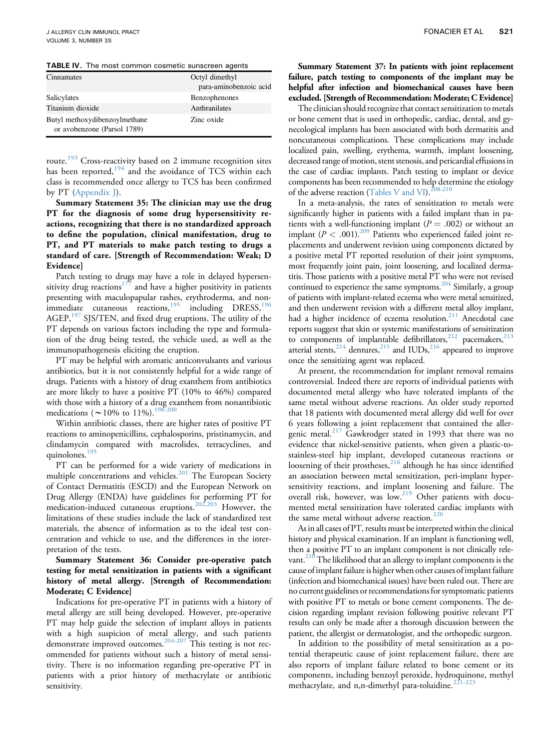**TABLE IV.** The most common cosmetic sunscreen agents

| | |
|---|---|
| Cinnamates | Octyl dimethyl para-aminobenzoic acid |
| Salicylates | Benzophenones |
| Titanium dioxide | Anthranilates |
| Butyl methoxydibenzoylmethane or avobenzone (Parsol 1789) | Zinc oxide |

route.[193] Cross-reactivity based on 2 immune recognition sites has been reported,[194] and the avoidance of TCS within each class is recommended once allergy to TCS has been confirmed by PT (Appendix J).

**Summary Statement 35: The clinician may use the drug PT for the diagnosis of some drug hypersensitivity reactions, recognizing that there is no standardized approach to define the population, clinical manifestation, drug to PT, and PT materials to make patch testing to drugs a standard of care. [Strength of Recommendation: Weak; D Evidence]**

Patch testing to drugs may have a role in delayed hypersensitivity drug reactions[177] and have a higher positivity in patients presenting with maculopapular rashes, erythroderma, and nonimmediate cutaneous reactions,[195] including DRESS,[196] AGEP,[197] SJS/TEN, and fixed drug eruptions. The utility of the PT depends on various factors including the type and formulation of the drug being tested, the vehicle used, as well as the immunopathogenesis eliciting the eruption.

PT may be helpful with aromatic anticonvulsants and various antibiotics, but it is not consistently helpful for a wide range of drugs. Patients with a history of drug exanthem from antibiotics are more likely to have a positive PT (10% to 46%) compared with those with a history of a drug exanthem from nonantibiotic medications (~10% to 11%).[198-200]

Within antibiotic classes, there are higher rates of positive PT reactions to aminopenicillins, cephalosporins, pristinamycin, and clindamycin compared with macrolides, tetracyclines, and quinolones.[195]

PT can be performed for a wide variety of medications in multiple concentrations and vehicles.[201] The European Society of Contact Dermatitis (ESCD) and the European Network on Drug Allergy (ENDA) have guidelines for performing PT for medication-induced cutaneous eruptions.[202,203] However, the limitations of these studies include the lack of standardized test materials, the absence of information as to the ideal test concentration and vehicle to use, and the differences in the interpretation of the tests.

**Summary Statement 36: Consider pre-operative patch testing for metal sensitization in patients with a significant history of metal allergy. [Strength of Recommendation: Moderate; C Evidence]**

Indications for pre-operative PT in patients with a history of metal allergy are still being developed. However, pre-operative PT may help guide the selection of implant alloys in patients with a high suspicion of metal allergy, and such patients demonstrate improved outcomes.[204-207] This testing is not recommended for patients without such a history of metal sensitivity. There is no information regarding pre-operative PT in patients with a prior history of methacrylate or antibiotic sensitivity.

**Summary Statement 37: In patients with joint replacement failure, patch testing to components of the implant may be helpful after infection and biomechanical causes have been excluded. [Strength of Recommendation: Moderate; C Evidence]**

The clinician should recognize that contact sensitization to metals or bone cement that is used in orthopedic, cardiac, dental, and gynecological implants has been associated with both dermatitis and noncutaneous complications. These complications may include localized pain, swelling, erythema, warmth, implant loosening, decreased range of motion, stent stenosis, and pericardial effusions in the case of cardiac implants. Patch testing to implant or device components has been recommended to help determine the etiology of the adverse reaction (Tables V and VI).[208-210]

In a meta-analysis, the rates of sensitization to metals were significantly higher in patients with a failed implant than in patients with a well-functioning implant ($P = .002$) or without an implant ($P < .001$).[209] Patients who experienced failed joint replacements and underwent revision using components dictated by a positive metal PT reported resolution of their joint symptoms, most frequently joint pain, joint loosening, and localized dermatitis. Those patients with a positive metal PT who were not revised continued to experience the same symptoms.[204] Similarly, a group of patients with implant-related eczema who were metal sensitized, and then underwent revision with a different metal alloy implant, had a higher incidence of eczema resolution.[211] Anecdotal case reports suggest that skin or systemic manifestations of sensitization to components of implantable defibrillators,[212] pacemakers,[213] arterial stents,[214] dentures,[215] and IUDs,[216] appeared to improve once the sensitizing agent was replaced.

At present, the recommendation for implant removal remains controversial. Indeed there are reports of individual patients with documented metal allergy who have tolerated implants of the same metal without adverse reactions. An older study reported that 18 patients with documented metal allergy did well for over 6 years following a joint replacement that contained the allergenic metal.[217] Gawkrodger stated in 1993 that there was no evidence that nickel-sensitive patients, when given a plastic-to-stainless-steel hip implant, developed cutaneous reactions or loosening of their prostheses,[218] although he has since identified an association between metal sensitization, peri-implant hypersensitivity reactions, and implant loosening and failure. The overall risk, however, was low.[219] Other patients with documented metal sensitization have tolerated cardiac implants with the same metal without adverse reaction.[220]

As in all cases of PT, results must be interpreted within the clinical history and physical examination. If an implant is functioning well, then a positive PT to an implant component is not clinically relevant.[210] The likelihood that an allergy to implant components is the cause of implant failure is higher when other causes of implant failure (infection and biomechanical issues) have been ruled out. There are no current guidelines or recommendations for symptomatic patients with positive PT to metals or bone cement components. The decision regarding implant revision following positive relevant PT results can only be made after a thorough discussion between the patient, the allergist or dermatologist, and the orthopedic surgeon.

In addition to the possibility of metal sensitization as a potential therapeutic cause of joint replacement failure, there are also reports of implant failure related to bone cement or its components, including benzoyl peroxide, hydroquinone, methyl methacrylate, and n,n-dimethyl para-toluidine.[221-223]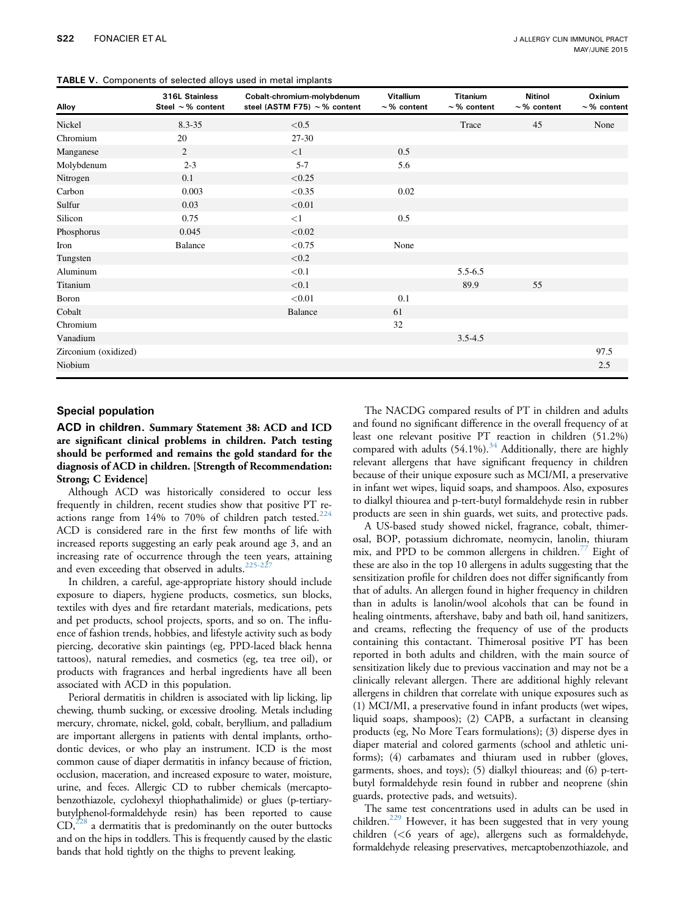**TABLE V.** Components of selected alloys used in metal implants

| Alloy | 316L Stainless Steel ~% content | Cobalt-chromium-molybdenum steel (ASTM F75) ~% content | Vitallium ~% content | Titanium ~% content | Nitinol ~% content | Oxinium ~% content |
|---|---|---|---|---|---|---|
| Nickel | 8.3-35 | <0.5 | | Trace | 45 | None |
| Chromium | 20 | 27-30 | | | | |
| Manganese | 2 | <1 | 0.5 | | | |
| Molybdenum | 2-3 | 5-7 | 5.6 | | | |
| Nitrogen | 0.1 | <0.25 | | | | |
| Carbon | 0.003 | <0.35 | 0.02 | | | |
| Sulfur | 0.03 | <0.01 | | | | |
| Silicon | 0.75 | <1 | 0.5 | | | |
| Phosphorus | 0.045 | <0.02 | | | | |
| Iron | Balance | <0.75 | None | | | |
| Tungsten | | <0.2 | | | | |
| Aluminum | | <0.1 | | 5.5-6.5 | | |
| Titanium | | <0.1 | | 89.9 | 55 | |
| Boron | | <0.01 | 0.1 | | | |
| Cobalt | | Balance | 61 | | | |
| Chromium | | | 32 | | | |
| Vanadium | | | | 3.5-4.5 | | |
| Zirconium (oxidized) | | | | | | 97.5 |
| Niobium | | | | | | 2.5 |

## Special population

### ACD in children.

**Summary Statement 38: ACD and ICD are significant clinical problems in children. Patch testing should be performed and remains the gold standard for the diagnosis of ACD in children. [Strength of Recommendation: Strong; C Evidence]**

Although ACD was historically considered to occur less frequently in children, recent studies show that positive PT reactions range from 14% to 70% of children patch tested.[224] ACD is considered rare in the first few months of life with increased reports suggesting an early peak around age 3, and an increasing rate of occurrence through the teen years, attaining and even exceeding that observed in adults.[225-227]

In children, a careful, age-appropriate history should include exposure to diapers, hygiene products, cosmetics, sun blocks, textiles with dyes and fire retardant materials, medications, pets and pet products, school projects, sports, and so on. The influence of fashion trends, hobbies, and lifestyle activity such as body piercing, decorative skin paintings (eg, PPD-laced black henna tattoos), natural remedies, and cosmetics (eg, tea tree oil), or products with fragrances and herbal ingredients have all been associated with ACD in this population.

Perioral dermatitis in children is associated with lip licking, lip chewing, thumb sucking, or excessive drooling. Metals including mercury, chromate, nickel, gold, cobalt, beryllium, and palladium are important allergens in patients with dental implants, orthodontic devices, or who play an instrument. ICD is the most common cause of diaper dermatitis in infancy because of friction, occlusion, maceration, and increased exposure to water, moisture, urine, and feces. Allergic CD to rubber chemicals (mercaptobenzothiazole, cyclohexyl thiophathalimide) or glues (p-tertiary-butylphenol-formaldehyde resin) has been reported to cause CD,[228] a dermatitis that is predominantly on the outer buttocks and on the hips in toddlers. This is frequently caused by the elastic bands that hold tightly on the thighs to prevent leaking.

The NACDG compared results of PT in children and adults and found no significant difference in the overall frequency of at least one relevant positive PT reaction in children (51.2%) compared with adults (54.1%).[34] Additionally, there are highly relevant allergens that have significant frequency in children because of their unique exposure such as MCI/MI, a preservative in infant wet wipes, liquid soaps, and shampoos. Also, exposures to dialkyl thiourea and p-tert-butyl formaldehyde resin in rubber products are seen in shin guards, wet suits, and protective pads.

A US-based study showed nickel, fragrance, cobalt, thimerosal, BOP, potassium dichromate, neomycin, lanolin, thiuram mix, and PPD to be common allergens in children.[77] Eight of these are also in the top 10 allergens in adults suggesting that the sensitization profile for children does not differ significantly from that of adults. An allergen found in higher frequency in children than in adults is lanolin/wool alcohols that can be found in healing ointments, aftershave, baby and bath oil, hand sanitizers, and creams, reflecting the frequency of use of the products containing this contactant. Thimerosal positive PT has been reported in both adults and children, with the main source of sensitization likely due to previous vaccination and may not be a clinically relevant allergen. There are additional highly relevant allergens in children that correlate with unique exposures such as (1) MCI/MI, a preservative found in infant products (wet wipes, liquid soaps, shampoos); (2) CAPB, a surfactant in cleansing products (eg, No More Tears formulations); (3) disperse dyes in diaper material and colored garments (school and athletic uniforms); (4) carbamates and thiuram used in rubber (gloves, garments, shoes, and toys); (5) dialkyl thioureas; and (6) p-tert-butyl formaldehyde resin found in rubber and neoprene (shin guards, protective pads, and wetsuits).

The same test concentrations used in adults can be used in children.[229] However, it has been suggested that in very young children (<6 years of age), allergens such as formaldehyde, formaldehyde releasing preservatives, mercaptobenzothiazole, and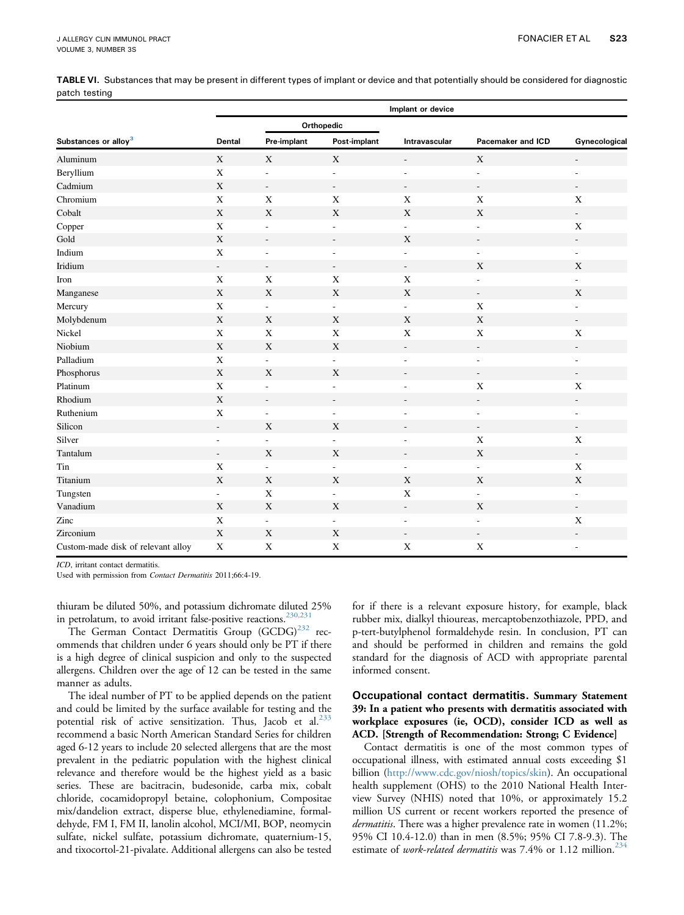**TABLE VI.** Substances that may be present in different types of implant or device and that potentially should be considered for diagnostic patch testing

| Substances or alloy[3] | Implant or device | | | | | |
|---|---|---|---|---|---|---|
| | | Orthopedic | | | | |
| | Dental | Pre-implant | Post-implant | Intravascular | Pacemaker and ICD | Gynecological |
| Aluminum | X | X | X | - | X | - |
| Beryllium | X | - | - | - | - | - |
| Cadmium | X | - | - | - | - | - |
| Chromium | X | X | X | X | X | X |
| Cobalt | X | X | X | X | X | - |
| Copper | X | - | - | - | - | X |
| Gold | X | - | - | X | - | - |
| Indium | X | - | - | - | - | - |
| Iridium | - | - | - | - | X | X |
| Iron | X | X | X | X | - | - |
| Manganese | X | X | X | X | - | X |
| Mercury | X | - | - | - | X | - |
| Molybdenum | X | X | X | X | X | - |
| Nickel | X | X | X | X | X | X |
| Niobium | X | X | X | - | - | - |
| Palladium | X | - | - | - | - | - |
| Phosphorus | X | X | X | - | - | - |
| Platinum | X | - | - | - | X | X |
| Rhodium | X | - | - | - | - | - |
| Ruthenium | X | - | - | - | - | - |
| Silicon | - | X | X | - | - | - |
| Silver | - | - | - | - | X | X |
| Tantalum | - | X | X | - | X | - |
| Tin | X | - | - | - | - | X |
| Titanium | X | X | X | X | X | X |
| Tungsten | - | X | - | X | - | - |
| Vanadium | X | X | X | - | X | - |
| Zinc | X | - | - | - | - | X |
| Zirconium | X | X | X | - | - | - |
| Custom-made disk of relevant alloy | X | X | X | X | X | - |

*ICD*, irritant contact dermatitis.
Used with permission from *Contact Dermatitis* 2011;66:4-19.

thiuram be diluted 50%, and potassium dichromate diluted 25% in petrolatum, to avoid irritant false-positive reactions.[230,231]

The German Contact Dermatitis Group (GCDG)[232] recommends that children under 6 years should only be PT if there is a high degree of clinical suspicion and only to the suspected allergens. Children over the age of 12 can be tested in the same manner as adults.

The ideal number of PT to be applied depends on the patient and could be limited by the surface available for testing and the potential risk of active sensitization. Thus, Jacob et al.[233] recommend a basic North American Standard Series for children aged 6-12 years to include 20 selected allergens that are the most prevalent in the pediatric population with the highest clinical relevance and therefore would be the highest yield as a basic series. These are bacitracin, budesonide, carba mix, cobalt chloride, cocamidopropyl betaine, colophonium, Compositae mix/dandelion extract, disperse blue, ethylenediamine, formaldehyde, FM I, FM II, lanolin alcohol, MCI/MI, BOP, neomycin sulfate, nickel sulfate, potassium dichromate, quaternium-15, and tixocortol-21-pivalate. Additional allergens can also be tested for if there is a relevant exposure history, for example, black rubber mix, dialkyl thioureas, mercaptobenzothiazole, PPD, and p-tert-butylphenol formaldehyde resin. In conclusion, PT can and should be performed in children and remains the gold standard for the diagnosis of ACD with appropriate parental informed consent.

### Occupational contact dermatitis.

**Summary Statement 39: In a patient who presents with dermatitis associated with workplace exposures (ie, OCD), consider ICD as well as ACD. [Strength of Recommendation: Strong; C Evidence]**

Contact dermatitis is one of the most common types of occupational illness, with estimated annual costs exceeding $1 billion (http://www.cdc.gov/niosh/topics/skin). An occupational health supplement (OHS) to the 2010 National Health Interview Survey (NHIS) noted that 10%, or approximately 15.2 million US current or recent workers reported the presence of *dermatitis*. There was a higher prevalence rate in women (11.2%; 95% CI 10.4-12.0) than in men (8.5%; 95% CI 7.8-9.3). The estimate of *work-related dermatitis* was 7.4% or 1.12 million.[234]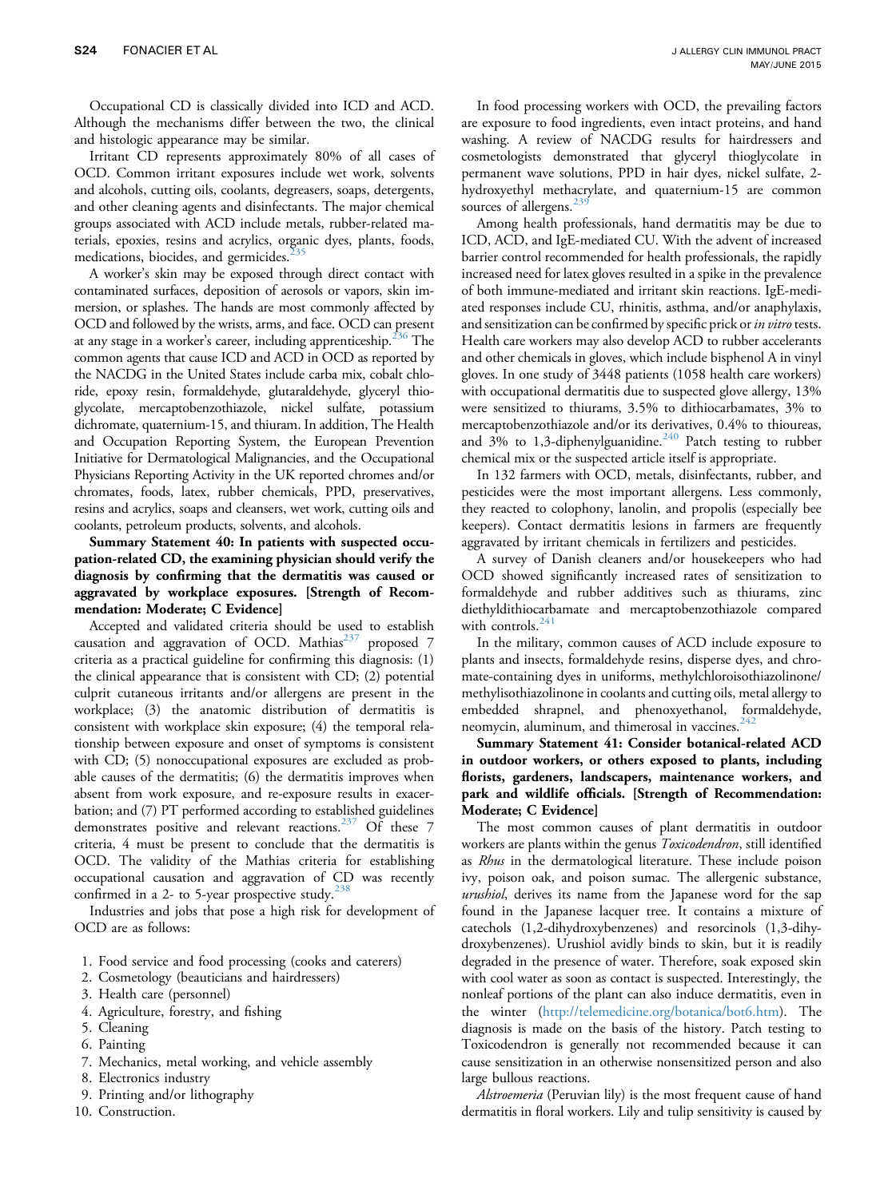Occupational CD is classically divided into ICD and ACD. Although the mechanisms differ between the two, the clinical and histologic appearance may be similar.

Irritant CD represents approximately 80% of all cases of OCD. Common irritant exposures include wet work, solvents and alcohols, cutting oils, coolants, degreasers, soaps, detergents, and other cleaning agents and disinfectants. The major chemical groups associated with ACD include metals, rubber-related materials, epoxies, resins and acrylics, organic dyes, plants, foods, medications, biocides, and germicides.[235]

A worker's skin may be exposed through direct contact with contaminated surfaces, deposition of aerosols or vapors, skin immersion, or splashes. The hands are most commonly affected by OCD and followed by the wrists, arms, and face. OCD can present at any stage in a worker's career, including apprenticeship.[236] The common agents that cause ICD and ACD in OCD as reported by the NACDG in the United States include carba mix, cobalt chloride, epoxy resin, formaldehyde, glutaraldehyde, glyceryl thioglycolate, mercaptobenzothiazole, nickel sulfate, potassium dichromate, quaternium-15, and thiuram. In addition, The Health and Occupation Reporting System, the European Prevention Initiative for Dermatological Malignancies, and the Occupational Physicians Reporting Activity in the UK reported chromes and/or chromates, foods, latex, rubber chemicals, PPD, preservatives, resins and acrylics, soaps and cleansers, wet work, cutting oils and coolants, petroleum products, solvents, and alcohols.

**Summary Statement 40: In patients with suspected occupation-related CD, the examining physician should verify the diagnosis by confirming that the dermatitis was caused or aggravated by workplace exposures. [Strength of Recommendation: Moderate; C Evidence]**

Accepted and validated criteria should be used to establish causation and aggravation of OCD. Mathias[237] proposed 7 criteria as a practical guideline for confirming this diagnosis: (1) the clinical appearance that is consistent with CD; (2) potential culprit cutaneous irritants and/or allergens are present in the workplace; (3) the anatomic distribution of dermatitis is consistent with workplace skin exposure; (4) the temporal relationship between exposure and onset of symptoms is consistent with CD; (5) nonoccupational exposures are excluded as probable causes of the dermatitis; (6) the dermatitis improves when absent from work exposure, and re-exposure results in exacerbation; and (7) PT performed according to established guidelines demonstrates positive and relevant reactions.[237] Of these 7 criteria, 4 must be present to conclude that the dermatitis is OCD. The validity of the Mathias criteria for establishing occupational causation and aggravation of CD was recently confirmed in a 2- to 5-year prospective study.[238]

Industries and jobs that pose a high risk for development of OCD are as follows:

1. Food service and food processing (cooks and caterers)
2. Cosmetology (beauticians and hairdressers)
3. Health care (personnel)
4. Agriculture, forestry, and fishing
5. Cleaning
6. Painting
7. Mechanics, metal working, and vehicle assembly
8. Electronics industry
9. Printing and/or lithography
10. Construction.

In food processing workers with OCD, the prevailing factors are exposure to food ingredients, even intact proteins, and hand washing. A review of NACDG results for hairdressers and cosmetologists demonstrated that glyceryl thioglycolate in permanent wave solutions, PPD in hair dyes, nickel sulfate, 2-hydroxyethyl methacrylate, and quaternium-15 are common sources of allergens.[239]

Among health professionals, hand dermatitis may be due to ICD, ACD, and IgE-mediated CU. With the advent of increased barrier control recommended for health professionals, the rapidly increased need for latex gloves resulted in a spike in the prevalence of both immune-mediated and irritant skin reactions. IgE-mediated responses include CU, rhinitis, asthma, and/or anaphylaxis, and sensitization can be confirmed by specific prick or *in vitro* tests. Health care workers may also develop ACD to rubber accelerants and other chemicals in gloves, which include bisphenol A in vinyl gloves. In one study of 3448 patients (1058 health care workers) with occupational dermatitis due to suspected glove allergy, 13% were sensitized to thiurams, 3.5% to dithiocarbamates, 3% to mercaptobenzothiazole and/or its derivatives, 0.4% to thioureas, and 3% to 1,3-diphenylguanidine.[240] Patch testing to rubber chemical mix or the suspected article itself is appropriate.

In 132 farmers with OCD, metals, disinfectants, rubber, and pesticides were the most important allergens. Less commonly, they reacted to colophony, lanolin, and propolis (especially bee keepers). Contact dermatitis lesions in farmers are frequently aggravated by irritant chemicals in fertilizers and pesticides.

A survey of Danish cleaners and/or housekeepers who had OCD showed significantly increased rates of sensitization to formaldehyde and rubber additives such as thiurams, zinc diethyldithiocarbamate and mercaptobenzothiazole compared with controls.[241]

In the military, common causes of ACD include exposure to plants and insects, formaldehyde resins, disperse dyes, and chromate-containing dyes in uniforms, methylchloroisothiazolinone/methylisothiazolinone in coolants and cutting oils, metal allergy to embedded shrapnel, and phenoxyethanol, formaldehyde, neomycin, aluminum, and thimerosal in vaccines.[242]

**Summary Statement 41: Consider botanical-related ACD in outdoor workers, or others exposed to plants, including florists, gardeners, landscapers, maintenance workers, and park and wildlife officials. [Strength of Recommendation: Moderate; C Evidence]**

The most common causes of plant dermatitis in outdoor workers are plants within the genus *Toxicodendron*, still identified as *Rhus* in the dermatological literature. These include poison ivy, poison oak, and poison sumac. The allergenic substance, *urushiol*, derives its name from the Japanese word for the sap found in the Japanese lacquer tree. It contains a mixture of catechols (1,2-dihydroxybenzenes) and resorcinols (1,3-dihydroxybenzenes). Urushiol avidly binds to skin, but it is readily degraded in the presence of water. Therefore, soak exposed skin with cool water as soon as contact is suspected. Interestingly, the nonleaf portions of the plant can also induce dermatitis, even in the winter (http://telemedicine.org/botanica/bot6.htm). The diagnosis is made on the basis of the history. Patch testing to Toxicodendron is generally not recommended because it can cause sensitization in an otherwise nonsensitized person and also large bullous reactions.

*Alstroemeria* (Peruvian lily) is the most frequent cause of hand dermatitis in floral workers. Lily and tulip sensitivity is caused by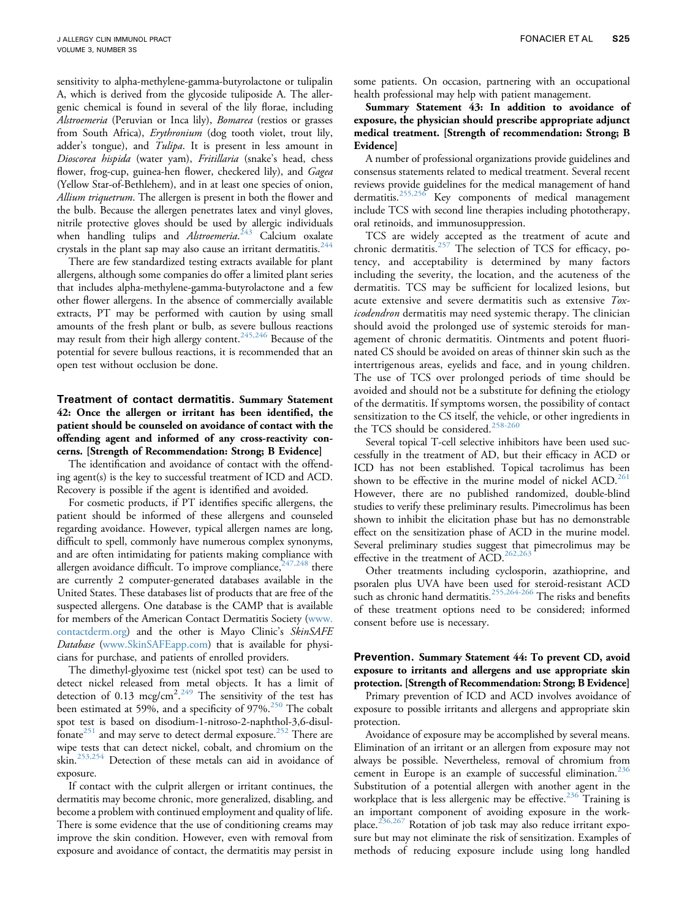sensitivity to alpha-methylene-gamma-butyrolactone or tulipalin A, which is derived from the glycoside tuliposide A. The allergenic chemical is found in several of the lily florae, including *Alstroemeria* (Peruvian or Inca lily), *Bomarea* (restios or grasses from South Africa), *Erythronium* (dog tooth violet, trout lily, adder's tongue), and *Tulipa*. It is present in less amount in *Dioscorea hispida* (water yam), *Fritillaria* (snake's head, chess flower, frog-cup, guinea-hen flower, checkered lily), and *Gagea* (Yellow Star-of-Bethlehem), and in at least one species of onion, *Allium triquetrum*. The allergen is present in both the flower and the bulb. Because the allergen penetrates latex and vinyl gloves, nitrile protective gloves should be used by allergic individuals when handling tulips and *Alstroemeria*.[243] Calcium oxalate crystals in the plant sap may also cause an irritant dermatitis.[244]

There are few standardized testing extracts available for plant allergens, although some companies do offer a limited plant series that includes alpha-methylene-gamma-butyrolactone and a few other flower allergens. In the absence of commercially available extracts, PT may be performed with caution by using small amounts of the fresh plant or bulb, as severe bullous reactions may result from their high allergy content.[245,246] Because of the potential for severe bullous reactions, it is recommended that an open test without occlusion be done.

## Treatment of contact dermatitis.

**Summary Statement 42: Once the allergen or irritant has been identified, the patient should be counseled on avoidance of contact with the offending agent and informed of any cross-reactivity concerns. [Strength of Recommendation: Strong; B Evidence]**

The identification and avoidance of contact with the offending agent(s) is the key to successful treatment of ICD and ACD. Recovery is possible if the agent is identified and avoided.

For cosmetic products, if PT identifies specific allergens, the patient should be informed of these allergens and counseled regarding avoidance. However, typical allergen names are long, difficult to spell, commonly have numerous complex synonyms, and are often intimidating for patients making compliance with allergen avoidance difficult. To improve compliance,[247,248] there are currently 2 computer-generated databases available in the United States. These databases list of products that are free of the suspected allergens. One database is the CAMP that is available for members of the American Contact Dermatitis Society (www.contactderm.org) and the other is Mayo Clinic's *SkinSAFE Database* (www.SkinSAFEapp.com) that is available for physicians for purchase, and patients of enrolled providers.

The dimethyl-glyoxime test (nickel spot test) can be used to detect nickel released from metal objects. It has a limit of detection of 0.13 mcg/cm$^2$.[249] The sensitivity of the test has been estimated at 59%, and a specificity of 97%.[250] The cobalt spot test is based on disodium-1-nitroso-2-naphthol-3,6-disulfonate[251] and may serve to detect dermal exposure.[252] There are wipe tests that can detect nickel, cobalt, and chromium on the skin.[253,254] Detection of these metals can aid in avoidance of exposure.

If contact with the culprit allergen or irritant continues, the dermatitis may become chronic, more generalized, disabling, and become a problem with continued employment and quality of life. There is some evidence that the use of conditioning creams may improve the skin condition. However, even with removal from exposure and avoidance of contact, the dermatitis may persist in some patients. On occasion, partnering with an occupational health professional may help with patient management.

**Summary Statement 43: In addition to avoidance of exposure, the physician should prescribe appropriate adjunct medical treatment. [Strength of recommendation: Strong; B Evidence]**

A number of professional organizations provide guidelines and consensus statements related to medical treatment. Several recent reviews provide guidelines for the medical management of hand dermatitis.[255,256] Key components of medical management include TCS with second line therapies including phototherapy, oral retinoids, and immunosuppression.

TCS are widely accepted as the treatment of acute and chronic dermatitis.[257] The selection of TCS for efficacy, potency, and acceptability is determined by many factors including the severity, the location, and the acuteness of the dermatitis. TCS may be sufficient for localized lesions, but acute extensive and severe dermatitis such as extensive *Toxicodendron* dermatitis may need systemic therapy. The clinician should avoid the prolonged use of systemic steroids for management of chronic dermatitis. Ointments and potent fluorinated CS should be avoided on areas of thinner skin such as the intertrigenous areas, eyelids and face, and in young children. The use of TCS over prolonged periods of time should be avoided and should not be a substitute for defining the etiology of the dermatitis. If symptoms worsen, the possibility of contact sensitization to the CS itself, the vehicle, or other ingredients in the TCS should be considered.[258-260]

Several topical T-cell selective inhibitors have been used successfully in the treatment of AD, but their efficacy in ACD or ICD has not been established. Topical tacrolimus has been shown to be effective in the murine model of nickel ACD.[261] However, there are no published randomized, double-blind studies to verify these preliminary results. Pimecrolimus has been shown to inhibit the elicitation phase but has no demonstrable effect on the sensitization phase of ACD in the murine model. Several preliminary studies suggest that pimecrolimus may be effective in the treatment of ACD.[262,263]

Other treatments including cyclosporin, azathioprine, and psoralen plus UVA have been used for steroid-resistant ACD such as chronic hand dermatitis.[255,264-266] The risks and benefits of these treatment options need to be considered; informed consent before use is necessary.

## Prevention.

**Summary Statement 44: To prevent CD, avoid exposure to irritants and allergens and use appropriate skin protection. [Strength of Recommendation: Strong; B Evidence]**

Primary prevention of ICD and ACD involves avoidance of exposure to possible irritants and allergens and appropriate skin protection.

Avoidance of exposure may be accomplished by several means. Elimination of an irritant or an allergen from exposure may not always be possible. Nevertheless, removal of chromium from cement in Europe is an example of successful elimination.[236] Substitution of a potential allergen with another agent in the workplace that is less allergenic may be effective.[236] Training is an important component of avoiding exposure in the workplace.[236,267] Rotation of job task may also reduce irritant exposure but may not eliminate the risk of sensitization. Examples of methods of reducing exposure include using long handled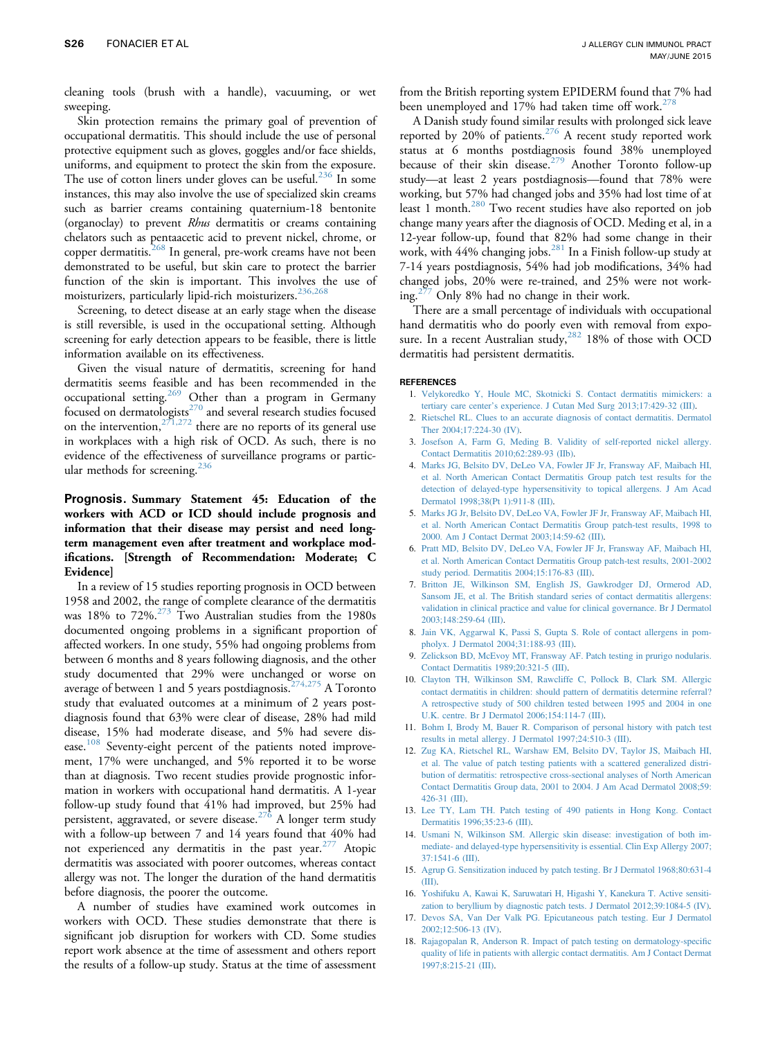cleaning tools (brush with a handle), vacuuming, or wet sweeping.

Skin protection remains the primary goal of prevention of occupational dermatitis. This should include the use of personal protective equipment such as gloves, goggles and/or face shields, uniforms, and equipment to protect the skin from the exposure. The use of cotton liners under gloves can be useful.[236] In some instances, this may also involve the use of specialized skin creams such as barrier creams containing quaternium-18 bentonite (organoclay) to prevent *Rhus* dermatitis or creams containing chelators such as pentaacetic acid to prevent nickel, chrome, or copper dermatitis.[268] In general, pre-work creams have not been demonstrated to be useful, but skin care to protect the barrier function of the skin is important. This involves the use of moisturizers, particularly lipid-rich moisturizers.[236,268]

Screening, to detect disease at an early stage when the disease is still reversible, is used in the occupational setting. Although screening for early detection appears to be feasible, there is little information available on its effectiveness.

Given the visual nature of dermatitis, screening for hand dermatitis seems feasible and has been recommended in the occupational setting.[269] Other than a program in Germany focused on dermatologists[270] and several research studies focused on the intervention,[271,272] there are no reports of its general use in workplaces with a high risk of OCD. As such, there is no evidence of the effectiveness of surveillance programs or particular methods for screening.[236]

**Prognosis. Summary Statement 45: Education of the workers with ACD or ICD should include prognosis and information that their disease may persist and need long-term management even after treatment and workplace modifications. [Strength of Recommendation: Moderate; C Evidence]**

In a review of 15 studies reporting prognosis in OCD between 1958 and 2002, the range of complete clearance of the dermatitis was 18% to 72%.[273] Two Australian studies from the 1980s documented ongoing problems in a significant proportion of affected workers. In one study, 55% had ongoing problems from between 6 months and 8 years following diagnosis, and the other study documented that 29% were unchanged or worse on average of between 1 and 5 years postdiagnosis.[274,275] A Toronto study that evaluated outcomes at a minimum of 2 years postdiagnosis found that 63% were clear of disease, 28% had mild disease, 15% had moderate disease, and 5% had severe disease.[108] Seventy-eight percent of the patients noted improvement, 17% were unchanged, and 5% reported it to be worse than at diagnosis. Two recent studies provide prognostic information in workers with occupational hand dermatitis. A 1-year follow-up study found that 41% had improved, but 25% had persistent, aggravated, or severe disease.[276] A longer term study with a follow-up between 7 and 14 years found that 40% had not experienced any dermatitis in the past year.[277] Atopic dermatitis was associated with poorer outcomes, whereas contact allergy was not. The longer the duration of the hand dermatitis before diagnosis, the poorer the outcome.

A number of studies have examined work outcomes in workers with OCD. These studies demonstrate that there is significant job disruption for workers with CD. Some studies report work absence at the time of assessment and others report the results of a follow-up study. Status at the time of assessment from the British reporting system EPIDERM found that 7% had been unemployed and 17% had taken time off work.[278]

A Danish study found similar results with prolonged sick leave reported by 20% of patients.[276] A recent study reported work status at 6 months postdiagnosis found 38% unemployed because of their skin disease.[279] Another Toronto follow-up study—at least 2 years postdiagnosis—found that 78% were working, but 57% had changed jobs and 35% had lost time of at least 1 month.[280] Two recent studies have also reported on job change many years after the diagnosis of OCD. Meding et al, in a 12-year follow-up, found that 82% had some change in their work, with 44% changing jobs.[281] In a Finish follow-up study at 7-14 years postdiagnosis, 54% had job modifications, 34% had changed jobs, 20% were re-trained, and 25% were not working.[277] Only 8% had no change in their work.

There are a small percentage of individuals with occupational hand dermatitis who do poorly even with removal from exposure. In a recent Australian study,[282] 18% of those with OCD dermatitis had persistent dermatitis.

## REFERENCES

1. Velykoredko Y, Houle MC, Skotnicki S. Contact dermatitis mimickers: a tertiary care center's experience. J Cutan Med Surg 2013;17:429-32 (III).
2. Rietschel RL. Clues to an accurate diagnosis of contact dermatitis. Dermatol Ther 2004;17:224-30 (IV).
3. Josefson A, Farm G, Meding B. Validity of self-reported nickel allergy. Contact Dermatitis 2010;62:289-93 (IIb).
4. Marks JG, Belsito DV, DeLeo VA, Fowler JF Jr, Fransway AF, Maibach HI, et al. North American Contact Dermatitis Group patch test results for the detection of delayed-type hypersensitivity to topical allergens. J Am Acad Dermatol 1998;38(Pt 1):911-8 (III).
5. Marks JG Jr, Belsito DV, DeLeo VA, Fowler JF Jr, Fransway AF, Maibach HI, et al. North American Contact Dermatitis Group patch-test results, 1998 to 2000. Am J Contact Dermat 2003;14:59-62 (III).
6. Pratt MD, Belsito DV, DeLeo VA, Fowler JF Jr, Fransway AF, Maibach HI, et al. North American Contact Dermatitis Group patch-test results, 2001-2002 study period. Dermatitis 2004;15:176-83 (III).
7. Britton JE, Wilkinson SM, English JS, Gawkrodger DJ, Ormerod AD, Sansom JE, et al. The British standard series of contact dermatitis allergens: validation in clinical practice and value for clinical governance. Br J Dermatol 2003;148:259-64 (III).
8. Jain VK, Aggarwal K, Passi S, Gupta S. Role of contact allergens in pompholyx. J Dermatol 2004;31:188-93 (III).
9. Zelickson BD, McEvoy MT, Fransway AF. Patch testing in prurigo nodularis. Contact Dermatitis 1989;20:321-5 (III).
10. Clayton TH, Wilkinson SM, Rawcliffe C, Pollock B, Clark SM. Allergic contact dermatitis in children: should pattern of dermatitis determine referral? A retrospective study of 500 children tested between 1995 and 2004 in one U.K. centre. Br J Dermatol 2006;154:114-7 (III).
11. Bohm I, Brody M, Bauer R. Comparison of personal history with patch test results in metal allergy. J Dermatol 1997;24:510-3 (III).
12. Zug KA, Rietschel RL, Warshaw EM, Belsito DV, Taylor JS, Maibach HI, et al. The value of patch testing patients with a scattered generalized distribution of dermatitis: retrospective cross-sectional analyses of North American Contact Dermatitis Group data, 2001 to 2004. J Am Acad Dermatol 2008;59:426-31 (III).
13. Lee TY, Lam TH. Patch testing of 490 patients in Hong Kong. Contact Dermatitis 1996;35:23-6 (III).
14. Usmani N, Wilkinson SM. Allergic skin disease: investigation of both immediate- and delayed-type hypersensitivity is essential. Clin Exp Allergy 2007;37:1541-6 (III).
15. Agrup G. Sensitization induced by patch testing. Br J Dermatol 1968;80:631-4 (III).
16. Yoshifuku A, Kawai K, Saruwatari H, Higashi Y, Kanekura T. Active sensitization to beryllium by diagnostic patch tests. J Dermatol 2012;39:1084-5 (IV).
17. Devos SA, Van Der Valk PG. Epicutaneous patch testing. Eur J Dermatol 2002;12:506-13 (IV).
18. Rajagopalan R, Anderson R. Impact of patch testing on dermatology-specific quality of life in patients with allergic contact dermatitis. Am J Contact Dermat 1997;8:215-21 (III).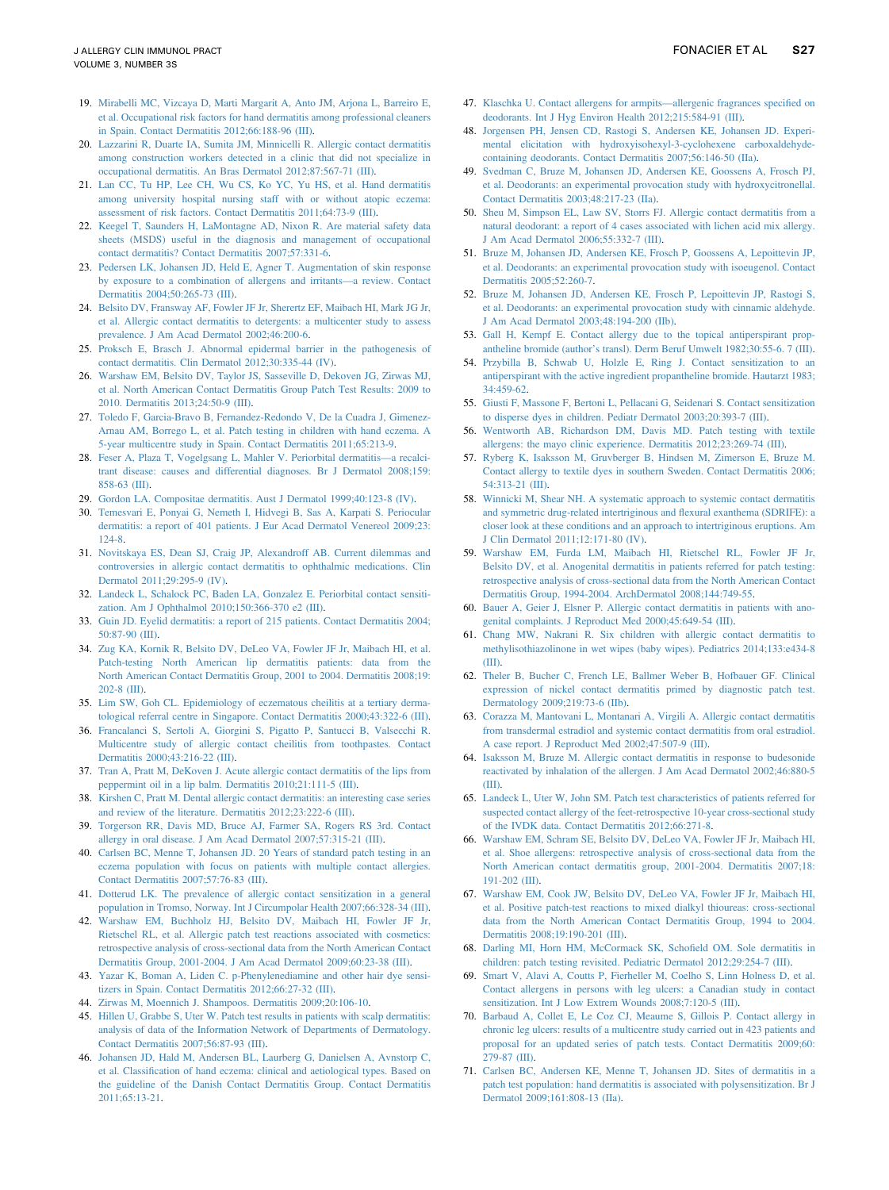19. Mirabelli MC, Vizcaya D, Marti Margarit A, Anto JM, Arjona L, Barreiro E, et al. Occupational risk factors for hand dermatitis among professional cleaners in Spain. Contact Dermatitis 2012;66:188-96 (III).
20. Lazzarini R, Duarte IA, Sumita JM, Minnicelli R. Allergic contact dermatitis among construction workers detected in a clinic that did not specialize in occupational dermatitis. An Bras Dermatol 2012;87:567-71 (III).
21. Lan CC, Tu HP, Lee CH, Wu CS, Ko YC, Yu HS, et al. Hand dermatitis among university hospital nursing staff with or without atopic eczema: assessment of risk factors. Contact Dermatitis 2011;64:73-9 (III).
22. Keegel T, Saunders H, LaMontagne AD, Nixon R. Are material safety data sheets (MSDS) useful in the diagnosis and management of occupational contact dermatitis? Contact Dermatitis 2007;57:331-6.
23. Pedersen LK, Johansen JD, Held E, Agner T. Augmentation of skin response by exposure to a combination of allergens and irritants—a review. Contact Dermatitis 2004;50:265-73 (III).
24. Belsito DV, Fransway AF, Fowler JF Jr, Sherertz EF, Maibach HI, Mark JG Jr, et al. Allergic contact dermatitis to detergents: a multicenter study to assess prevalence. J Am Acad Dermatol 2002;46:200-6.
25. Proksch E, Brasch J. Abnormal epidermal barrier in the pathogenesis of contact dermatitis. Clin Dermatol 2012;30:335-44 (IV).
26. Warshaw EM, Belsito DV, Taylor JS, Sasseville D, Dekoven JG, Zirwas MJ, et al. North American Contact Dermatitis Group Patch Test Results: 2009 to 2010. Dermatitis 2013;24:50-9 (III).
27. Toledo F, Garcia-Bravo B, Fernandez-Redondo V, De la Cuadra J, Gimenez-Arnau AM, Borrego L, et al. Patch testing in children with hand eczema. A 5-year multicentre study in Spain. Contact Dermatitis 2011;65:213-9.
28. Feser A, Plaza T, Vogelgsang L, Mahler V. Periorbital dermatitis—a recalcitrant disease: causes and differential diagnoses. Br J Dermatol 2008;159:858-63 (III).
29. Gordon LA. Compositae dermatitis. Aust J Dermatol 1999;40:123-8 (IV).
30. Temesvari E, Ponyai G, Nemeth I, Hidvegi B, Sas A, Karpati S. Periocular dermatitis: a report of 401 patients. J Eur Acad Dermatol Venereol 2009;23:124-8.
31. Novitskaya ES, Dean SJ, Craig JP, Alexandroff AB. Current dilemmas and controversies in allergic contact dermatitis to ophthalmic medications. Clin Dermatol 2011;29:295-9 (IV).
32. Landeck L, Schalock PC, Baden LA, Gonzalez E. Periorbital contact sensitization. Am J Ophthalmol 2010;150:366-370 e2 (III).
33. Guin JD. Eyelid dermatitis: a report of 215 patients. Contact Dermatitis 2004;50:87-90 (III).
34. Zug KA, Kornik R, Belsito DV, DeLeo VA, Fowler JF Jr, Maibach HI, et al. Patch-testing North American lip dermatitis patients: data from the North American Contact Dermatitis Group, 2001 to 2004. Dermatitis 2008;19:202-8 (III).
35. Lim SW, Goh CL. Epidemiology of eczematous cheilitis at a tertiary dermatological referral centre in Singapore. Contact Dermatitis 2000;43:322-6 (III).
36. Francalanci S, Sertoli A, Giorgini S, Pigatto P, Santucci B, Valsecchi R. Multicentre study of allergic contact cheilitis from toothpastes. Contact Dermatitis 2000;43:216-22 (III).
37. Tran A, Pratt M, DeKoven J. Acute allergic contact dermatitis of the lips from peppermint oil in a lip balm. Dermatitis 2010;21:111-5 (III).
38. Kirshen C, Pratt M. Dental allergic contact dermatitis: an interesting case series and review of the literature. Dermatitis 2012;23:222-6 (III).
39. Torgerson RR, Davis MD, Bruce AJ, Farmer SA, Rogers RS 3rd. Contact allergy in oral disease. J Am Acad Dermatol 2007;57:315-21 (III).
40. Carlsen BC, Menne T, Johansen JD. 20 Years of standard patch testing in an eczema population with focus on patients with multiple contact allergies. Contact Dermatitis 2007;57:76-83 (III).
41. Dotterud LK. The prevalence of allergic contact sensitization in a general population in Tromso, Norway. Int J Circumpolar Health 2007;66:328-34 (III).
42. Warshaw EM, Buchholz HJ, Belsito DV, Maibach HI, Fowler JF Jr, Rietschel RL, et al. Allergic patch test reactions associated with cosmetics: retrospective analysis of cross-sectional data from the North American Contact Dermatitis Group, 2001-2004. J Am Acad Dermatol 2009;60:23-38 (III).
43. Yazar K, Boman A, Liden C. p-Phenylenediamine and other hair dye sensitizers in Spain. Contact Dermatitis 2012;66:27-32 (III).
44. Zirwas M, Moennich J. Shampoos. Dermatitis 2009;20:106-10.
45. Hillen U, Grabbe S, Uter W. Patch test results in patients with scalp dermatitis: analysis of data of the Information Network of Departments of Dermatology. Contact Dermatitis 2007;56:87-93 (III).
46. Johansen JD, Hald M, Andersen BL, Laurberg G, Danielsen A, Avnstorp C, et al. Classification of hand eczema: clinical and aetiological types. Based on the guideline of the Danish Contact Dermatitis Group. Contact Dermatitis 2011;65:13-21.
47. Klaschka U. Contact allergens for armpits—allergenic fragrances specified on deodorants. Int J Hyg Environ Health 2012;215:584-91 (III).
48. Jorgensen PH, Jensen CD, Rastogi S, Andersen KE, Johansen JD. Experimental elicitation with hydroxyisohexyl-3-cyclohexene carboxaldehyde-containing deodorants. Contact Dermatitis 2007;56:146-50 (IIa).
49. Svedman C, Bruze M, Johansen JD, Andersen KE, Goossens A, Frosch PJ, et al. Deodorants: an experimental provocation study with hydroxycitronellal. Contact Dermatitis 2003;48:217-23 (IIa).
50. Sheu M, Simpson EL, Law SV, Storrs FJ. Allergic contact dermatitis from a natural deodorant: a report of 4 cases associated with lichen acid mix allergy. J Am Acad Dermatol 2006;55:332-7 (III).
51. Bruze M, Johansen JD, Andersen KE, Frosch P, Goossens A, Lepoittevin JP, et al. Deodorants: an experimental provocation study with isoeugenol. Contact Dermatitis 2005;52:260-7.
52. Bruze M, Johansen JD, Andersen KE, Frosch P, Lepoittevin JP, Rastogi S, et al. Deodorants: an experimental provocation study with cinnamic aldehyde. J Am Acad Dermatol 2003;48:194-200 (IIb).
53. Gall H, Kempf E. Contact allergy due to the topical antiperspirant propantheline bromide (author's transl). Derm Beruf Umwelt 1982;30:55-6. 7 (III).
54. Przybilla B, Schwab U, Holzle E, Ring J. Contact sensitization to an antiperspirant with the active ingredient propantheline bromide. Hautarzt 1983;34:459-62.
55. Giusti F, Massone F, Bertoni L, Pellacani G, Seidenari S. Contact sensitization to disperse dyes in children. Pediatr Dermatol 2003;20:393-7 (III).
56. Wentworth AB, Richardson DM, Davis MD. Patch testing with textile allergens: the mayo clinic experience. Dermatitis 2012;23:269-74 (III).
57. Ryberg K, Isaksson M, Gruvberger B, Hindsen M, Zimerson E, Bruze M. Contact allergy to textile dyes in southern Sweden. Contact Dermatitis 2006;54:313-21 (III).
58. Winnicki M, Shear NH. A systematic approach to systemic contact dermatitis and symmetric drug-related intertriginous and flexural exanthema (SDRIFE): a closer look at these conditions and an approach to intertriginous eruptions. Am J Clin Dermatol 2011;12:171-80 (IV).
59. Warshaw EM, Furda LM, Maibach HI, Rietschel RL, Fowler JF Jr, Belsito DV, et al. Anogenital dermatitis in patients referred for patch testing: retrospective analysis of cross-sectional data from the North American Contact Dermatitis Group, 1994-2004. ArchDermatol 2008;144:749-55.
60. Bauer A, Geier J, Elsner P. Allergic contact dermatitis in patients with anogenital complaints. J Reproduct Med 2000;45:649-54 (III).
61. Chang MW, Nakrani R. Six children with allergic contact dermatitis to methylisothiazolinone in wet wipes (baby wipes). Pediatrics 2014;133:e434-8 (III).
62. Theler B, Bucher C, French LE, Ballmer Weber B, Hofbauer GF. Clinical expression of nickel contact dermatitis primed by diagnostic patch test. Dermatology 2009;219:73-6 (IIb).
63. Corazza M, Mantovani L, Montanari A, Virgili A. Allergic contact dermatitis from transdermal estradiol and systemic contact dermatitis from oral estradiol. A case report. J Reproduct Med 2002;47:507-9 (III).
64. Isaksson M, Bruze M. Allergic contact dermatitis in response to budesonide reactivated by inhalation of the allergen. J Am Acad Dermatol 2002;46:880-5 (III).
65. Landeck L, Uter W, John SM. Patch test characteristics of patients referred for suspected contact allergy of the feet-retrospective 10-year cross-sectional study of the IVDK data. Contact Dermatitis 2012;66:271-8.
66. Warshaw EM, Schram SE, Belsito DV, DeLeo VA, Fowler JF Jr, Maibach HI, et al. Shoe allergens: retrospective analysis of cross-sectional data from the North American contact dermatitis group, 2001-2004. Dermatitis 2007;18:191-202 (III).
67. Warshaw EM, Cook JW, Belsito DV, DeLeo VA, Fowler JF Jr, Maibach HI, et al. Positive patch-test reactions to mixed dialkyl thioureas: cross-sectional data from the North American Contact Dermatitis Group, 1994 to 2004. Dermatitis 2008;19:190-201 (III).
68. Darling MI, Horn HM, McCormack SK, Schofield OM. Sole dermatitis in children: patch testing revisited. Pediatric Dermatol 2012;29:254-7 (III).
69. Smart V, Alavi A, Coutts P, Fierheller M, Coelho S, Linn Holness D, et al. Contact allergens in persons with leg ulcers: a Canadian study in contact sensitization. Int J Low Extrem Wounds 2008;7:120-5 (III).
70. Barbaud A, Collet E, Le Coz CJ, Meaume S, Gillois P. Contact allergy in chronic leg ulcers: results of a multicentre study carried out in 423 patients and proposal for an updated series of patch tests. Contact Dermatitis 2009;60:279-87 (III).
71. Carlsen BC, Andersen KE, Menne T, Johansen JD. Sites of dermatitis in a patch test population: hand dermatitis is associated with polysensitization. Br J Dermatol 2009;161:808-13 (IIa).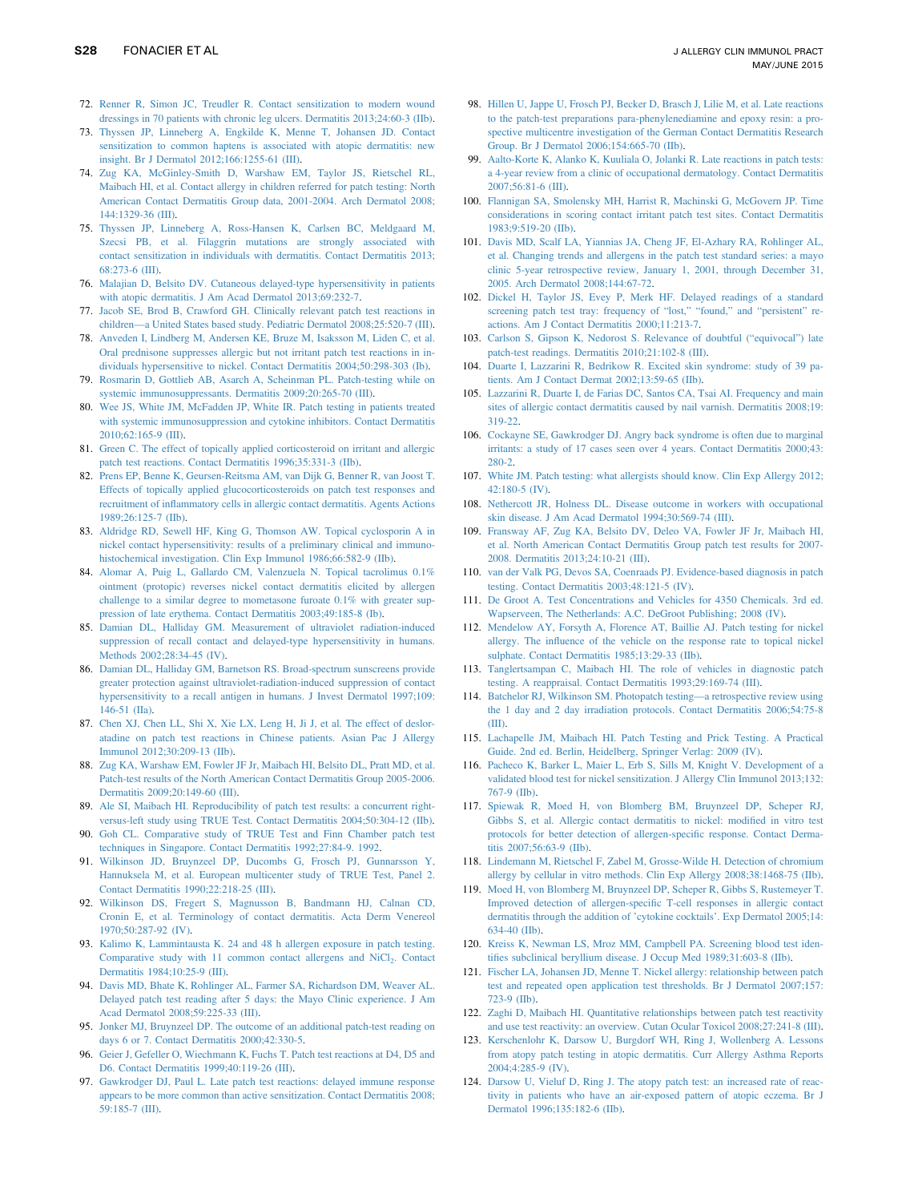72. Renner R, Simon JC, Treudler R. Contact sensitization to modern wound dressings in 70 patients with chronic leg ulcers. Dermatitis 2013;24:60-3 (IIb).
73. Thyssen JP, Linneberg A, Engkilde K, Menne T, Johansen JD. Contact sensitization to common haptens is associated with atopic dermatitis: new insight. Br J Dermatol 2012;166:1255-61 (III).
74. Zug KA, McGinley-Smith D, Warshaw EM, Taylor JS, Rietschel RL, Maibach HI, et al. Contact allergy in children referred for patch testing: North American Contact Dermatitis Group data, 2001-2004. Arch Dermatol 2008; 144:1329-36 (III).
75. Thyssen JP, Linneberg A, Ross-Hansen K, Carlsen BC, Meldgaard M, Szecsi PB, et al. Filaggrin mutations are strongly associated with contact sensitization in individuals with dermatitis. Contact Dermatitis 2013; 68:273-6 (III).
76. Malajian D, Belsito DV. Cutaneous delayed-type hypersensitivity in patients with atopic dermatitis. J Am Acad Dermatol 2013;69:232-7.
77. Jacob SE, Brod B, Crawford GH. Clinically relevant patch test reactions in children—a United States based study. Pediatric Dermatol 2008;25:520-7 (III).
78. Anveden I, Lindberg M, Andersen KE, Bruze M, Isaksson M, Liden C, et al. Oral prednisone suppresses allergic but not irritant patch test reactions in individuals hypersensitive to nickel. Contact Dermatitis 2004;50:298-303 (Ib).
79. Rosmarin D, Gottlieb AB, Asarch A, Scheinman PL. Patch-testing while on systemic immunosuppressants. Dermatitis 2009;20:265-70 (III).
80. Wee JS, White JM, McFadden JP, White IR. Patch testing in patients treated with systemic immunosuppression and cytokine inhibitors. Contact Dermatitis 2010;62:165-9 (III).
81. Green C. The effect of topically applied corticosteroid on irritant and allergic patch test reactions. Contact Dermatitis 1996;35:331-3 (IIb).
82. Prens EP, Benne K, Geursen-Reitsma AM, van Dijk G, Benner R, van Joost T. Effects of topically applied glucocorticosteroids on patch test responses and recruitment of inflammatory cells in allergic contact dermatitis. Agents Actions 1989;26:125-7 (IIb).
83. Aldridge RD, Sewell HF, King G, Thomson AW. Topical cyclosporin A in nickel contact hypersensitivity: results of a preliminary clinical and immunohistochemical investigation. Clin Exp Immunol 1986;66:582-9 (IIb).
84. Alomar A, Puig L, Gallardo CM, Valenzuela N. Topical tacrolimus 0.1% ointment (protopic) reverses nickel contact dermatitis elicited by allergen challenge to a similar degree to mometasone furoate 0.1% with greater suppression of late erythema. Contact Dermatitis 2003;49:185-8 (Ib).
85. Damian DL, Halliday GM. Measurement of ultraviolet radiation-induced suppression of recall contact and delayed-type hypersensitivity in humans. Methods 2002;28:34-45 (IV).
86. Damian DL, Halliday GM, Barnetson RS. Broad-spectrum sunscreens provide greater protection against ultraviolet-radiation-induced suppression of contact hypersensitivity to a recall antigen in humans. J Invest Dermatol 1997;109: 146-51 (IIa).
87. Chen XJ, Chen LL, Shi X, Xie LX, Leng H, Ji J, et al. The effect of desloratadine on patch test reactions in Chinese patients. Asian Pac J Allergy Immunol 2012;30:209-13 (IIb).
88. Zug KA, Warshaw EM, Fowler JF Jr, Maibach HI, Belsito DL, Pratt MD, et al. Patch-test results of the North American Contact Dermatitis Group 2005-2006. Dermatitis 2009;20:149-60 (III).
89. Ale SI, Maibach HI. Reproducibility of patch test results: a concurrent right-versus-left study using TRUE Test. Contact Dermatitis 2004;50:304-12 (IIb).
90. Goh CL. Comparative study of TRUE Test and Finn Chamber patch test techniques in Singapore. Contact Dermatitis 1992;27:84-9. 1992.
91. Wilkinson JD, Bruynzeel DP, Ducombs G, Frosch PJ, Gunnarsson Y, Hannuksela M, et al. European multicenter study of TRUE Test, Panel 2. Contact Dermatitis 1990;22:218-25 (III).
92. Wilkinson DS, Fregert S, Magnusson B, Bandmann HJ, Calnan CD, Cronin E, et al. Terminology of contact dermatitis. Acta Derm Venereol 1970;50:287-92 (IV).
93. Kalimo K, Lammintausta K. 24 and 48 h allergen exposure in patch testing. Comparative study with 11 common contact allergens and $NiCl_2$. Contact Dermatitis 1984;10:25-9 (III).
94. Davis MD, Bhate K, Rohlinger AL, Farmer SA, Richardson DM, Weaver AL. Delayed patch test reading after 5 days: the Mayo Clinic experience. J Am Acad Dermatol 2008;59:225-33 (III).
95. Jonker MJ, Bruynzeel DP. The outcome of an additional patch-test reading on days 6 or 7. Contact Dermatitis 2000;42:330-5.
96. Geier J, Gefeller O, Wiechmann K, Fuchs T. Patch test reactions at D4, D5 and D6. Contact Dermatitis 1999;40:119-26 (III).
97. Gawkrodger DJ, Paul L. Late patch test reactions: delayed immune response appears to be more common than active sensitization. Contact Dermatitis 2008; 59:185-7 (III).
98. Hillen U, Jappe U, Frosch PJ, Becker D, Brasch J, Lilie M, et al. Late reactions to the patch-test preparations para-phenylenediamine and epoxy resin: a prospective multicentre investigation of the German Contact Dermatitis Research Group. Br J Dermatol 2006;154:665-70 (IIb).
99. Aalto-Korte K, Alanko K, Kuuliala O, Jolanki R. Late reactions in patch tests: a 4-year review from a clinic of occupational dermatology. Contact Dermatitis 2007;56:81-6 (III).
100. Flannigan SA, Smolensky MH, Harrist R, Machinski G, McGovern JP. Time considerations in scoring contact irritant patch test sites. Contact Dermatitis 1983;9:519-20 (IIb).
101. Davis MD, Scalf LA, Yiannias JA, Cheng JF, El-Azhary RA, Rohlinger AL, et al. Changing trends and allergens in the patch test standard series: a mayo clinic 5-year retrospective review, January 1, 2001, through December 31, 2005. Arch Dermatol 2008;144:67-72.
102. Dickel H, Taylor JS, Evey P, Merk HF. Delayed readings of a standard screening patch test tray: frequency of "lost," "found," and "persistent" reactions. Am J Contact Dermatitis 2000;11:213-7.
103. Carlson S, Gipson K, Nedorost S. Relevance of doubtful ("equivocal") late patch-test readings. Dermatitis 2010;21:102-8 (III).
104. Duarte I, Lazzarini R, Bedrikow R. Excited skin syndrome: study of 39 patients. Am J Contact Dermat 2002;13:59-65 (IIb).
105. Lazzarini R, Duarte I, de Farias DC, Santos CA, Tsai AI. Frequency and main sites of allergic contact dermatitis caused by nail varnish. Dermatitis 2008;19: 319-22.
106. Cockayne SE, Gawkrodger DJ. Angry back syndrome is often due to marginal irritants: a study of 17 cases seen over 4 years. Contact Dermatitis 2000;43: 280-2.
107. White JM. Patch testing: what allergists should know. Clin Exp Allergy 2012; 42:180-5 (IV).
108. Nethercott JR, Holness DL. Disease outcome in workers with occupational skin disease. J Am Acad Dermatol 1994;30:569-74 (III).
109. Fransway AF, Zug KA, Belsito DV, Deleo VA, Fowler JF Jr, Maibach HI, et al. North American Contact Dermatitis Group patch test results for 2007-2008. Dermatitis 2013;24:10-21 (III).
110. van der Valk PG, Devos SA, Coenraads PJ. Evidence-based diagnosis in patch testing. Contact Dermatitis 2003;48:121-5 (IV).
111. De Groot A. Test Concentrations and Vehicles for 4350 Chemicals. 3rd ed. Wapserveen, The Netherlands: A.C. DeGroot Publishing; 2008 (IV).
112. Mendelow AY, Forsyth A, Florence AT, Baillie AJ. Patch testing for nickel allergy. The influence of the vehicle on the response rate to topical nickel sulphate. Contact Dermatitis 1985;13:29-33 (IIb).
113. Tanglertsampan C, Maibach HI. The role of vehicles in diagnostic patch testing. A reappraisal. Contact Dermatitis 1993;29:169-74 (III).
114. Batchelor RJ, Wilkinson SM. Photopatch testing—a retrospective review using the 1 day and 2 day irradiation protocols. Contact Dermatitis 2006;54:75-8 (III).
115. Lachapelle JM, Maibach HI. Patch Testing and Prick Testing. A Practical Guide. 2nd ed. Berlin, Heidelberg, Springer Verlag: 2009 (IV).
116. Pacheco K, Barker L, Maier L, Erb S, Sills M, Knight V. Development of a validated blood test for nickel sensitization. J Allergy Clin Immunol 2013;132: 767-9 (IIb).
117. Spiewak R, Moed H, von Blomberg BM, Bruynzeel DP, Scheper RJ, Gibbs S, et al. Allergic contact dermatitis to nickel: modified in vitro test protocols for better detection of allergen-specific response. Contact Dermatitis 2007;56:63-9 (IIb).
118. Lindemann M, Rietschel F, Zabel M, Grosse-Wilde H. Detection of chromium allergy by cellular in vitro methods. Clin Exp Allergy 2008;38:1468-75 (IIb).
119. Moed H, von Blomberg M, Bruynzeel DP, Scheper R, Gibbs S, Rustemeyer T. Improved detection of allergen-specific T-cell responses in allergic contact dermatitis through the addition of 'cytokine cocktails'. Exp Dermatol 2005;14: 634-40 (IIb).
120. Kreiss K, Newman LS, Mroz MM, Campbell PA. Screening blood test identifies subclinical beryllium disease. J Occup Med 1989;31:603-8 (IIb).
121. Fischer LA, Johansen JD, Menne T. Nickel allergy: relationship between patch test and repeated open application test thresholds. Br J Dermatol 2007;157: 723-9 (IIb).
122. Zaghi D, Maibach HI. Quantitative relationships between patch test reactivity and use test reactivity: an overview. Cutan Ocular Toxicol 2008;27:241-8 (III).
123. Kerschenlohr K, Darsow U, Burgdorf WH, Ring J, Wollenberg A. Lessons from atopy patch testing in atopic dermatitis. Curr Allergy Asthma Reports 2004;4:285-9 (IV).
124. Darsow U, Vieluf D, Ring J. The atopy patch test: an increased rate of reactivity in patients who have an air-exposed pattern of atopic eczema. Br J Dermatol 1996;135:182-6 (IIb).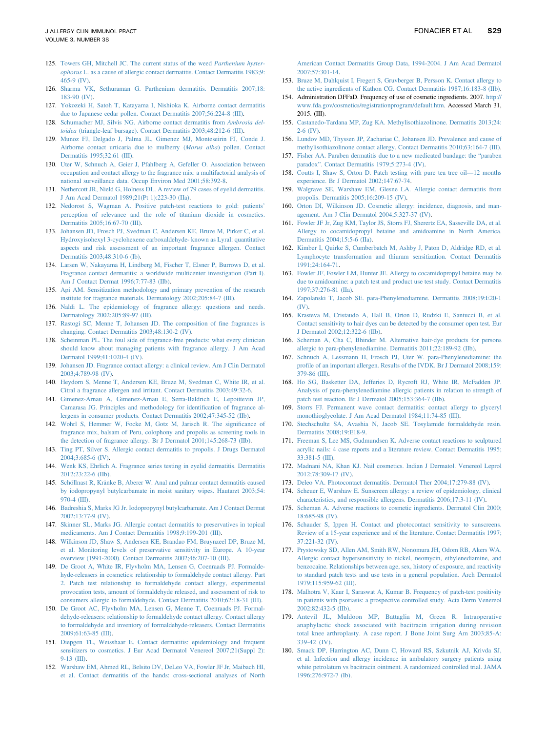125. Towers GH, Mitchell JC. The current status of the weed *Parthenium hysterophorus* L. as a cause of allergic contact dermatitis. Contact Dermatitis 1983;9:465-9 (IV).
126. Sharma VK, Sethuraman G. Parthenium dermatitis. Dermatitis 2007;18:183-90 (IV).
127. Yokozeki H, Satoh T, Katayama I, Nishioka K. Airborne contact dermatitis due to Japanese cedar pollen. Contact Dermatitis 2007;56:224-8 (III).
128. Schumacher MJ, Silvis NG. Airborne contact dermatitis from *Ambrosia deltoidea* (triangle-leaf bursage). Contact Dermatitis 2003;48:212-6 (III).
129. Munoz FJ, Delgado J, Palma JL, Gimenez MJ, Monteseirin FJ, Conde J. Airborne contact urticaria due to mulberry (*Morus alba*) pollen. Contact Dermatitis 1995;32:61 (III).
130. Uter W, Schnuch A, Geier J, Pfahlberg A, Gefeller O. Association between occupation and contact allergy to the fragrance mix: a multifactorial analysis of national surveillance data. Occup Environ Med 2001;58:392-8.
131. Nethercott JR, Nield G, Holness DL. A review of 79 cases of eyelid dermatitis. J Am Acad Dermatol 1989;21(Pt 1):223-30 (IIa).
132. Nedorost S, Wagman A. Positive patch-test reactions to gold: patients' perception of relevance and the role of titanium dioxide in cosmetics. Dermatitis 2005;16:67-70 (III).
133. Johansen JD, Frosch PJ, Svedman C, Andersen KE, Bruze M, Pirker C, et al. Hydroxyisohexyl 3-cyclohexene carboxaldehyde- known as Lyral: quantitative aspects and risk assessment of an important fragrance allergen. Contact Dermatitis 2003;48:310-6 (Ib).
134. Larsen W, Nakayama H, Lindberg M, Fischer T, Elsner P, Burrows D, et al. Fragrance contact dermatitis: a worldwide multicenter investigation (Part I). Am J Contact Dermat 1996;7:77-83 (IIb).
135. Api AM. Sensitization methodology and primary prevention of the research institute for fragrance materials. Dermatology 2002;205:84-7 (III).
136. Naldi L. The epidemiology of fragrance allergy: questions and needs. Dermatology 2002;205:89-97 (III).
137. Rastogi SC, Menne T, Johansen JD. The composition of fine fragrances is changing. Contact Dermatitis 2003;48:130-2 (IV).
138. Scheinman PL. The foul side of fragrance-free products: what every clinician should know about managing patients with fragrance allergy. J Am Acad Dermatol 1999;41:1020-4 (IV).
139. Johansen JD. Fragrance contact allergy: a clinical review. Am J Clin Dermatol 2003;4:789-98 (IV).
140. Heydorn S, Menne T, Andersen KE, Bruze M, Svedman C, White IR, et al. Citral a fragrance allergen and irritant. Contact Dermatitis 2003;49:32-6.
141. Gimenez-Arnau A, Gimenez-Arnau E, Serra-Baldrich E, Lepoittevin JP, Camarasa JG. Principles and methodology for identification of fragrance allergens in consumer products. Contact Dermatitis 2002;47:345-52 (IIb).
142. Wohrl S, Hemmer W, Focke M, Gotz M, Jarisch R. The significance of fragrance mix, balsam of Peru, colophony and propolis as screening tools in the detection of fragrance allergy. Br J Dermatol 2001;145:268-73 (IIb).
143. Ting PT, Silver S. Allergic contact dermatitis to propolis. J Drugs Dermatol 2004;3:685-6 (IV).
144. Wenk KS, Ehrlich A. Fragrance series testing in eyelid dermatitis. Dermatitis 2012;23:22-6 (IIb).
145. Schöllnast R, Kränke B, Aberer W. Anal and palmar contact dermatitis caused by iodopropynyl butylcarbamate in moist sanitary wipes. Hautarzt 2003;54:970-4 (III).
146. Badreshia S, Marks JG Jr. Iodopropynyl butylcarbamate. Am J Contact Dermat 2002;13:77-9 (IV).
147. Skinner SL, Marks JG. Allergic contact dermatitis to preservatives in topical medicaments. Am J Contact Dermatitis 1998;9:199-201 (III).
148. Wilkinson JD, Shaw S, Andersen KE, Brandao FM, Bruynzeel DP, Bruze M, et al. Monitoring levels of preservative sensitivity in Europe. A 10-year overview (1991-2000). Contact Dermatitis 2002;46:207-10 (III).
149. De Groot A, White IR, Flyvholm MA, Lensen G, Coenraads PJ. Formaldehyde-releasers in cosmetics: relationship to formaldehyde contact allergy. Part 2. Patch test relationship to formaldehyde contact allergy, experimental provocation tests, amount of formaldehyde released, and assessment of risk to consumers allergic to formaldehyde. Contact Dermatitis 2010;62:18-31 (III).
150. De Groot AC, Flyvholm MA, Lensen G, Menne T, Coenraads PJ. Formaldehyde-releasers: relationship to formaldehyde contact allergy. Contact allergy to formaldehyde and inventory of formaldehyde-releasers. Contact Dermatitis 2009;61:63-85 (III).
151. Diepgen TL, Weisshaar E. Contact dermatitis: epidemiology and frequent sensitizers to cosmetics. J Eur Acad Dermatol Venereol 2007;21(Suppl 2):9-13 (III).
152. Warshaw EM, Ahmed RL, Belsito DV, DeLeo VA, Fowler JF Jr, Maibach HI, et al. Contact dermatitis of the hands: cross-sectional analyses of North American Contact Dermatitis Group Data, 1994-2004. J Am Acad Dermatol 2007;57:301-14.
153. Bruze M, Dahlquist I, Fregert S, Gruvberger B, Persson K. Contact allergy to the active ingredients of Kathon CG. Contact Dermatitis 1987;16:183-8 (IIb).
154. Administration DFFaD. Frequency of use of cosmetic ingredients. 2007. http://www.fda.gov/cosmetics/registrationprogram/default.htm. Accessed March 31, 2015. (III).
155. Castanedo-Tardana MP, Zug KA. Methylisothiazolinone. Dermatitis 2013;24:2-6 (IV).
156. Lundov MD, Thyssen JP, Zachariae C, Johansen JD. Prevalence and cause of methylisothiazolinone contact allergy. Contact Dermatitis 2010;63:164-7 (III).
157. Fisher AA. Paraben dermatitis due to a new medicated bandage: the "paraben paradox". Contact Dermatitis 1979;5:273-4 (IV).
158. Coutts I, Shaw S, Orton D. Patch testing with pure tea tree oil—12 months experience. Br J Dermatol 2002;147:67-74.
159. Walgrave SE, Warshaw EM, Glesne LA. Allergic contact dermatitis from propolis. Dermatitis 2005;16:209-15 (IV).
160. Orton DI, Wilkinson JD. Cosmetic allergy: incidence, diagnosis, and management. Am J Clin Dermatol 2004;5:327-37 (IV).
161. Fowler JF Jr, Zug KM, Taylor JS, Storrs FJ, Sherertz EA, Sasseville DA, et al. Allergy to cocamidopropyl betaine and amidoamine in North America. Dermatitis 2004;15:5-6 (IIa).
162. Kimber I, Quirke S, Cumberbatch M, Ashby J, Paton D, Aldridge RD, et al. Lymphocyte transformation and thiuram sensitization. Contact Dermatitis 1991;24:164-71.
163. Fowler JF, Fowler LM, Hunter JE. Allergy to cocamidopropyl betaine may be due to amidoamine: a patch test and product use test study. Contact Dermatitis 1997;37:276-81 (IIa).
164. Zapolanski T, Jacob SE. para-Phenylenediamine. Dermatitis 2008;19:E20-1 (IV).
165. Krasteva M, Cristaudo A, Hall B, Orton D, Rudzki E, Santucci B, et al. Contact sensitivity to hair dyes can be detected by the consumer open test. Eur J Dermatol 2002;12:322-6 (IIb).
166. Scheman A, Cha C, Bhinder M. Alternative hair-dye products for persons allergic to para-phenylenediamine. Dermatitis 2011;22:189-92 (IIb).
167. Schnuch A, Lessmann H, Frosch PJ, Uter W. para-Phenylenediamine: the profile of an important allergen. Results of the IVDK. Br J Dermatol 2008;159:379-86 (III).
168. Ho SG, Basketter DA, Jefferies D, Rycroft RJ, White IR, McFadden JP. Analysis of para-phenylenediamine allergic patients in relation to strength of patch test reaction. Br J Dermatol 2005;153:364-7 (IIb).
169. Storrs FJ. Permanent wave contact dermatitis: contact allergy to glyceryl monothioglycolate. J Am Acad Dermatol 1984;11:74-85 (III).
170. Stechschulte SA, Avashia N, Jacob SE. Tosylamide formaldehyde resin. Dermatitis 2008;19:E18-9.
171. Freeman S, Lee MS, Gudmundsen K. Adverse contact reactions to sculptured acrylic nails: 4 case reports and a literature review. Contact Dermatitis 1995;33:381-5 (III).
172. Madnani NA, Khan KJ. Nail cosmetics. Indian J Dermatol. Venereol Leprol 2012;78:309-17 (IV).
173. Deleo VA. Photocontact dermatitis. Dermatol Ther 2004;17:279-88 (IV).
174. Scheuer E, Warshaw E. Sunscreen allergy: a review of epidemiology, clinical characteristics, and responsible allergens. Dermatitis 2006;17:3-11 (IV).
175. Scheman A. Adverse reactions to cosmetic ingredients. Dermatol Clin 2000;18:685-98 (IV).
176. Schauder S, Ippen H. Contact and photocontact sensitivity to sunscreens. Review of a 15-year experience and of the literature. Contact Dermatitis 1997;37:221-32 (IV).
177. Prystowsky SD, Allen AM, Smith RW, Nonomura JH, Odom RB, Akers WA. Allergic contact hypersensitivity to nickel, neomycin, ethylenediamine, and benzocaine. Relationships between age, sex, history of exposure, and reactivity to standard patch tests and use tests in a general population. Arch Dermatol 1979;115:959-62 (III).
178. Malhotra V, Kaur I, Saraswat A, Kumar B. Frequency of patch-test positivity in patients with psoriasis: a prospective controlled study. Acta Derm Venereol 2002;82:432-5 (IIb).
179. Antevil JL, Muldoon MP, Battaglia M, Green R. Intraoperative anaphylactic shock associated with bacitracin irrigation during revision total knee arthroplasty. A case report. J Bone Joint Surg Am 2003;85-A:339-42 (IV).
180. Smack DP, Harrington AC, Dunn C, Howard RS, Szkutnik AJ, Krivda SJ, et al. Infection and allergy incidence in ambulatory surgery patients using white petrolatum vs bacitracin ointment. A randomized controlled trial. JAMA 1996;276:972-7 (Ib).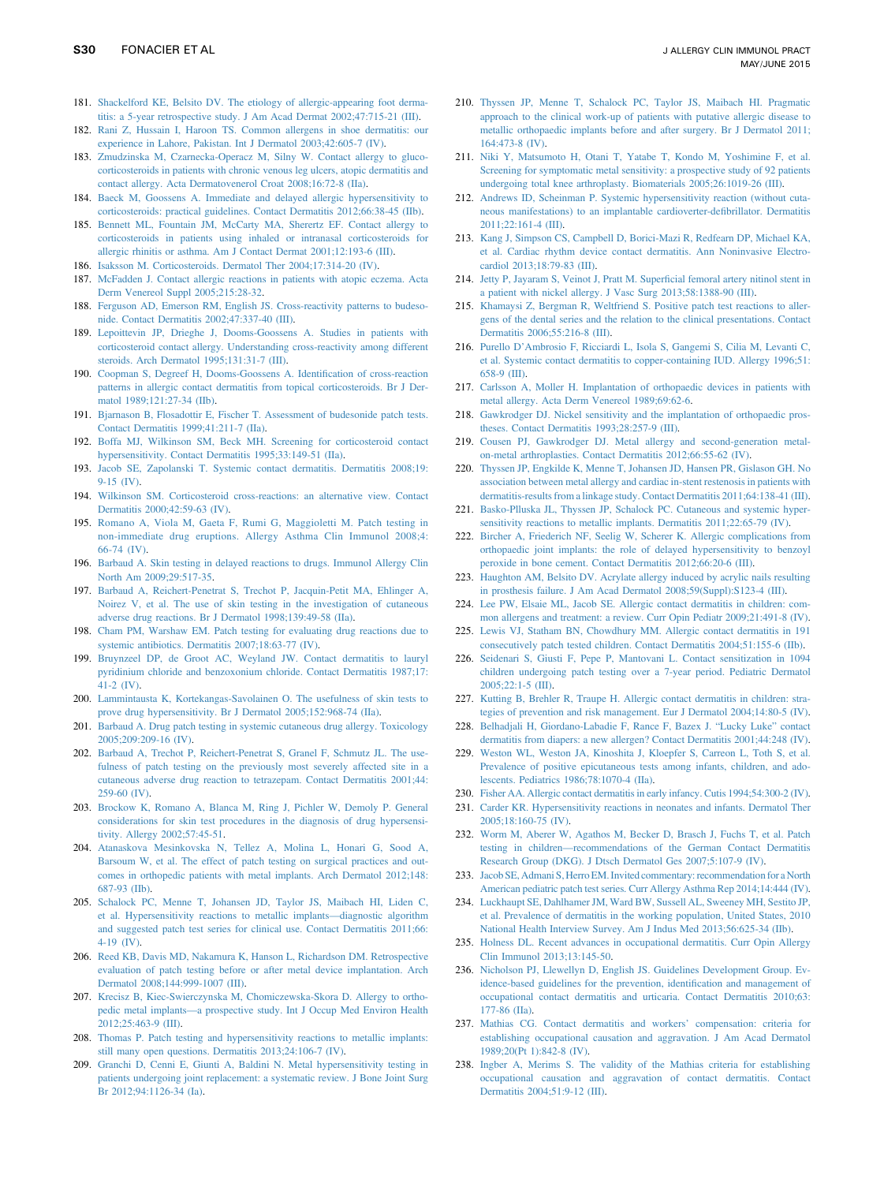181. Shackelford KE, Belsito DV. The etiology of allergic-appearing foot dermatitis: a 5-year retrospective study. J Am Acad Dermat 2002;47:715-21 (III).
182. Rani Z, Hussain I, Haroon TS. Common allergens in shoe dermatitis: our experience in Lahore, Pakistan. Int J Dermatol 2003;42:605-7 (IV).
183. Zmudzinska M, Czarnecka-Operacz M, Silny W. Contact allergy to glucocorticosteroids in patients with chronic venous leg ulcers, atopic dermatitis and contact allergy. Acta Dermatovenerol Croat 2008;16:72-8 (IIa).
184. Baeck M, Goossens A. Immediate and delayed allergic hypersensitivity to corticosteroids: practical guidelines. Contact Dermatitis 2012;66:38-45 (IIb).
185. Bennett ML, Fountain JM, McCarty MA, Sherertz EF. Contact allergy to corticosteroids in patients using inhaled or intranasal corticosteroids for allergic rhinitis or asthma. Am J Contact Dermat 2001;12:193-6 (III).
186. Isaksson M. Corticosteroids. Dermatol Ther 2004;17:314-20 (IV).
187. McFadden J. Contact allergic reactions in patients with atopic eczema. Acta Derm Venereol Suppl 2005;215:28-32.
188. Ferguson AD, Emerson RM, English JS. Cross-reactivity patterns to budesonide. Contact Dermatitis 2002;47:337-40 (III).
189. Lepoittevin JP, Drieghe J, Dooms-Goossens A. Studies in patients with corticosteroid contact allergy. Understanding cross-reactivity among different steroids. Arch Dermatol 1995;131:31-7 (III).
190. Coopman S, Degreef H, Dooms-Goossens A. Identification of cross-reaction patterns in allergic contact dermatitis from topical corticosteroids. Br J Dermatol 1989;121:27-34 (IIb).
191. Bjarnason B, Flosadottir E, Fischer T. Assessment of budesonide patch tests. Contact Dermatitis 1999;41:211-7 (IIa).
192. Boffa MJ, Wilkinson SM, Beck MH. Screening for corticosteroid contact hypersensitivity. Contact Dermatitis 1995;33:149-51 (IIa).
193. Jacob SE, Zapolanski T. Systemic contact dermatitis. Dermatitis 2008;19:9-15 (IV).
194. Wilkinson SM. Corticosteroid cross-reactions: an alternative view. Contact Dermatitis 2000;42:59-63 (IV).
195. Romano A, Viola M, Gaeta F, Rumi G, Maggioletti M. Patch testing in non-immediate drug eruptions. Allergy Asthma Clin Immunol 2008;4:66-74 (IV).
196. Barbaud A. Skin testing in delayed reactions to drugs. Immunol Allergy Clin North Am 2009;29:517-35.
197. Barbaud A, Reichert-Penetrat S, Trechot P, Jacquin-Petit MA, Ehlinger A, Noirez V, et al. The use of skin testing in the investigation of cutaneous adverse drug reactions. Br J Dermatol 1998;139:49-58 (IIa).
198. Cham PM, Warshaw EM. Patch testing for evaluating drug reactions due to systemic antibiotics. Dermatitis 2007;18:63-77 (IV).
199. Bruynzeel DP, de Groot AC, Weyland JW. Contact dermatitis to lauryl pyridinium chloride and benzoxonium chloride. Contact Dermatitis 1987;17:41-2 (IV).
200. Lammintausta K, Kortekangas-Savolainen O. The usefulness of skin tests to prove drug hypersensitivity. Br J Dermatol 2005;152:968-74 (IIa).
201. Barbaud A. Drug patch testing in systemic cutaneous drug allergy. Toxicology 2005;209:209-16 (IV).
202. Barbaud A, Trechot P, Reichert-Penetrat S, Granel F, Schmutz JL. The usefulness of patch testing on the previously most severely affected site in a cutaneous adverse drug reaction to tetrazepam. Contact Dermatitis 2001;44:259-60 (IV).
203. Brockow K, Romano A, Blanca M, Ring J, Pichler W, Demoly P. General considerations for skin test procedures in the diagnosis of drug hypersensitivity. Allergy 2002;57:45-51.
204. Atanaskova Mesinkovska N, Tellez A, Molina L, Honari G, Sood A, Barsoum W, et al. The effect of patch testing on surgical practices and outcomes in orthopedic patients with metal implants. Arch Dermatol 2012;148:687-93 (IIb).
205. Schalock PC, Menne T, Johansen JD, Taylor JS, Maibach HI, Liden C, et al. Hypersensitivity reactions to metallic implants—diagnostic algorithm and suggested patch test series for clinical use. Contact Dermatitis 2011;66:4-19 (IV).
206. Reed KB, Davis MD, Nakamura K, Hanson L, Richardson DM. Retrospective evaluation of patch testing before or after metal device implantation. Arch Dermatol 2008;144:999-1007 (III).
207. Krecisz B, Kiec-Swierczynska M, Chomiczewska-Skora D. Allergy to orthopedic metal implants—a prospective study. Int J Occup Med Environ Health 2012;25:463-9 (III).
208. Thomas P. Patch testing and hypersensitivity reactions to metallic implants: still many open questions. Dermatitis 2013;24:106-7 (IV).
209. Granchi D, Cenni E, Giunti A, Baldini N. Metal hypersensitivity testing in patients undergoing joint replacement: a systematic review. J Bone Joint Surg Br 2012;94:1126-34 (Ia).
210. Thyssen JP, Menne T, Schalock PC, Taylor JS, Maibach HI. Pragmatic approach to the clinical work-up of patients with putative allergic disease to metallic orthopaedic implants before and after surgery. Br J Dermatol 2011;164:473-8 (IV).
211. Niki Y, Matsumoto H, Otani T, Yatabe T, Kondo M, Yoshimine F, et al. Screening for symptomatic metal sensitivity: a prospective study of 92 patients undergoing total knee arthroplasty. Biomaterials 2005;26:1019-26 (III).
212. Andrews ID, Scheinman P. Systemic hypersensitivity reaction (without cutaneous manifestations) to an implantable cardioverter-defibrillator. Dermatitis 2011;22:161-4 (III).
213. Kang J, Simpson CS, Campbell D, Borici-Mazi R, Redfearn DP, Michael KA, et al. Cardiac rhythm device contact dermatitis. Ann Noninvasive Electrocardiol 2013;18:79-83 (III).
214. Jetty P, Jayaram S, Veinot J, Pratt M. Superficial femoral artery nitinol stent in a patient with nickel allergy. J Vasc Surg 2013;58:1388-90 (III).
215. Khamaysi Z, Bergman R, Weltfriend S. Positive patch test reactions to allergens of the dental series and the relation to the clinical presentations. Contact Dermatitis 2006;55:216-8 (III).
216. Purello D'Ambrosio F, Ricciardi L, Isola S, Gangemi S, Cilia M, Levanti C, et al. Systemic contact dermatitis to copper-containing IUD. Allergy 1996;51:658-9 (III).
217. Carlsson A, Moller H. Implantation of orthopaedic devices in patients with metal allergy. Acta Derm Venereol 1989;69:62-6.
218. Gawkrodger DJ. Nickel sensitivity and the implantation of orthopaedic prostheses. Contact Dermatitis 1993;28:257-9 (III).
219. Cousen PJ, Gawkrodger DJ. Metal allergy and second-generation metal-on-metal arthroplasties. Contact Dermatitis 2012;66:55-62 (IV).
220. Thyssen JP, Engkilde K, Menne T, Johansen JD, Hansen PR, Gislason GH. No association between metal allergy and cardiac in-stent restenosis in patients with dermatitis-results from a linkage study. Contact Dermatitis 2011;64:138-41 (III).
221. Basko-Plluska JL, Thyssen JP, Schalock PC. Cutaneous and systemic hypersensitivity reactions to metallic implants. Dermatitis 2011;22:65-79 (IV).
222. Bircher A, Friederich NF, Seelig W, Scherer K. Allergic complications from orthopaedic joint implants: the role of delayed hypersensitivity to benzoyl peroxide in bone cement. Contact Dermatitis 2012;66:20-6 (III).
223. Haughton AM, Belsito DV. Acrylate allergy induced by acrylic nails resulting in prosthesis failure. J Am Acad Dermatol 2008;59(Suppl):S123-4 (III).
224. Lee PW, Elsaie ML, Jacob SE. Allergic contact dermatitis in children: common allergens and treatment: a review. Curr Opin Pediatr 2009;21:491-8 (IV).
225. Lewis VJ, Statham BN, Chowdhury MM. Allergic contact dermatitis in 191 consecutively patch tested children. Contact Dermatitis 2004;51:155-6 (IIb).
226. Seidenari S, Giusti F, Pepe P, Mantovani L. Contact sensitization in 1094 children undergoing patch testing over a 7-year period. Pediatric Dermatol 2005;22:1-5 (III).
227. Kutting B, Brehler R, Traupe H. Allergic contact dermatitis in children: strategies of prevention and risk management. Eur J Dermatol 2004;14:80-5 (IV).
228. Belhadjali H, Giordano-Labadie F, Rance F, Bazex J. "Lucky Luke" contact dermatitis from diapers: a new allergen? Contact Dermatitis 2001;44:248 (IV).
229. Weston WL, Weston JA, Kinoshita J, Kloepfer S, Carreon L, Toth S, et al. Prevalence of positive epicutaneous tests among infants, children, and adolescents. Pediatrics 1986;78:1070-4 (IIa).
230. Fisher AA. Allergic contact dermatitis in early infancy. Cutis 1994;54:300-2 (IV).
231. Carder KR. Hypersensitivity reactions in neonates and infants. Dermatol Ther 2005;18:160-75 (IV).
232. Worm M, Aberer W, Agathos M, Becker D, Brasch J, Fuchs T, et al. Patch testing in children—recommendations of the German Contact Dermatitis Research Group (DKG). J Dtsch Dermatol Ges 2007;5:107-9 (IV).
233. Jacob SE, Admani S, Herro EM. Invited commentary: recommendation for a North American pediatric patch test series. Curr Allergy Asthma Rep 2014;14:444 (IV).
234. Luckhaupt SE, Dahlhamer JM, Ward BW, Sussell AL, Sweeney MH, Sestito JP, et al. Prevalence of dermatitis in the working population, United States, 2010 National Health Interview Survey. Am J Indus Med 2013;56:625-34 (IIb).
235. Holness DL. Recent advances in occupational dermatitis. Curr Opin Allergy Clin Immunol 2013;13:145-50.
236. Nicholson PJ, Llewellyn D, English JS. Guidelines Development Group. Evidence-based guidelines for the prevention, identification and management of occupational contact dermatitis and urticaria. Contact Dermatitis 2010;63:177-86 (IIa).
237. Mathias CG. Contact dermatitis and workers' compensation: criteria for establishing occupational causation and aggravation. J Am Acad Dermatol 1989;20(Pt 1):842-8 (IV).
238. Ingber A, Merims S. The validity of the Mathias criteria for establishing occupational causation and aggravation of contact dermatitis. Contact Dermatitis 2004;51:9-12 (III).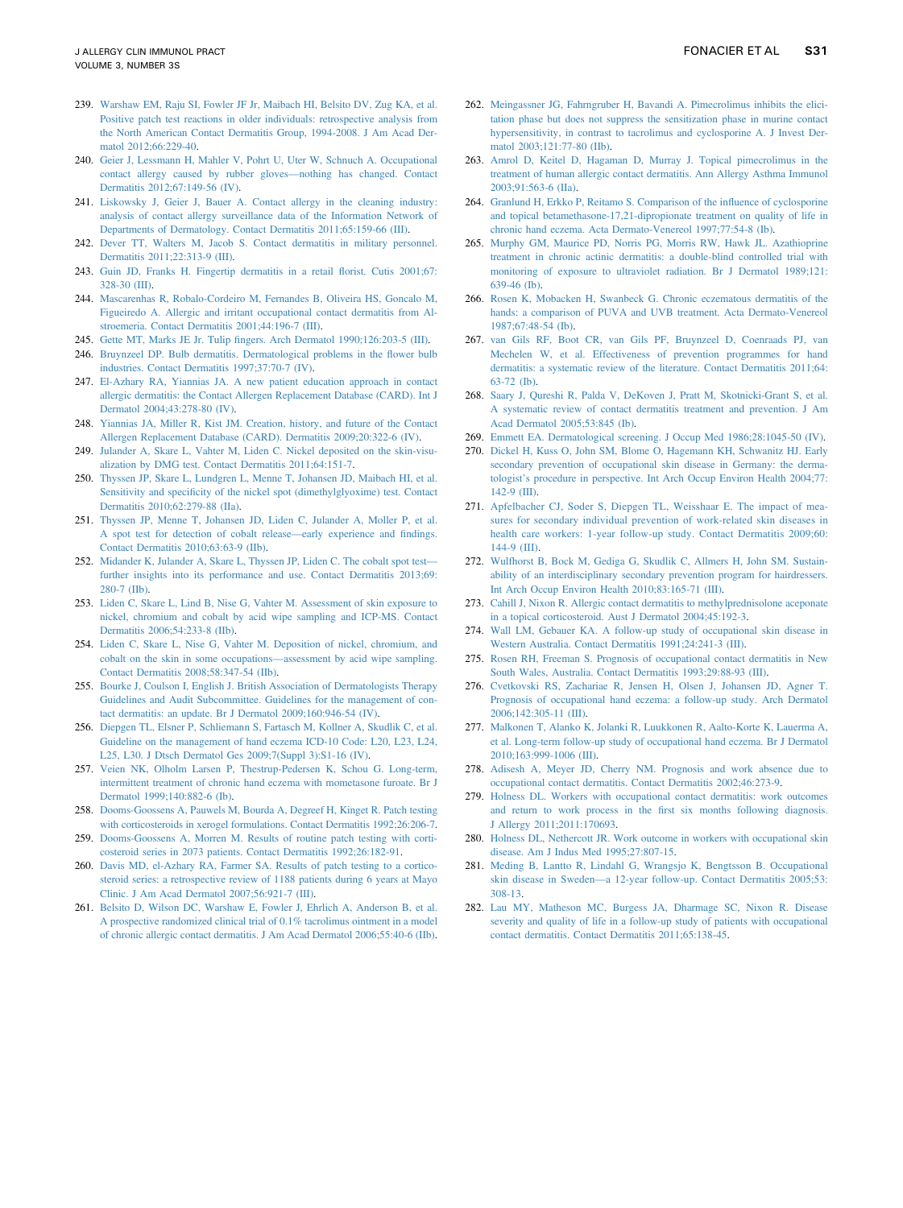239. Warshaw EM, Raju SI, Fowler JF Jr, Maibach HI, Belsito DV, Zug KA, et al. Positive patch test reactions in older individuals: retrospective analysis from the North American Contact Dermatitis Group, 1994-2008. J Am Acad Dermatol 2012;66:229-40.
240. Geier J, Lessmann H, Mahler V, Pohrt U, Uter W, Schnuch A. Occupational contact allergy caused by rubber gloves—nothing has changed. Contact Dermatitis 2012;67:149-56 (IV).
241. Liskowsky J, Geier J, Bauer A. Contact allergy in the cleaning industry: analysis of contact allergy surveillance data of the Information Network of Departments of Dermatology. Contact Dermatitis 2011;65:159-66 (III).
242. Dever TT, Walters M, Jacob S. Contact dermatitis in military personnel. Dermatitis 2011;22:313-9 (III).
243. Guin JD, Franks H. Fingertip dermatitis in a retail florist. Cutis 2001;67: 328-30 (III).
244. Mascarenhas R, Robalo-Cordeiro M, Fernandes B, Oliveira HS, Goncalo M, Figueiredo A. Allergic and irritant occupational contact dermatitis from Alstroemeria. Contact Dermatitis 2001;44:196-7 (III).
245. Gette MT, Marks JE Jr. Tulip fingers. Arch Dermatol 1990;126:203-5 (III).
246. Bruynzeel DP. Bulb dermatitis. Dermatological problems in the flower bulb industries. Contact Dermatitis 1997;37:70-7 (IV).
247. El-Azhary RA, Yiannias JA. A new patient education approach in contact allergic dermatitis: the Contact Allergen Replacement Database (CARD). Int J Dermatol 2004;43:278-80 (IV).
248. Yiannias JA, Miller R, Kist JM. Creation, history, and future of the Contact Allergen Replacement Database (CARD). Dermatitis 2009;20:322-6 (IV).
249. Julander A, Skare L, Vahter M, Liden C. Nickel deposited on the skin-visualization by DMG test. Contact Dermatitis 2011;64:151-7.
250. Thyssen JP, Skare L, Lundgren L, Menne T, Johansen JD, Maibach HI, et al. Sensitivity and specificity of the nickel spot (dimethylglyoxime) test. Contact Dermatitis 2010;62:279-88 (IIa).
251. Thyssen JP, Menne T, Johansen JD, Liden C, Julander A, Moller P, et al. A spot test for detection of cobalt release—early experience and findings. Contact Dermatitis 2010;63:63-9 (IIb).
252. Midander K, Julander A, Skare L, Thyssen JP, Liden C. The cobalt spot test—further insights into its performance and use. Contact Dermatitis 2013;69: 280-7 (IIb).
253. Liden C, Skare L, Lind B, Nise G, Vahter M. Assessment of skin exposure to nickel, chromium and cobalt by acid wipe sampling and ICP-MS. Contact Dermatitis 2006;54:233-8 (IIb).
254. Liden C, Skare L, Nise G, Vahter M. Deposition of nickel, chromium, and cobalt on the skin in some occupations—assessment by acid wipe sampling. Contact Dermatitis 2008;58:347-54 (IIb).
255. Bourke J, Coulson I, English J. British Association of Dermatologists Therapy Guidelines and Audit Subcommittee. Guidelines for the management of contact dermatitis: an update. Br J Dermatol 2009;160:946-54 (IV).
256. Diepgen TL, Elsner P, Schliemann S, Fartasch M, Kollner A, Skudlik C, et al. Guideline on the management of hand eczema ICD-10 Code: L20, L23, L24, L25, L30. J Dtsch Dermatol Ges 2009;7(Suppl 3):S1-16 (IV).
257. Veien NK, Olholm Larsen P, Thestrup-Pedersen K, Schou G. Long-term, intermittent treatment of chronic hand eczema with mometasone furoate. Br J Dermatol 1999;140:882-6 (Ib).
258. Dooms-Goossens A, Pauwels M, Bourda A, Degreef H, Kinget R. Patch testing with corticosteroids in xerogel formulations. Contact Dermatitis 1992;26:206-7.
259. Dooms-Goossens A, Morren M. Results of routine patch testing with corticosteroid series in 2073 patients. Contact Dermatitis 1992;26:182-91.
260. Davis MD, el-Azhary RA, Farmer SA. Results of patch testing to a corticosteroid series: a retrospective review of 1188 patients during 6 years at Mayo Clinic. J Am Acad Dermatol 2007;56:921-7 (III).
261. Belsito D, Wilson DC, Warshaw E, Fowler J, Ehrlich A, Anderson B, et al. A prospective randomized clinical trial of 0.1% tacrolimus ointment in a model of chronic allergic contact dermatitis. J Am Acad Dermatol 2006;55:40-6 (IIb).
262. Meingassner JG, Fahrngruber H, Bavandi A. Pimecrolimus inhibits the elicitation phase but does not suppress the sensitization phase in murine contact hypersensitivity, in contrast to tacrolimus and cyclosporine A. J Invest Dermatol 2003;121:77-80 (IIb).
263. Amrol D, Keitel D, Hagaman D, Murray J. Topical pimecrolimus in the treatment of human allergic contact dermatitis. Ann Allergy Asthma Immunol 2003;91:563-6 (IIa).
264. Granlund H, Erkko P, Reitamo S. Comparison of the influence of cyclosporine and topical betamethasone-17,21-dipropionate treatment on quality of life in chronic hand eczema. Acta Dermato-Venereol 1997;77:54-8 (Ib).
265. Murphy GM, Maurice PD, Norris PG, Morris RW, Hawk JL. Azathioprine treatment in chronic actinic dermatitis: a double-blind controlled trial with monitoring of exposure to ultraviolet radiation. Br J Dermatol 1989;121: 639-46 (Ib).
266. Rosen K, Mobacken H, Swanbeck G. Chronic eczematous dermatitis of the hands: a comparison of PUVA and UVB treatment. Acta Dermato-Venereol 1987;67:48-54 (Ib).
267. van Gils RF, Boot CR, van Gils PF, Bruynzeel D, Coenraads PJ, van Mechelen W, et al. Effectiveness of prevention programmes for hand dermatitis: a systematic review of the literature. Contact Dermatitis 2011;64: 63-72 (Ib).
268. Saary J, Qureshi R, Palda V, DeKoven J, Pratt M, Skotnicki-Grant S, et al. A systematic review of contact dermatitis treatment and prevention. J Am Acad Dermatol 2005;53:845 (Ib).
269. Emmett EA. Dermatological screening. J Occup Med 1986;28:1045-50 (IV).
270. Dickel H, Kuss O, John SM, Blome O, Hagemann KH, Schwanitz HJ. Early secondary prevention of occupational skin disease in Germany: the dermatologist's procedure in perspective. Int Arch Occup Environ Health 2004;77: 142-9 (III).
271. Apfelbacher CJ, Soder S, Diepgen TL, Weisshaar E. The impact of measures for secondary individual prevention of work-related skin diseases in health care workers: 1-year follow-up study. Contact Dermatitis 2009;60: 144-9 (III).
272. Wulfhorst B, Bock M, Gediga G, Skudlik C, Allmers H, John SM. Sustainability of an interdisciplinary secondary prevention program for hairdressers. Int Arch Occup Environ Health 2010;83:165-71 (III).
273. Cahill J, Nixon R. Allergic contact dermatitis to methylprednisolone aceponate in a topical corticosteroid. Aust J Dermatol 2004;45:192-3.
274. Wall LM, Gebauer KA. A follow-up study of occupational skin disease in Western Australia. Contact Dermatitis 1991;24:241-3 (III).
275. Rosen RH, Freeman S. Prognosis of occupational contact dermatitis in New South Wales, Australia. Contact Dermatitis 1993;29:88-93 (III).
276. Cvetkovski RS, Zachariae R, Jensen H, Olsen J, Johansen JD, Agner T. Prognosis of occupational hand eczema: a follow-up study. Arch Dermatol 2006;142:305-11 (III).
277. Malkonen T, Alanko K, Jolanki R, Luukkonen R, Aalto-Korte K, Lauerma A, et al. Long-term follow-up study of occupational hand eczema. Br J Dermatol 2010;163:999-1006 (III).
278. Adisesh A, Meyer JD, Cherry NM. Prognosis and work absence due to occupational contact dermatitis. Contact Dermatitis 2002;46:273-9.
279. Holness DL. Workers with occupational contact dermatitis: work outcomes and return to work process in the first six months following diagnosis. J Allergy 2011;2011:170693.
280. Holness DL, Nethercott JR. Work outcome in workers with occupational skin disease. Am J Indus Med 1995;27:807-15.
281. Meding B, Lantto R, Lindahl G, Wrangsjo K, Bengtsson B. Occupational skin disease in Sweden—a 12-year follow-up. Contact Dermatitis 2005;53: 308-13.
282. Lau MY, Matheson MC, Burgess JA, Dharmage SC, Nixon R. Disease severity and quality of life in a follow-up study of patients with occupational contact dermatitis. Contact Dermatitis 2011;65:138-45.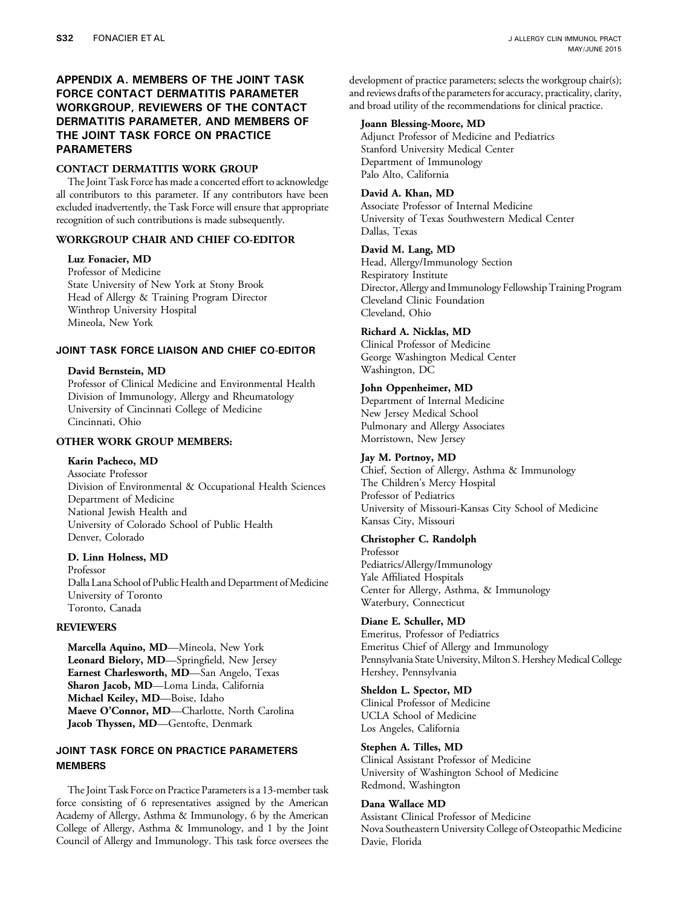## APPENDIX A. MEMBERS OF THE JOINT TASK FORCE CONTACT DERMATITIS PARAMETER WORKGROUP, REVIEWERS OF THE CONTACT DERMATITIS PARAMETER, AND MEMBERS OF THE JOINT TASK FORCE ON PRACTICE PARAMETERS

### CONTACT DERMATITIS WORK GROUP

The Joint Task Force has made a concerted effort to acknowledge all contributors to this parameter. If any contributors have been excluded inadvertently, the Task Force will ensure that appropriate recognition of such contributions is made subsequently.

### WORKGROUP CHAIR AND CHIEF CO-EDITOR

**Luz Fonacier, MD**
Professor of Medicine
State University of New York at Stony Brook
Head of Allergy & Training Program Director
Winthrop University Hospital
Mineola, New York

### JOINT TASK FORCE LIAISON AND CHIEF CO-EDITOR

**David Bernstein, MD**
Professor of Clinical Medicine and Environmental Health
Division of Immunology, Allergy and Rheumatology
University of Cincinnati College of Medicine
Cincinnati, Ohio

### OTHER WORK GROUP MEMBERS:

**Karin Pacheco, MD**
Associate Professor
Division of Environmental & Occupational Health Sciences
Department of Medicine
National Jewish Health and
University of Colorado School of Public Health
Denver, Colorado

**D. Linn Holness, MD**
Professor
Dalla Lana School of Public Health and Department of Medicine
University of Toronto
Toronto, Canada

### REVIEWERS

**Marcella Aquino, MD**—Mineola, New York
**Leonard Bielory, MD**—Springfield, New Jersey
**Earnest Charlesworth, MD**—San Angelo, Texas
**Sharon Jacob, MD**—Loma Linda, California
**Michael Keiley, MD**—Boise, Idaho
**Maeve O'Connor, MD**—Charlotte, North Carolina
**Jacob Thyssen, MD**—Gentofte, Denmark

### JOINT TASK FORCE ON PRACTICE PARAMETERS MEMBERS

The Joint Task Force on Practice Parameters is a 13-member task force consisting of 6 representatives assigned by the American Academy of Allergy, Asthma & Immunology, 6 by the American College of Allergy, Asthma & Immunology, and 1 by the Joint Council of Allergy and Immunology. This task force oversees the development of practice parameters; selects the workgroup chair(s); and reviews drafts of the parameters for accuracy, practicality, clarity, and broad utility of the recommendations for clinical practice.

**Joann Blessing-Moore, MD**
Adjunct Professor of Medicine and Pediatrics
Stanford University Medical Center
Department of Immunology
Palo Alto, California

**David A. Khan, MD**
Associate Professor of Internal Medicine
University of Texas Southwestern Medical Center
Dallas, Texas

**David M. Lang, MD**
Head, Allergy/Immunology Section
Respiratory Institute
Director, Allergy and Immunology Fellowship Training Program
Cleveland Clinic Foundation
Cleveland, Ohio

**Richard A. Nicklas, MD**
Clinical Professor of Medicine
George Washington Medical Center
Washington, DC

**John Oppenheimer, MD**
Department of Internal Medicine
New Jersey Medical School
Pulmonary and Allergy Associates
Morristown, New Jersey

**Jay M. Portnoy, MD**
Chief, Section of Allergy, Asthma & Immunology
The Children's Mercy Hospital
Professor of Pediatrics
University of Missouri-Kansas City School of Medicine
Kansas City, Missouri

**Christopher C. Randolph**
Professor
Pediatrics/Allergy/Immunology
Yale Affiliated Hospitals
Center for Allergy, Asthma, & Immunology
Waterbury, Connecticut

**Diane E. Schuller, MD**
Emeritus, Professor of Pediatrics
Emeritus Chief of Allergy and Immunology
Pennsylvania State University, Milton S. Hershey Medical College
Hershey, Pennsylvania

**Sheldon L. Spector, MD**
Clinical Professor of Medicine
UCLA School of Medicine
Los Angeles, California

**Stephen A. Tilles, MD**
Clinical Assistant Professor of Medicine
University of Washington School of Medicine
Redmond, Washington

**Dana Wallace MD**
Assistant Clinical Professor of Medicine
Nova Southeastern University College of Osteopathic Medicine
Davie, Florida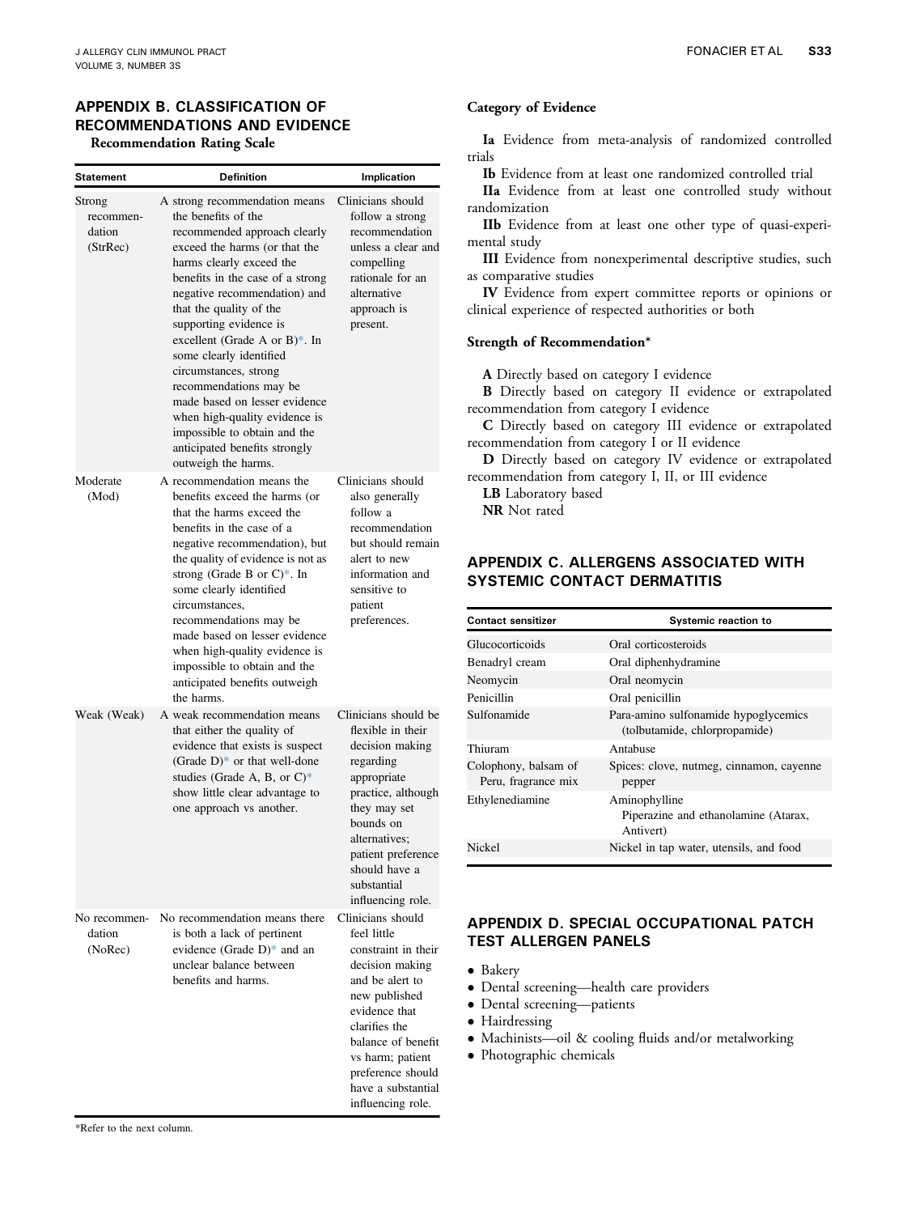## APPENDIX B. CLASSIFICATION OF RECOMMENDATIONS AND EVIDENCE

### Recommendation Rating Scale

| Statement | Definition | Implication |
|---|---|---|
| Strong recommendation (StrRec) | A strong recommendation means the benefits of the recommended approach clearly exceed the harms (or that the harms clearly exceed the benefits in the case of a strong negative recommendation) and that the quality of the supporting evidence is excellent (Grade A or B)*. In some clearly identified circumstances, strong recommendations may be made based on lesser evidence when high-quality evidence is impossible to obtain and the anticipated benefits strongly outweigh the harms. | Clinicians should follow a strong recommendation unless a clear and compelling rationale for an alternative approach is present. |
| Moderate (Mod) | A recommendation means the benefits exceed the harms (or that the harms exceed the benefits in the case of a negative recommendation), but the quality of evidence is not as strong (Grade B or C)*. In some clearly identified circumstances, recommendations may be made based on lesser evidence when high-quality evidence is impossible to obtain and the anticipated benefits outweigh the harms. | Clinicians should also generally follow a recommendation but should remain alert to new information and sensitive to patient preferences. |
| Weak (Weak) | A weak recommendation means that either the quality of evidence that exists is suspect (Grade D)* or that well-done studies (Grade A, B, or C)* show little clear advantage to one approach vs another. | Clinicians should be flexible in their decision making regarding appropriate practice, although they may set bounds on alternatives; patient preference should have a substantial influencing role. |
| No recommendation (NoRec) | No recommendation means there is both a lack of pertinent evidence (Grade D)* and an unclear balance between benefits and harms. | Clinicians should feel little constraint in their decision making and be alert to new published evidence that clarifies the balance of benefit vs harm; patient preference should have a substantial influencing role. |

*Refer to the next column.

### Category of Evidence

**Ia** Evidence from meta-analysis of randomized controlled trials

**Ib** Evidence from at least one randomized controlled trial

**IIa** Evidence from at least one controlled study without randomization

**IIb** Evidence from at least one other type of quasi-experimental study

**III** Evidence from nonexperimental descriptive studies, such as comparative studies

**IV** Evidence from expert committee reports or opinions or clinical experience of respected authorities or both

### Strength of Recommendation*

**A** Directly based on category I evidence

**B** Directly based on category II evidence or extrapolated recommendation from category I evidence

**C** Directly based on category III evidence or extrapolated recommendation from category I or II evidence

**D** Directly based on category IV evidence or extrapolated recommendation from category I, II, or III evidence

**LB** Laboratory based

**NR** Not rated

## APPENDIX C. ALLERGENS ASSOCIATED WITH SYSTEMIC CONTACT DERMATITIS

| Contact sensitizer | Systemic reaction to |
|---|---|
| Glucocorticoids | Oral corticosteroids |
| Benadryl cream | Oral diphenhydramine |
| Neomycin | Oral neomycin |
| Penicillin | Oral penicillin |
| Sulfonamide | Para-amino sulfonamide hypoglycemics (tolbutamide, chlorpropamide) |
| Thiuram | Antabuse |
| Colophony, balsam of Peru, fragrance mix | Spices: clove, nutmeg, cinnamon, cayenne pepper |
| Ethylenediamine | Aminophylline<br>Piperazine and ethanolamine (Atarax, Antivert) |
| Nickel | Nickel in tap water, utensils, and food |

## APPENDIX D. SPECIAL OCCUPATIONAL PATCH TEST ALLERGEN PANELS

- Bakery
- Dental screening—health care providers
- Dental screening—patients
- Hairdressing
- Machinists—oil & cooling fluids and/or metalworking
- Photographic chemicals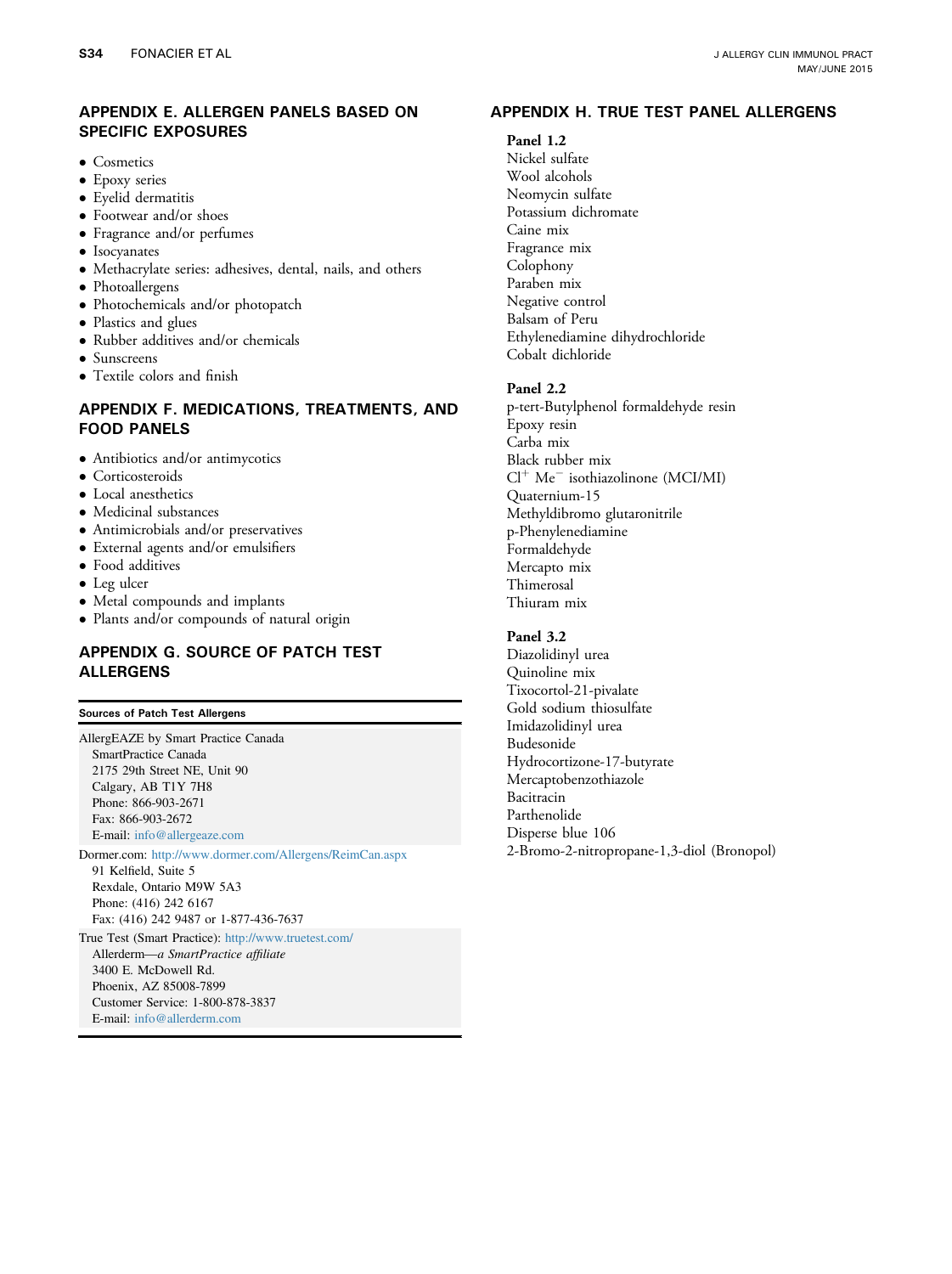## APPENDIX E. ALLERGEN PANELS BASED ON SPECIFIC EXPOSURES

- Cosmetics
- Epoxy series
- Eyelid dermatitis
- Footwear and/or shoes
- Fragrance and/or perfumes
- Isocyanates
- Methacrylate series: adhesives, dental, nails, and others
- Photoallergens
- Photochemicals and/or photopatch
- Plastics and glues
- Rubber additives and/or chemicals
- Sunscreens
- Textile colors and finish

## APPENDIX F. MEDICATIONS, TREATMENTS, AND FOOD PANELS

- Antibiotics and/or antimycotics
- Corticosteroids
- Local anesthetics
- Medicinal substances
- Antimicrobials and/or preservatives
- External agents and/or emulsifiers
- Food additives
- Leg ulcer
- Metal compounds and implants
- Plants and/or compounds of natural origin

## APPENDIX G. SOURCE OF PATCH TEST ALLERGENS

| Sources of Patch Test Allergens |
|---|
| AllergEAZE by Smart Practice Canada<br>SmartPractice Canada<br>2175 29th Street NE, Unit 90<br>Calgary, AB T1Y 7H8<br>Phone: 866-903-2671<br>Fax: 866-903-2672<br>E-mail: info@allergeaze.com |
| Dormer.com: http://www.dormer.com/Allergens/ReimCan.aspx<br>91 Kelfield, Suite 5<br>Rexdale, Ontario M9W 5A3<br>Phone: (416) 242 6167<br>Fax: (416) 242 9487 or 1-877-436-7637 |
| True Test (Smart Practice): http://www.truetest.com/<br>Allerderm—*a SmartPractice affiliate*<br>3400 E. McDowell Rd.<br>Phoenix, AZ 85008-7899<br>Customer Service: 1-800-878-3837<br>E-mail: info@allerderm.com |

## APPENDIX H. TRUE TEST PANEL ALLERGENS

**Panel 1.2**

Nickel sulfate
Wool alcohols
Neomycin sulfate
Potassium dichromate
Caine mix
Fragrance mix
Colophony
Paraben mix
Negative control
Balsam of Peru
Ethylenediamine dihydrochloride
Cobalt dichloride

**Panel 2.2**

p-tert-Butylphenol formaldehyde resin
Epoxy resin
Carba mix
Black rubber mix
$Cl^{+}$ $Me^{-}$ isothiazolinone (MCI/MI)
Quaternium-15
Methyldibromo glutaronitrile
p-Phenylenediamine
Formaldehyde
Mercapto mix
Thimerosal
Thiuram mix

**Panel 3.2**

Diazolidinyl urea
Quinoline mix
Tixocortol-21-pivalate
Gold sodium thiosulfate
Imidazolidinyl urea
Budesonide
Hydrocortizone-17-butyrate
Mercaptobenzothiazole
Bacitracin
Parthenolide
Disperse blue 106
2-Bromo-2-nitropropane-1,3-diol (Bronopol)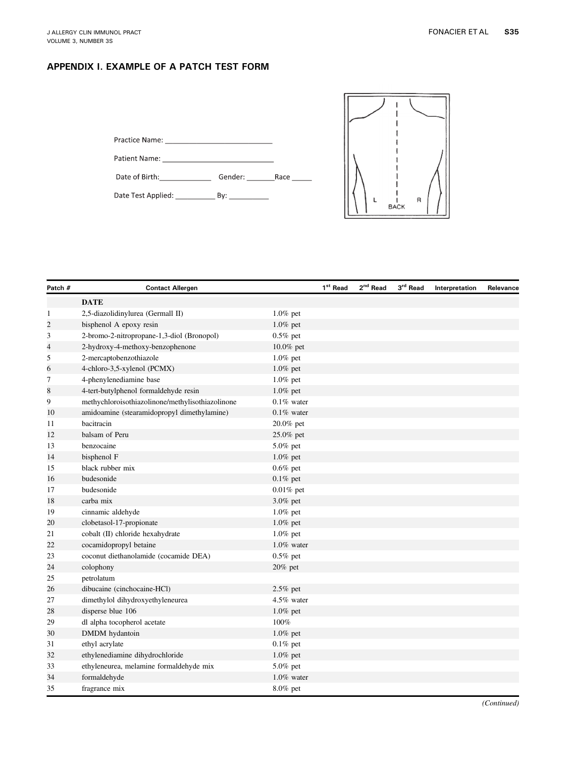## APPENDIX I. EXAMPLE OF A PATCH TEST FORM

Practice Name: ___________________________

Patient Name: ____________________________

Date of Birth:_____________ Gender: _______Race _____

Date Test Applied: __________ By: __________

L BACK R

| Patch # | Contact Allergen | | 1st Read | 2nd Read | 3rd Read | Interpretation | Relevance |
|---|---|---|---|---|---|---|---|
| | **DATE** | | | | | | |
| 1 | 2,5-diazolidinylurea (Germall II) | 1.0% pet | | | | | |
| 2 | bisphenol A epoxy resin | 1.0% pet | | | | | |
| 3 | 2-bromo-2-nitropropane-1,3-diol (Bronopol) | 0.5% pet | | | | | |
| 4 | 2-hydroxy-4-methoxy-benzophenone | 10.0% pet | | | | | |
| 5 | 2-mercaptobenzothiazole | 1.0% pet | | | | | |
| 6 | 4-chloro-3,5-xylenol (PCMX) | 1.0% pet | | | | | |
| 7 | 4-phenylenediamine base | 1.0% pet | | | | | |
| 8 | 4-tert-butylphenol formaldehyde resin | 1.0% pet | | | | | |
| 9 | methychloroisothiazolinone/methylisothiazolinone | 0.1% water | | | | | |
| 10 | amidoamine (stearamidopropyl dimethylamine) | 0.1% water | | | | | |
| 11 | bacitracin | 20.0% pet | | | | | |
| 12 | balsam of Peru | 25.0% pet | | | | | |
| 13 | benzocaine | 5.0% pet | | | | | |
| 14 | bisphenol F | 1.0% pet | | | | | |
| 15 | black rubber mix | 0.6% pet | | | | | |
| 16 | budesonide | 0.1% pet | | | | | |
| 17 | budesonide | 0.01% pet | | | | | |
| 18 | carba mix | 3.0% pet | | | | | |
| 19 | cinnamic aldehyde | 1.0% pet | | | | | |
| 20 | clobetasol-17-propionate | 1.0% pet | | | | | |
| 21 | cobalt (II) chloride hexahydrate | 1.0% pet | | | | | |
| 22 | cocamidopropyl betaine | 1.0% water | | | | | |
| 23 | coconut diethanolamide (cocamide DEA) | 0.5% pet | | | | | |
| 24 | colophony | 20% pet | | | | | |
| 25 | petrolatum | | | | | | |
| 26 | dibucaine (cinchocaine-HCl) | 2.5% pet | | | | | |
| 27 | dimethylol dihydroxyethyleneurea | 4.5% water | | | | | |
| 28 | disperse blue 106 | 1.0% pet | | | | | |
| 29 | dl alpha tocopherol acetate | 100% | | | | | |
| 30 | DMDM hydantoin | 1.0% pet | | | | | |
| 31 | ethyl acrylate | 0.1% pet | | | | | |
| 32 | ethylenediamine dihydrochloride | 1.0% pet | | | | | |
| 33 | ethyleneurea, melamine formaldehyde mix | 5.0% pet | | | | | |
| 34 | formaldehyde | 1.0% water | | | | | |
| 35 | fragrance mix | 8.0% pet | | | | | |

*(Continued)*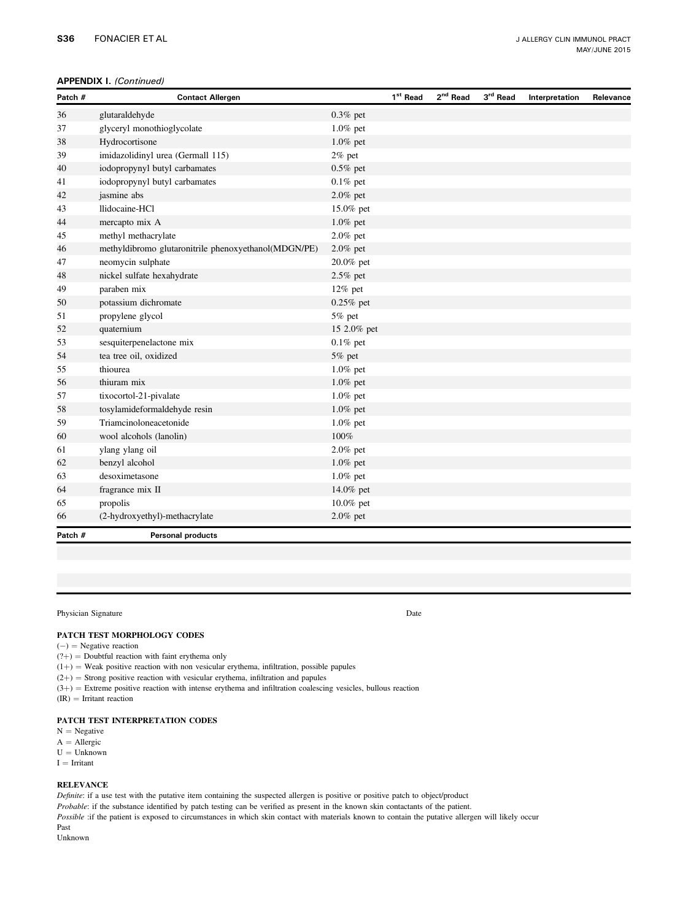**APPENDIX I.** *(Continued)*

| Patch # | Contact Allergen | | 1st Read | 2nd Read | 3rd Read | Interpretation | Relevance |
|---|---|---|---|---|---|---|---|
| 36 | glutaraldehyde | 0.3% pet | | | | | |
| 37 | glyceryl monothioglycolate | 1.0% pet | | | | | |
| 38 | Hydrocortisone | 1.0% pet | | | | | |
| 39 | imidazolidinyl urea (Germall 115) | 2% pet | | | | | |
| 40 | iodopropynyl butyl carbamates | 0.5% pet | | | | | |
| 41 | iodopropynyl butyl carbamates | 0.1% pet | | | | | |
| 42 | jasmine abs | 2.0% pet | | | | | |
| 43 | llidocaine-HCl | 15.0% pet | | | | | |
| 44 | mercapto mix A | 1.0% pet | | | | | |
| 45 | methyl methacrylate | 2.0% pet | | | | | |
| 46 | methyldibromo glutaronitrile phenoxyethanol(MDGN/PE) | 2.0% pet | | | | | |
| 47 | neomycin sulphate | 20.0% pet | | | | | |
| 48 | nickel sulfate hexahydrate | 2.5% pet | | | | | |
| 49 | paraben mix | 12% pet | | | | | |
| 50 | potassium dichromate | 0.25% pet | | | | | |
| 51 | propylene glycol | 5% pet | | | | | |
| 52 | quaternium | 15 2.0% pet | | | | | |
| 53 | sesquiterpenelactone mix | 0.1% pet | | | | | |
| 54 | tea tree oil, oxidized | 5% pet | | | | | |
| 55 | thiourea | 1.0% pet | | | | | |
| 56 | thiuram mix | 1.0% pet | | | | | |
| 57 | tixocortol-21-pivalate | 1.0% pet | | | | | |
| 58 | tosylamideformaldehyde resin | 1.0% pet | | | | | |
| 59 | Triamcinoloneacetonide | 1.0% pet | | | | | |
| 60 | wool alcohols (lanolin) | 100% | | | | | |
| 61 | ylang ylang oil | 2.0% pet | | | | | |
| 62 | benzyl alcohol | 1.0% pet | | | | | |
| 63 | desoximetasone | 1.0% pet | | | | | |
| 64 | fragrance mix II | 14.0% pet | | | | | |
| 65 | propolis | 10.0% pet | | | | | |
| 66 | (2-hydroxyethyl)-methacrylate | 2.0% pet | | | | | |

| Patch # | Personal products |
|---|---|
| | |
| | |
| | |

Physician Signature Date

**PATCH TEST MORPHOLOGY CODES**

(−) = Negative reaction
(?+) = Doubtful reaction with faint erythema only
(1+) = Weak positive reaction with non vesicular erythema, infiltration, possible papules
(2+) = Strong positive reaction with vesicular erythema, infiltration and papules
(3+) = Extreme positive reaction with intense erythema and infiltration coalescing vesicles, bullous reaction
(IR) = Irritant reaction

**PATCH TEST INTERPRETATION CODES**

N = Negative
A = Allergic
U = Unknown
I = Irritant

**RELEVANCE**

*Definite*: if a use test with the putative item containing the suspected allergen is positive or positive patch to object/product
*Probable*: if the substance identified by patch testing can be verified as present in the known skin contactants of the patient.
*Possible* :if the patient is exposed to circumstances in which skin contact with materials known to contain the putative allergen will likely occur
Past
Unknown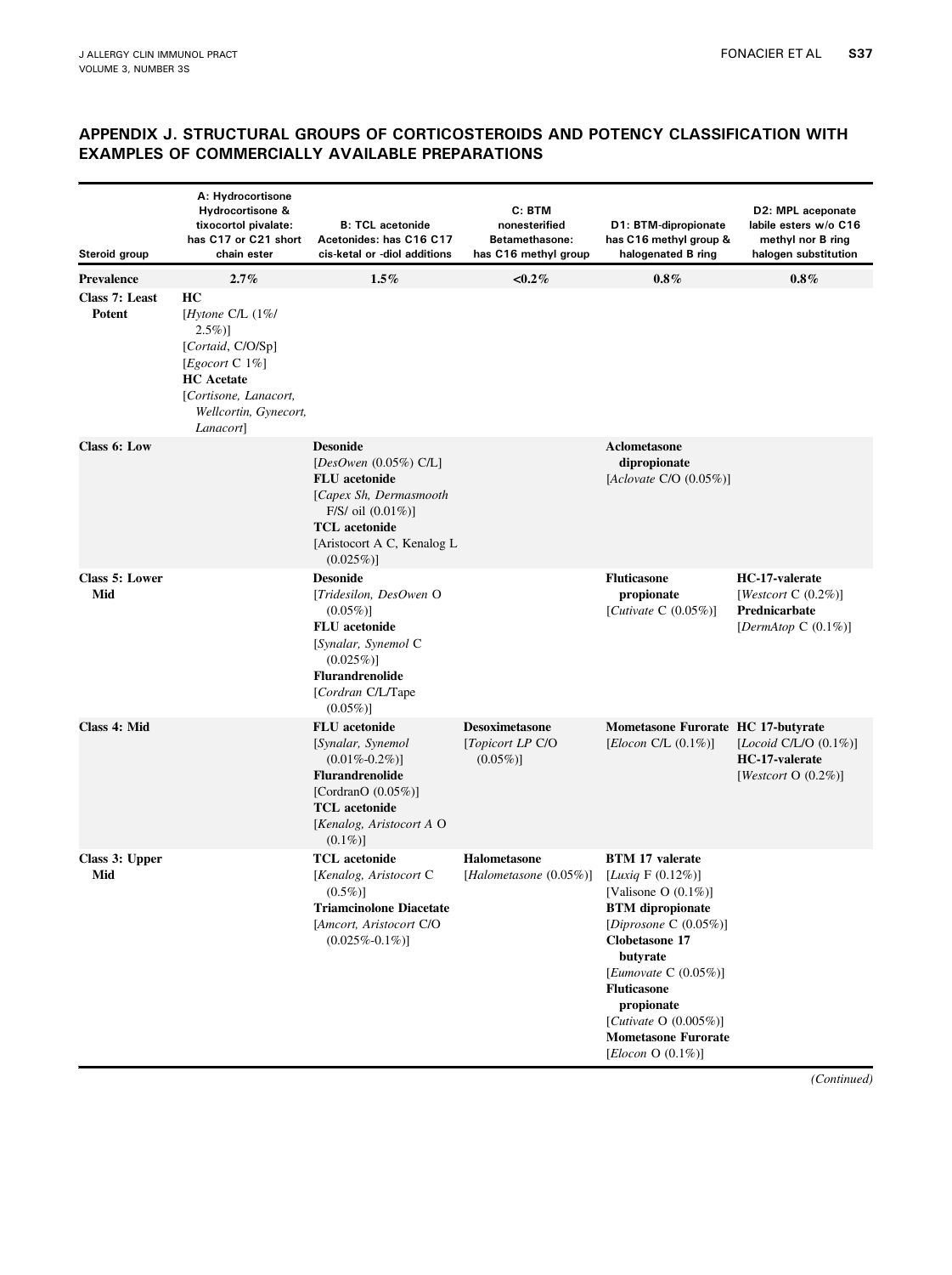## APPENDIX J. STRUCTURAL GROUPS OF CORTICOSTEROIDS AND POTENCY CLASSIFICATION WITH EXAMPLES OF COMMERCIALLY AVAILABLE PREPARATIONS

| Steroid group | A: Hydrocortisone Hydrocortisone & tixocortol pivalate: has C17 or C21 short chain ester | B: TCL acetonide Acetonides: has C16 C17 cis-ketal or -diol additions | C: BTM nonesterified Betamethasone: has C16 methyl group | D1: BTM-dipropionate has C16 methyl group & halogenated B ring | D2: MPL aceponate labile esters w/o C16 methyl nor B ring halogen substitution |
|---|---|---|---|---|---|
| **Prevalence** | **2.7%** | **1.5%** | **<0.2%** | **0.8%** | **0.8%** |
| **Class 7: Least Potent** | **HC** [*Hytone* C/L (1%/ 2.5%)] [*Cortaid*, C/O/Sp] [*Egocort* C 1%] **HC Acetate** [*Cortisone, Lanacort, Wellcortin, Gynecort, Lanacort*] | | | | |
| **Class 6: Low** | | **Desonide** [*DesOwen* (0.05%) C/L] **FLU acetonide** [*Capex Sh, Dermasmooth* F/S/ oil (0.01%)] **TCL acetonide** [Aristocort A C, Kenalog L (0.025%)] | | **Aclometasone dipropionate** [*Aclovate* C/O (0.05%)] | |
| **Class 5: Lower Mid** | | **Desonide** [*Tridesilon, DesOwen* O (0.05%)] **FLU acetonide** [*Synalar, Synemol* C (0.025%)] **Flurandrenolide** [*Cordran* C/L/Tape (0.05%)] | | **Fluticasone propionate** [*Cutivate* C (0.05%)] | **HC-17-valerate** [*Westcort* C (0.2%)] **Prednicarbate** [*DermAtop* C (0.1%)] |
| **Class 4: Mid** | | **FLU acetonide** [*Synalar, Synemol* (0.01%-0.2%)] **Flurandrenolide** [CordranO (0.05%)] **TCL acetonide** [*Kenalog, Aristocort A* O (0.1%)] | **Desoximetasone** [*Topicort LP* C/O (0.05%)] | **Mometasone Furorate** [*Elocon* C/L (0.1%)] | **HC 17-butyrate** [*Locoid* C/L/O (0.1%)] **HC-17-valerate** [*Westcort* O (0.2%)] |
| **Class 3: Upper Mid** | | **TCL acetonide** [*Kenalog, Aristocort* C (0.5%)] **Triamcinolone Diacetate** [*Amcort, Aristocort* C/O (0.025%-0.1%)] | **Halometasone** [*Halometasone* (0.05%)] | **BTM 17 valerate** [*Luxiq* F (0.12%)] [Valisone O (0.1%)] **BTM dipropionate** [*Diprosone* C (0.05%)] **Clobetasone 17 butyrate** [*Eumovate* C (0.05%)] **Fluticasone propionate** [*Cutivate* O (0.005%)] **Mometasone Furorate** [*Elocon* O (0.1%)] | |

*(Continued)*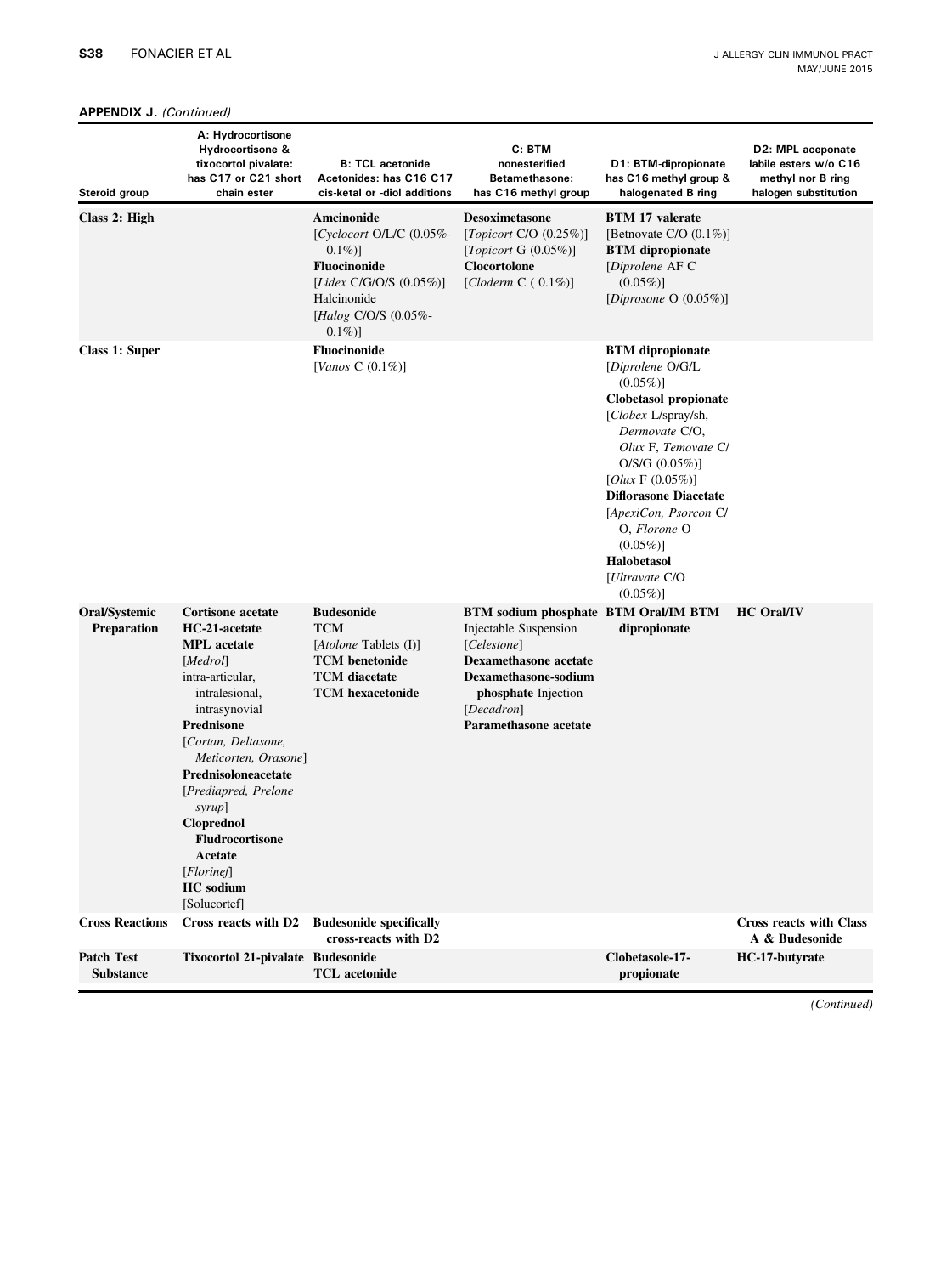**APPENDIX J.** *(Continued)*

| Steroid group | A: Hydrocortisone Hydrocortisone & tixocortol pivalate: has C17 or C21 short chain ester | B: TCL acetonide Acetonides: has C16 C17 cis-ketal or -diol additions | C: BTM nonesterified Betamethasone: has C16 methyl group | D1: BTM-dipropionate has C16 methyl group & halogenated B ring | D2: MPL aceponate labile esters w/o C16 methyl nor B ring halogen substitution |
|---|---|---|---|---|---|
| **Class 2: High** | | **Amcinonide** [*Cyclocort* O/L/C (0.05%-0.1%)] **Fluocinonide** [*Lidex* C/G/O/S (0.05%)] Halcinonide [*Halog* C/O/S (0.05%-0.1%)] | **Desoximetasone** [*Topicort* C/O (0.25%)] [*Topicort* G (0.05%)] **Clocortolone** [*Cloderm* C ( 0.1%)] | **BTM 17 valerate** [Betnovate C/O (0.1%)] **BTM dipropionate** [*Diprolene* AF C (0.05%)] [*Diprosone* O (0.05%)] | |
| **Class 1: Super** | | **Fluocinonide** [*Vanos* C (0.1%)] | | **BTM dipropionate** [*Diprolene* O/G/L (0.05%)] **Clobetasol propionate** [*Clobex* L/spray/sh, *Dermovate* C/O, *Olux* F, *Temovate* C/O/S/G (0.05%)] [*Olux* F (0.05%)] **Diflorasone Diacetate** [*ApexiCon, Psorcon* C/O, *Florone* O (0.05%)] **Halobetasol** [*Ultravate* C/O (0.05%)] | |
| **Oral/Systemic Preparation** | **Cortisone acetate** **HC-21-acetate** **MPL acetate** [*Medrol*] intra-articular, intralesional, intrasynovial **Prednisone** [*Cortan, Deltasone, Meticorten, Orasone*] **Prednisoloneacetate** [*Prediapred, Prelone syrup*] **Cloprednol** **Fludrocortisone Acetate** [*Florinef*] **HC sodium** [Solucortef] | **Budesonide** **TCM** [*Atolone* Tablets (I)] **TCM benetonide** **TCM diacetate** **TCM hexacetonide** | **BTM sodium phosphate** Injectable Suspension [*Celestone*] **Dexamethasone acetate** **Dexamethasone-sodium phosphate** Injection [*Decadron*] **Paramethasone acetate** | **BTM Oral/IM BTM dipropionate** | **HC Oral/IV** |
| **Cross Reactions** | **Cross reacts with D2** | **Budesonide specifically cross-reacts with D2** | | | **Cross reacts with Class A & Budesonide** |
| **Patch Test Substance** | **Tixocortol 21-pivalate** | **Budesonide** **TCL acetonide** | | **Clobetasole-17-propionate** | **HC-17-butyrate** |

*(Continued)*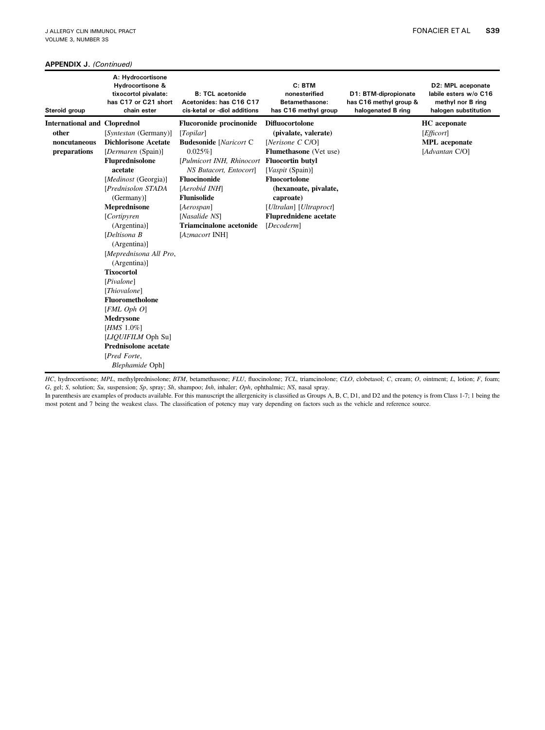**APPENDIX J.** *(Continued)*

| Steroid group | A: Hydrocortisone Hydrocortisone & tixocortol pivalate: has C17 or C21 short chain ester | B: TCL acetonide Acetonides: has C16 C17 cis-ketal or -diol additions | C: BTM nonesterified Betamethasone: has C16 methyl group | D1: BTM-dipropionate has C16 methyl group & halogenated B ring | D2: MPL aceponate labile esters w/o C16 methyl nor B ring halogen substitution |
|---|---|---|---|---|---|
| **International and other noncutaneous preparations** | **Cloprednol** [*Syntestan* (Germany)] **Dichlorisone Acetate** [*Dermaren* (Spain)] **Fluprednisolone acetate** [*Medinost* (Georgia)] [*Prednisolon STADA* (Germany)] **Meprednisone** [*Cortipyren* (Argentina)] [*Deltisona B* (Argentina)] [*Meprednisona All Pro*, (Argentina)] **Tixocortol** [*Pivalone*] [*Thiovalone*] **Fluorometholone** [*FML Oph O*] **Medrysone** [*HMS* 1.0%] [*LIQUIFILM* Oph Su] **Prednisolone acetate** [*Pred Forte*, *Blephamide* Oph] | **Flucoronide procinonide** [*Topilar*] **Budesonide** [*Naricort* C 0.025%] [*Pulmicort INH, Rhinocort NS Butacort, Entocort*] **Fluocinonide** [*Aerobid INH*] **Flunisolide** [*Aerospan*] [*Nasalide NS*] **Triamcinalone acetonide** [*Azmacort* INH] | **Difluocortolone (pivalate, valerate)** [*Nerisone C* C/O] **Flumethasone** (Vet use) **Fluocortin butyl** [*Vaspit* (Spain)] **Fluocortolone (hexanoate, pivalate, caproate)** [*Ultralan*] [*Ultraproct*] **Fluprednidene acetate** [*Decoderm*] | | **HC aceponate** [*Efficort*] **MPL aceponate** [*Advantan* C/O] |

*HC*, hydrocortisone; *MPL*, methylprednisolone; *BTM*, betamethasone; *FLU*, fluocinolone; *TCL*, triamcinolone; *CLO*, clobetasol; *C*, cream; *O*, ointment; *L*, lotion; *F*, foam; *G*, gel; *S*, solution; *Su*, suspension; *Sp*, spray; *Sh*, shampoo; *Inh*, inhaler; *Oph*, ophthalmic; *NS*, nasal spray.

In parenthesis are examples of products available. For this manuscript the allergenicity is classified as Groups A, B, C, D1, and D2 and the potency is from Class 1-7; 1 being the most potent and 7 being the weakest class. The classification of potency may vary depending on factors such as the vehicle and reference source.